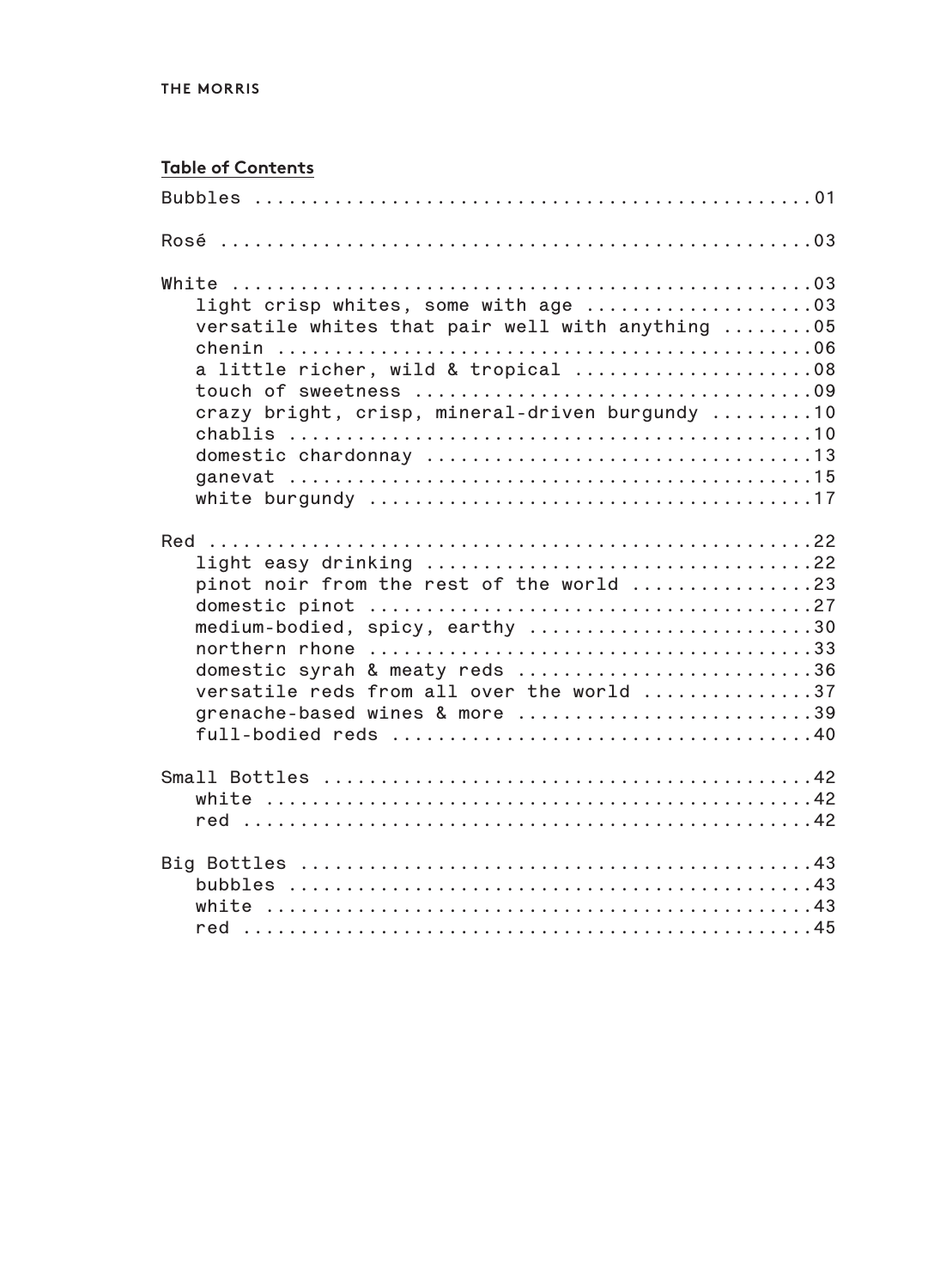## Table of Contents

- Bubbles .................................................01
- Rosé ....................................................03
- White ...................................................03
  - light crisp whites, some with age ...................03
  - versatile whites that pair well with anything ........05
  - chenin ...............................................06
  - a little richer, wild & tropical ....................08
  - touch of sweetness ...................................09
  - crazy bright, crisp, mineral-driven burgundy .........10
  - chablis ..............................................10
  - domestic chardonnay ..................................13
  - ganevat ..............................................15
  - white burgundy .......................................17
- Red .....................................................22
  - light easy drinking ..................................22
  - pinot noir from the rest of the world ................23
  - domestic pinot .......................................27
  - medium-bodied, spicy, earthy .........................30
  - northern rhone .......................................33
  - domestic syrah & meaty reds ..........................36
  - versatile reds from all over the world ...............37
  - grenache-based wines & more ..........................39
  - full-bodied reds .....................................40
- Small Bottles ...........................................42
  - white ................................................42
  - red ..................................................42
- Big Bottles .............................................43
  - bubbles ..............................................43
  - white ................................................43
  - red ..................................................45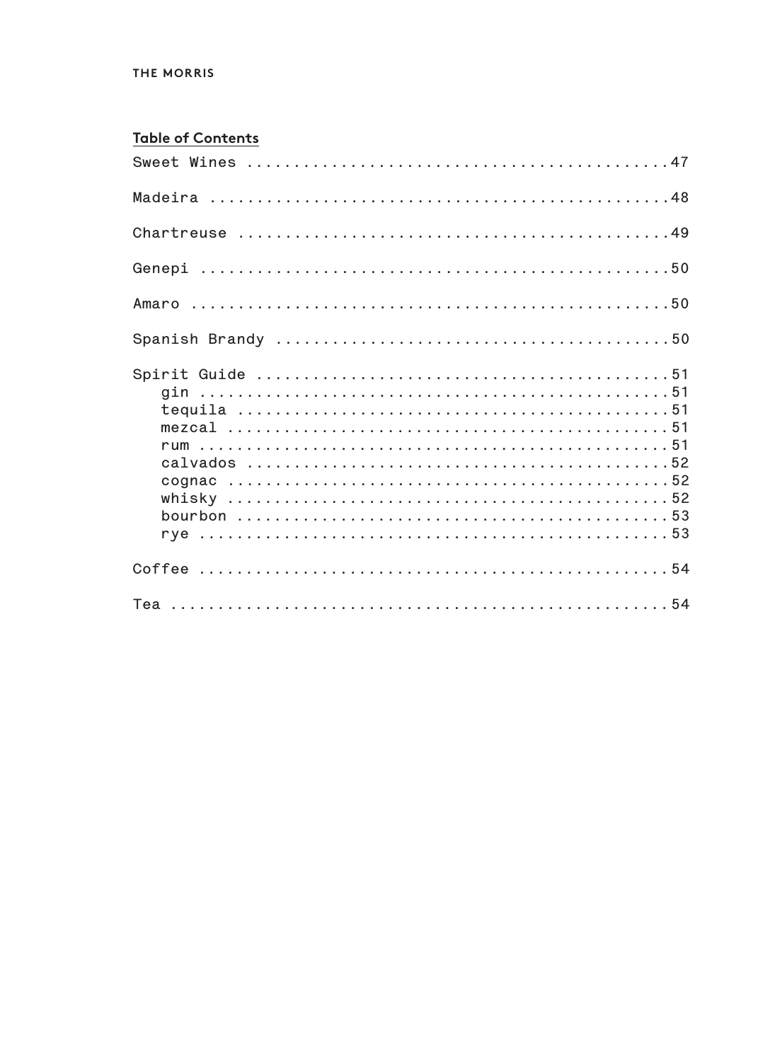## Table of Contents

Sweet Wines ............................................47

Madeira ................................................48

Chartreuse .............................................49

Genepi .................................................50

Amaro ..................................................50

Spanish Brandy .........................................50

Spirit Guide ...........................................51
- gin ...................................................51
- tequila ...............................................51
- mezcal ................................................51
- rum ...................................................51
- calvados ..............................................52
- cognac ................................................52
- whisky ................................................52
- bourbon ...............................................53
- rye ...................................................53

Coffee .................................................54

Tea ....................................................54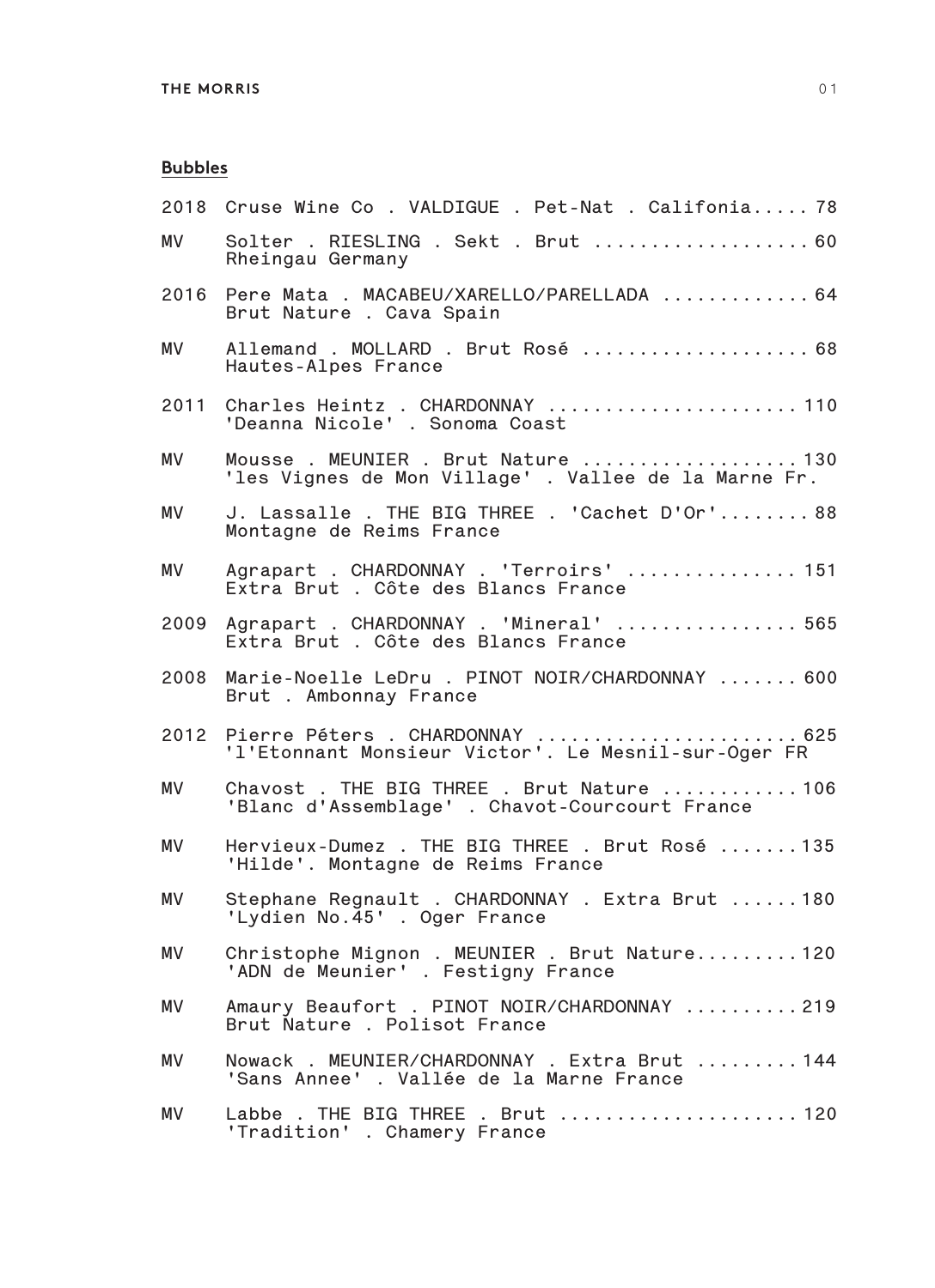## Bubbles

2018 Cruse Wine Co . VALDIGUE . Pet-Nat . Califonia..... 78

MV Solter . RIESLING . Sekt . Brut .................. 60
Rheingau Germany

2016 Pere Mata . MACABEU/XARELLO/PARELLADA ............ 64
Brut Nature . Cava Spain

MV Allemand . MOLLARD . Brut Rosé ................... 68
Hautes-Alpes France

2011 Charles Heintz . CHARDONNAY ..................... 110
'Deanna Nicole' . Sonoma Coast

MV Mousse . MEUNIER . Brut Nature .................. 130
'les Vignes de Mon Village' . Vallee de la Marne Fr.

MV J. Lassalle . THE BIG THREE . 'Cachet D'Or'........ 88
Montagne de Reims France

MV Agrapart . CHARDONNAY . 'Terroirs' .............. 151
Extra Brut . Côte des Blancs France

2009 Agrapart . CHARDONNAY . 'Mineral' ............... 565
Extra Brut . Côte des Blancs France

2008 Marie-Noelle LeDru . PINOT NOIR/CHARDONNAY ....... 600
Brut . Ambonnay France

2012 Pierre Péters . CHARDONNAY ...................... 625
'l'Etonnant Monsieur Victor'. Le Mesnil-sur-Oger FR

MV Chavost . THE BIG THREE . Brut Nature ........... 106
'Blanc d'Assemblage' . Chavot-Courcourt France

MV Hervieux-Dumez . THE BIG THREE . Brut Rosé .......135
'Hilde'. Montagne de Reims France

MV Stephane Regnault . CHARDONNAY . Extra Brut ......180
'Lydien No.45' . Oger France

MV Christophe Mignon . MEUNIER . Brut Nature.........120
'ADN de Meunier' . Festigny France

MV Amaury Beaufort . PINOT NOIR/CHARDONNAY ..........219
Brut Nature . Polisot France

MV Nowack . MEUNIER/CHARDONNAY . Extra Brut .........144
'Sans Annee' . Vallée de la Marne France

MV Labbe . THE BIG THREE . Brut .................... 120
'Tradition' . Chamery France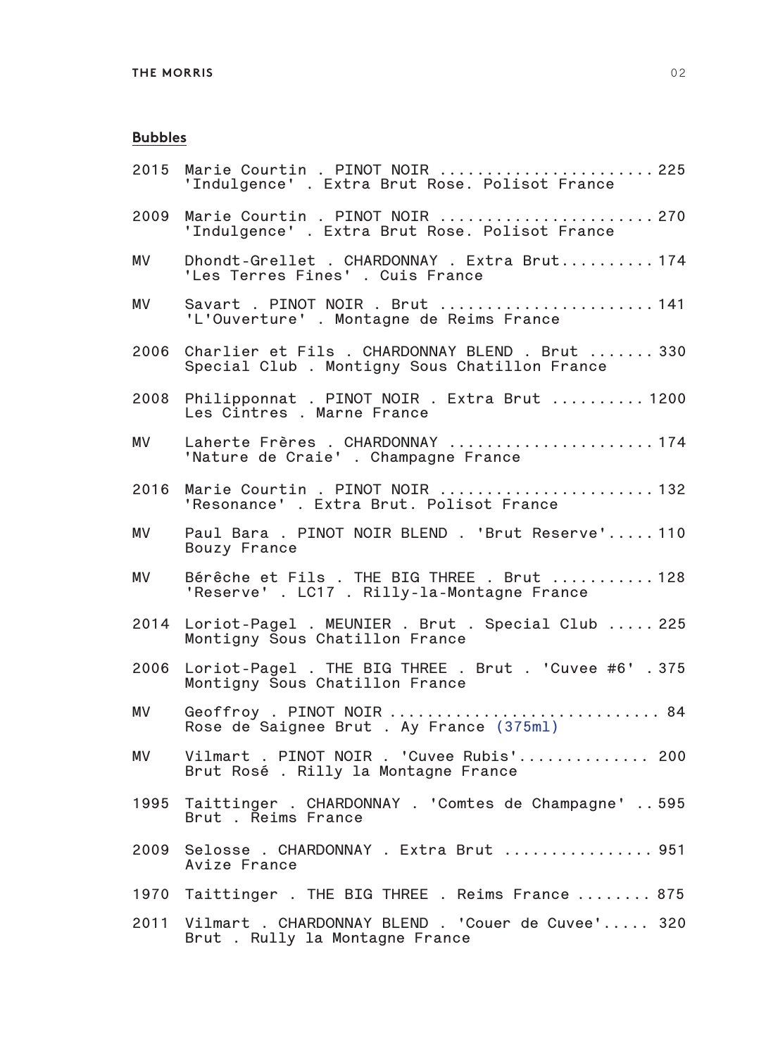## Bubbles

2015 Marie Courtin . PINOT NOIR ........................ 225
'Indulgence' . Extra Brut Rose. Polisot France

2009 Marie Courtin . PINOT NOIR ........................ 270
'Indulgence' . Extra Brut Rose. Polisot France

MV Dhondt-Grellet . CHARDONNAY . Extra Brut.......... 174
'Les Terres Fines' . Cuis France

MV Savart . PINOT NOIR . Brut ....................... 141
'L'Ouverture' . Montagne de Reims France

2006 Charlier et Fils . CHARDONNAY BLEND . Brut ....... 330
Special Club . Montigny Sous Chatillon France

2008 Philipponnat . PINOT NOIR . Extra Brut .......... 1200
Les Cintres . Marne France

MV Laherte Frères . CHARDONNAY ...................... 174
'Nature de Craie' . Champagne France

2016 Marie Courtin . PINOT NOIR ....................... 132
'Resonance' . Extra Brut. Polisot France

MV Paul Bara . PINOT NOIR BLEND . 'Brut Reserve'..... 110
Bouzy France

MV Bérêche et Fils . THE BIG THREE . Brut ........... 128
'Reserve' . LC17 . Rilly-la-Montagne France

2014 Loriot-Pagel . MEUNIER . Brut . Special Club ..... 225
Montigny Sous Chatillon France

2006 Loriot-Pagel . THE BIG THREE . Brut . 'Cuvee #6' . 375
Montigny Sous Chatillon France

MV Geoffroy . PINOT NOIR ............................ 84
Rose de Saignee Brut . Ay France (375ml)

MV Vilmart . PINOT NOIR . 'Cuvee Rubis'.............. 200
Brut Rosé . Rilly la Montagne France

1995 Taittinger . CHARDONNAY . 'Comtes de Champagne' .. 595
Brut . Reims France

2009 Selosse . CHARDONNAY . Extra Brut ................ 951
Avize France

1970 Taittinger . THE BIG THREE . Reims France ........ 875

2011 Vilmart . CHARDONNAY BLEND . 'Couer de Cuvee'..... 320
Brut . Rully la Montagne France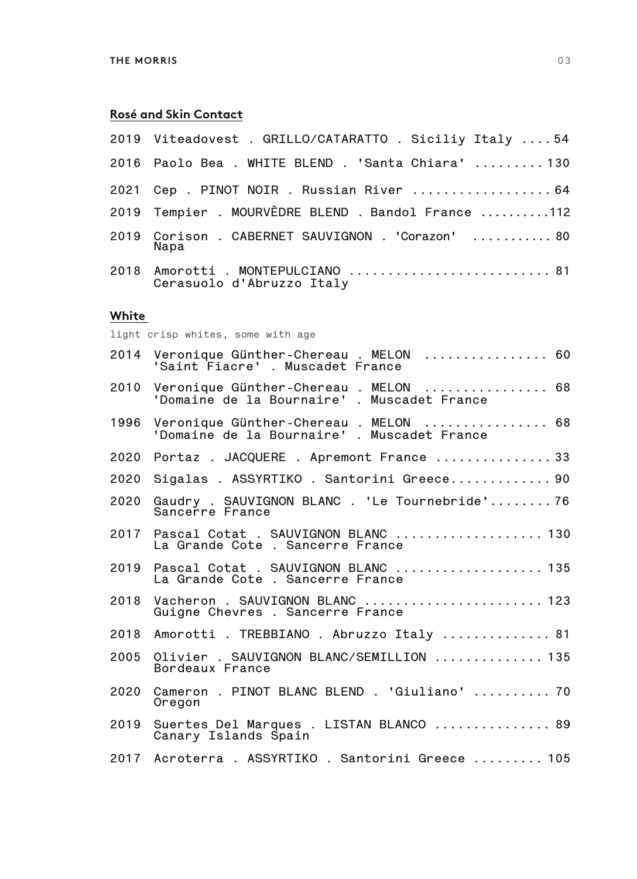## Rosé and Skin Contact

2019 Viteadovest . GRILLO/CATARATTO . Siciliy Italy .... 54

2016 Paolo Bea . WHITE BLEND . 'Santa Chiara' ......... 130

2021 Cep . PINOT NOIR . Russian River .................. 64

2019 Tempier . MOURVÈDRE BLEND . Bandol France ......... 112

2019 Corison . CABERNET SAUVIGNON . 'Corazon' ........... 80
Napa

2018 Amorotti . MONTEPULCIANO .......................... 81
Cerasuolo d'Abruzzo Italy

## White

light crisp whites, some with age

2014 Veronique Günther-Chereau . MELON ................ 60
'Saint Fiacre' . Muscadet France

2010 Veronique Günther-Chereau . MELON ................ 68
'Domaine de la Bournaire' . Muscadet France

1996 Veronique Günther-Chereau . MELON ................ 68
'Domaine de la Bournaire' . Muscadet France

2020 Portaz . JACQUERE . Apremont France ............... 33

2020 Sigalas . ASSYRTIKO . Santorini Greece............. 90

2020 Gaudry . SAUVIGNON BLANC . 'Le Tournebride'........ 76
Sancerre France

2017 Pascal Cotat . SAUVIGNON BLANC ................... 130
La Grande Cote . Sancerre France

2019 Pascal Cotat . SAUVIGNON BLANC ................... 135
La Grande Cote . Sancerre France

2018 Vacheron . SAUVIGNON BLANC ....................... 123
Guigne Chevres . Sancerre France

2018 Amorotti . TREBBIANO . Abruzzo Italy .............. 81

2005 Olivier . SAUVIGNON BLANC/SEMILLION .............. 135
Bordeaux France

2020 Cameron . PINOT BLANC BLEND . 'Giuliano' .......... 70
Oregon

2019 Suertes Del Marques . LISTAN BLANCO ............... 89
Canary Islands Spain

2017 Acroterra . ASSYRTIKO . Santorini Greece ......... 105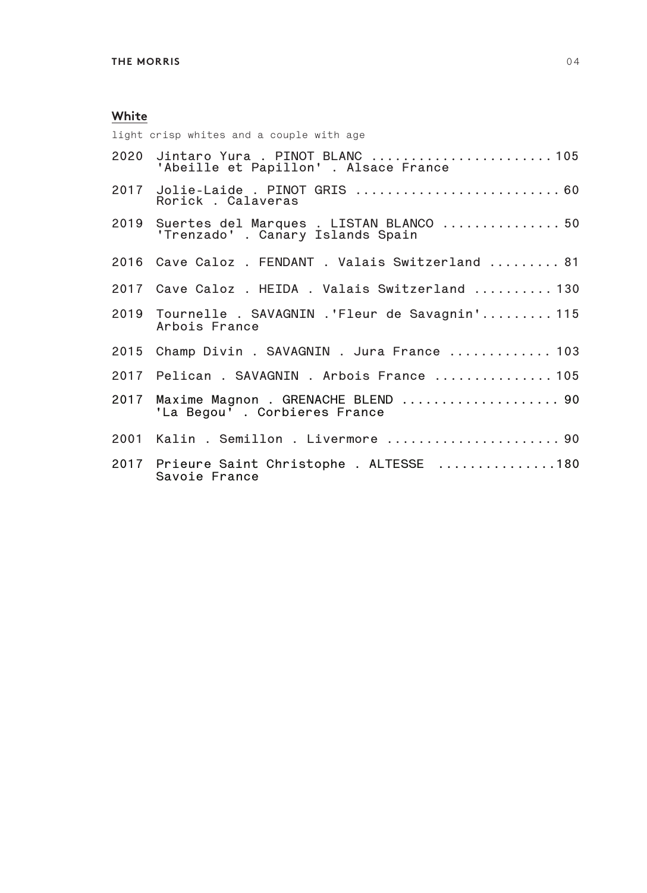## White

light crisp whites and a couple with age

2020 Jintaro Yura . PINOT BLANC ....................... 105
'Abeille et Papillon' . Alsace France

2017 Jolie-Laide . PINOT GRIS ......................... 60
Rorick . Calaveras

2019 Suertes del Marques . LISTAN BLANCO ............... 50
'Trenzado' . Canary Islands Spain

2016 Cave Caloz . FENDANT . Valais Switzerland ......... 81

2017 Cave Caloz . HEIDA . Valais Switzerland .......... 130

2019 Tournelle . SAVAGNIN .'Fleur de Savagnin'......... 115
Arbois France

2015 Champ Divin . SAVAGNIN . Jura France ............. 103

2017 Pelican . SAVAGNIN . Arbois France ............... 105

2017 Maxime Magnon . GRENACHE BLEND .................... 90
'La Begou' . Corbieres France

2001 Kalin . Semillon . Livermore ...................... 90

2017 Prieure Saint Christophe . ALTESSE ...............180
Savoie France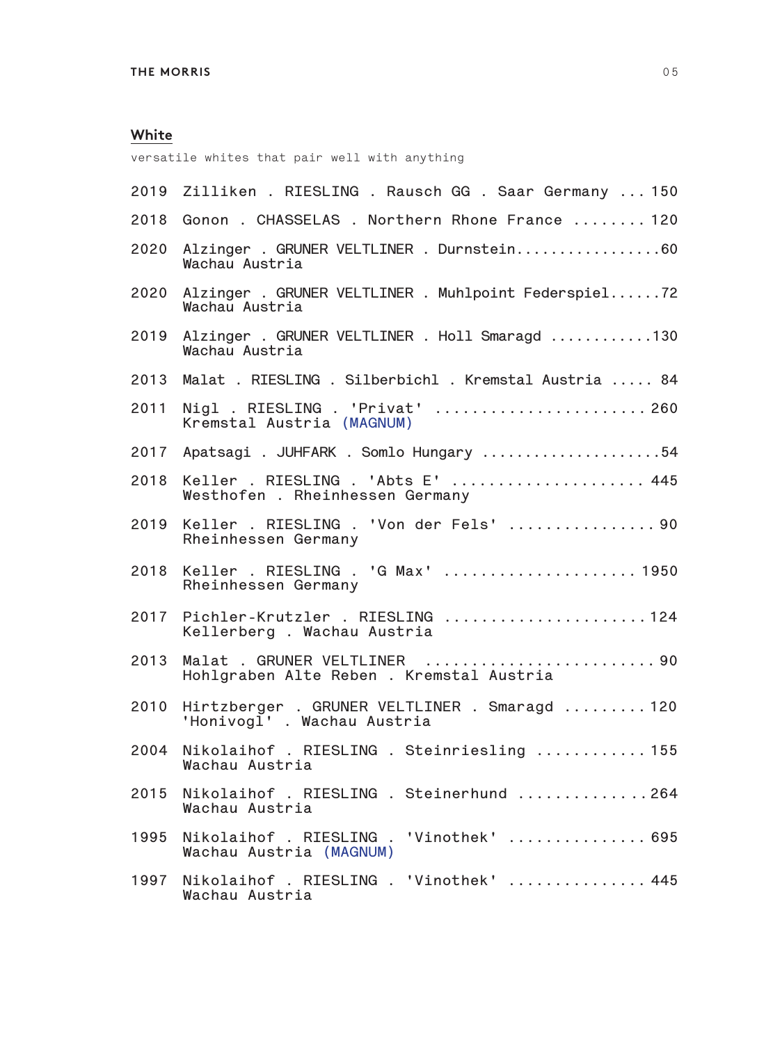## White

versatile whites that pair well with anything

2019 Zilliken . RIESLING . Rausch GG . Saar Germany ... 150

2018 Gonon . CHASSELAS . Northern Rhone France ........ 120

2020 Alzinger . GRUNER VELTLINER . Durnstein.................60
Wachau Austria

2020 Alzinger . GRUNER VELTLINER . Muhlpoint Federspiel......72
Wachau Austria

2019 Alzinger . GRUNER VELTLINER . Holl Smaragd ...........130
Wachau Austria

2013 Malat . RIESLING . Silberbichl . Kremstal Austria ..... 84

2011 Nigl . RIESLING . 'Privat' ...................... 260
Kremstal Austria (MAGNUM)

2017 Apatsagi . JUHFARK . Somlo Hungary ....................54

2018 Keller . RIESLING . 'Abts E' .................... 445
Westhofen . Rheinhessen Germany

2019 Keller . RIESLING . 'Von der Fels' ................ 90
Rheinhessen Germany

2018 Keller . RIESLING . 'G Max' .................... 1950
Rheinhessen Germany

2017 Pichler-Krutzler . RIESLING ..................... 124
Kellerberg . Wachau Austria

2013 Malat . GRUNER VELTLINER ......................... 90
Hohlgraben Alte Reben . Kremstal Austria

2010 Hirtzberger . GRUNER VELTLINER . Smaragd ......... 120
'Honivogl' . Wachau Austria

2004 Nikolaihof . RIESLING . Steinriesling ........... 155
Wachau Austria

2015 Nikolaihof . RIESLING . Steinerhund ............. 264
Wachau Austria

1995 Nikolaihof . RIESLING . 'Vinothek' .............. 695
Wachau Austria (MAGNUM)

1997 Nikolaihof . RIESLING . 'Vinothek' .............. 445
Wachau Austria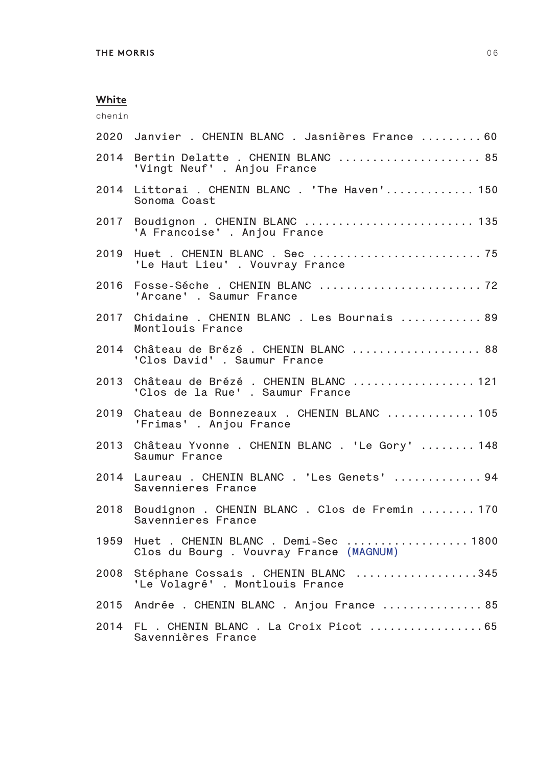## White

chenin

2020 Janvier . CHENIN BLANC . Jasnières France ......... 60

2014 Bertin Delatte . CHENIN BLANC .................... 85
'Vingt Neuf' . Anjou France

2014 Littorai . CHENIN BLANC . 'The Haven'............. 150
Sonoma Coast

2017 Boudignon . CHENIN BLANC ........................ 135
'A Francoise' . Anjou France

2019 Huet . CHENIN BLANC . Sec ......................... 75
'Le Haut Lieu' . Vouvray France

2016 Fosse-Séche . CHENIN BLANC ....................... 72
'Arcane' . Saumur France

2017 Chidaine . CHENIN BLANC . Les Bournais ............ 89
Montlouis France

2014 Château de Brézé . CHENIN BLANC .................. 88
'Clos David' . Saumur France

2013 Château de Brézé . CHENIN BLANC .................. 121
'Clos de la Rue' . Saumur France

2019 Chateau de Bonnezeaux . CHENIN BLANC ............. 105
'Frimas' . Anjou France

2013 Château Yvonne . CHENIN BLANC . 'Le Gory' ........ 148
Saumur France

2014 Laureau . CHENIN BLANC . 'Les Genets' ............. 94
Savennieres France

2018 Boudignon . CHENIN BLANC . Clos de Fremin ........ 170
Savennieres France

1959 Huet . CHENIN BLANC . Demi-Sec .................. 1800
Clos du Bourg . Vouvray France (MAGNUM)

2008 Stéphane Cossais . CHENIN BLANC ..................345
'Le Volagré' . Montlouis France

2015 Andrée . CHENIN BLANC . Anjou France ............... 85

2014 FL . CHENIN BLANC . La Croix Picot .................65
Savennières France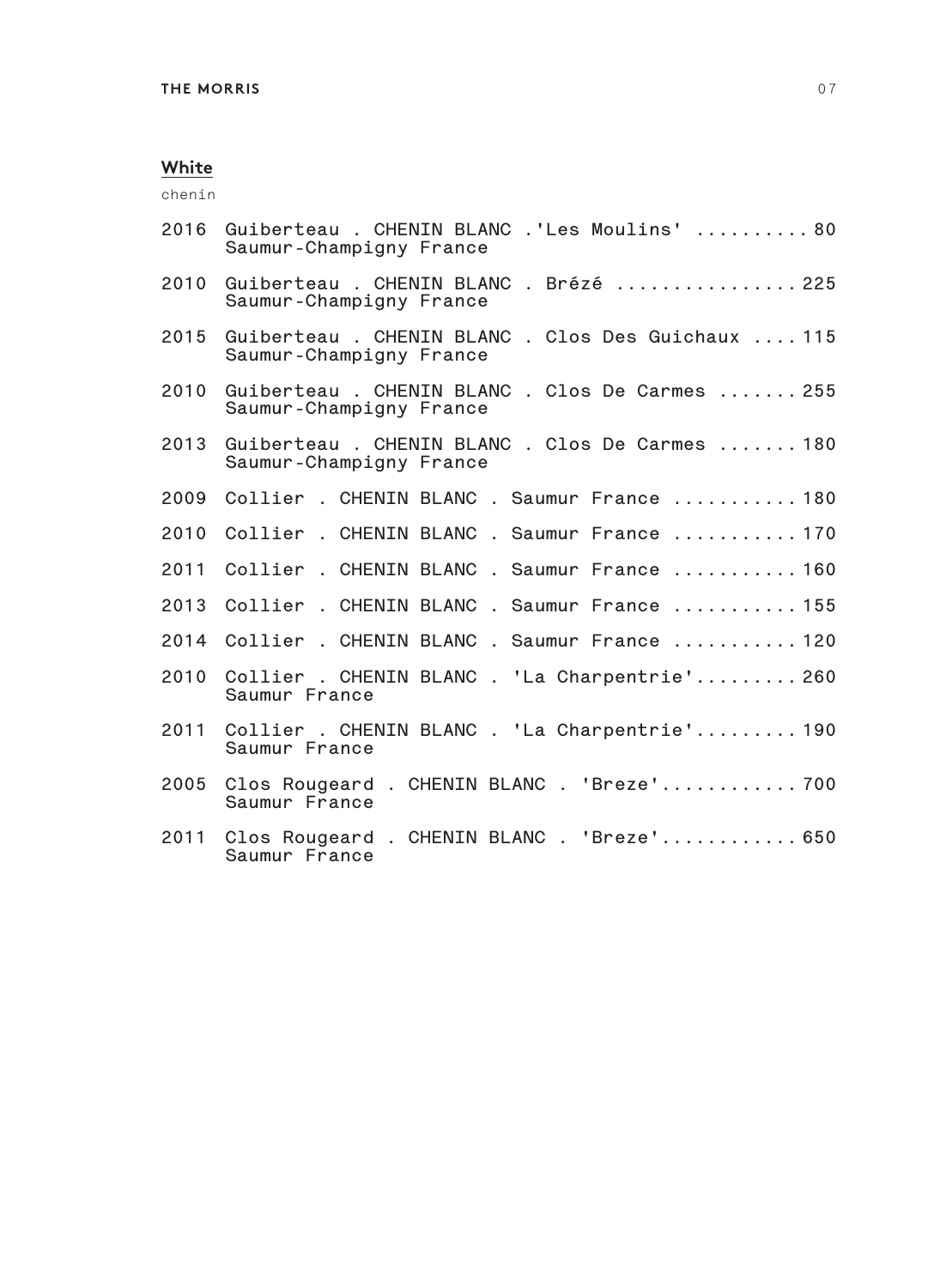## White

chenin

2016 Guiberteau . CHENIN BLANC .'Les Moulins' .......... 80
Saumur-Champigny France

2010 Guiberteau . CHENIN BLANC . Brézé ................ 225
Saumur-Champigny France

2015 Guiberteau . CHENIN BLANC . Clos Des Guichaux .... 115
Saumur-Champigny France

2010 Guiberteau . CHENIN BLANC . Clos De Carmes ....... 255
Saumur-Champigny France

2013 Guiberteau . CHENIN BLANC . Clos De Carmes ....... 180
Saumur-Champigny France

2009 Collier . CHENIN BLANC . Saumur France ........... 180

2010 Collier . CHENIN BLANC . Saumur France ........... 170

2011 Collier . CHENIN BLANC . Saumur France ........... 160

2013 Collier . CHENIN BLANC . Saumur France ........... 155

2014 Collier . CHENIN BLANC . Saumur France ........... 120

2010 Collier . CHENIN BLANC . 'La Charpentrie'......... 260
Saumur France

2011 Collier . CHENIN BLANC . 'La Charpentrie'......... 190
Saumur France

2005 Clos Rougeard . CHENIN BLANC . 'Breze'............ 700
Saumur France

2011 Clos Rougeard . CHENIN BLANC . 'Breze'............ 650
Saumur France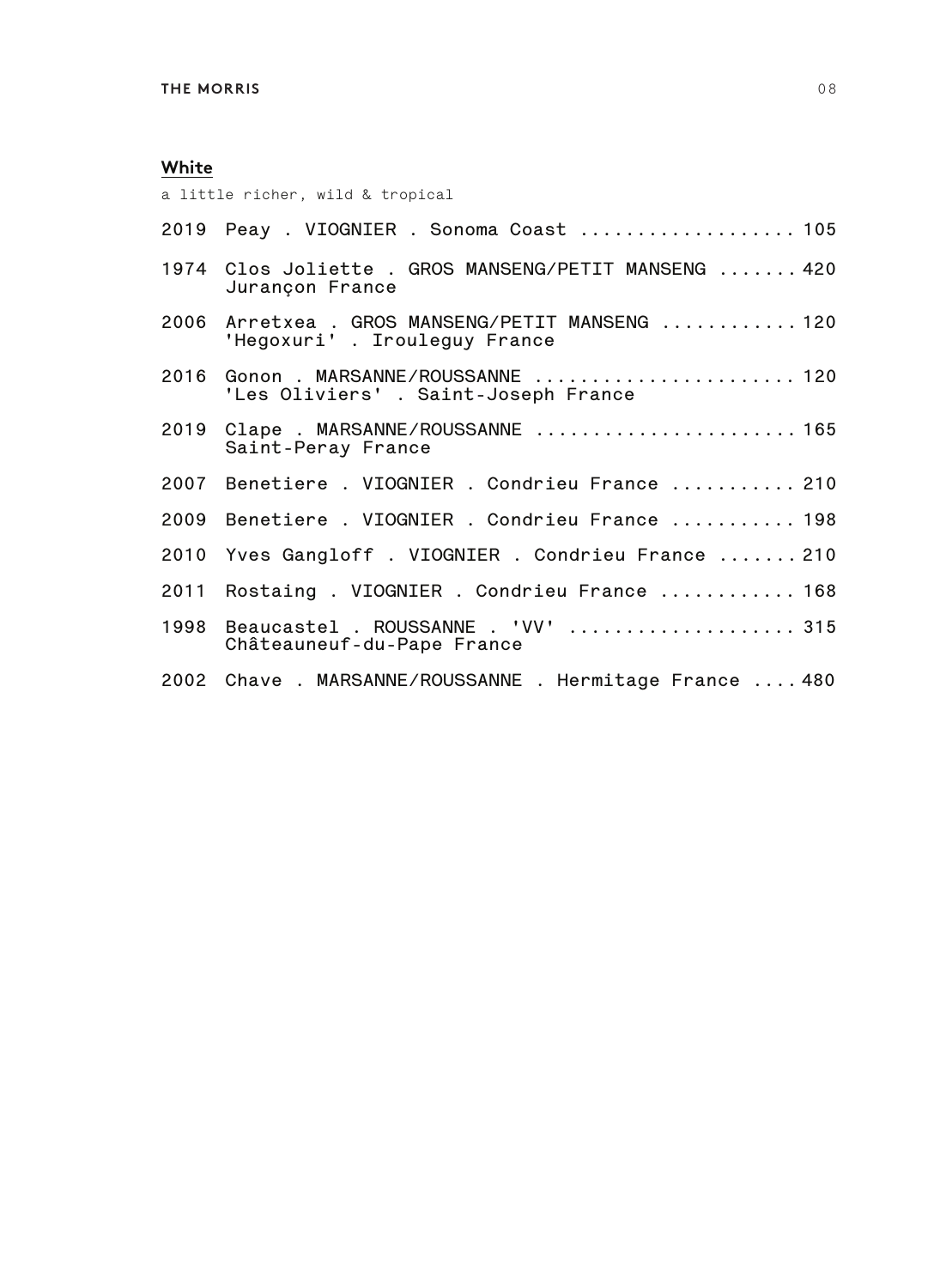## White

a little richer, wild & tropical

2019 Peay . VIOGNIER . Sonoma Coast .................. 105

1974 Clos Joliette . GROS MANSENG/PETIT MANSENG ....... 420
Jurançon France

2006 Arretxea . GROS MANSENG/PETIT MANSENG ........... 120
'Hegoxuri' . Irouleguy France

2016 Gonon . MARSANNE/ROUSSANNE ...................... 120
'Les Oliviers' . Saint-Joseph France

2019 Clape . MARSANNE/ROUSSANNE ...................... 165
Saint-Peray France

2007 Benetiere . VIOGNIER . Condrieu France ........... 210

2009 Benetiere . VIOGNIER . Condrieu France ........... 198

2010 Yves Gangloff . VIOGNIER . Condrieu France ....... 210

2011 Rostaing . VIOGNIER . Condrieu France ............ 168

1998 Beaucastel . ROUSSANNE . 'VV' .................... 315
Châteauneuf-du-Pape France

2002 Chave . MARSANNE/ROUSSANNE . Hermitage France .... 480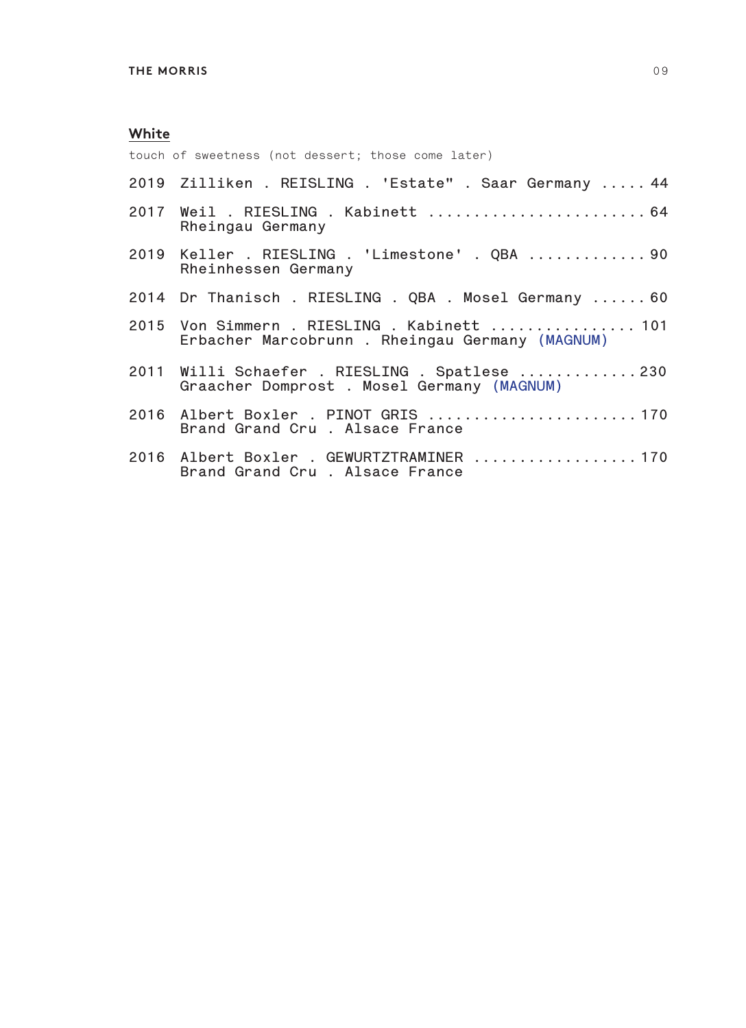## White

touch of sweetness (not dessert; those come later)

2019 Zilliken . REISLING . 'Estate" . Saar Germany ..... 44

2017 Weil . RIESLING . Kabinett ........................ 64
Rheingau Germany

2019 Keller . RIESLING . 'Limestone' . QBA ............. 90
Rheinhessen Germany

2014 Dr Thanisch . RIESLING . QBA . Mosel Germany ...... 60

2015 Von Simmern . RIESLING . Kabinett ................ 101
Erbacher Marcobrunn . Rheingau Germany (MAGNUM)

2011 Willi Schaefer . RIESLING . Spatlese .............230
Graacher Domprost . Mosel Germany (MAGNUM)

2016 Albert Boxler . PINOT GRIS .......................170
Brand Grand Cru . Alsace France

2016 Albert Boxler . GEWURTZTRAMINER ..................170
Brand Grand Cru . Alsace France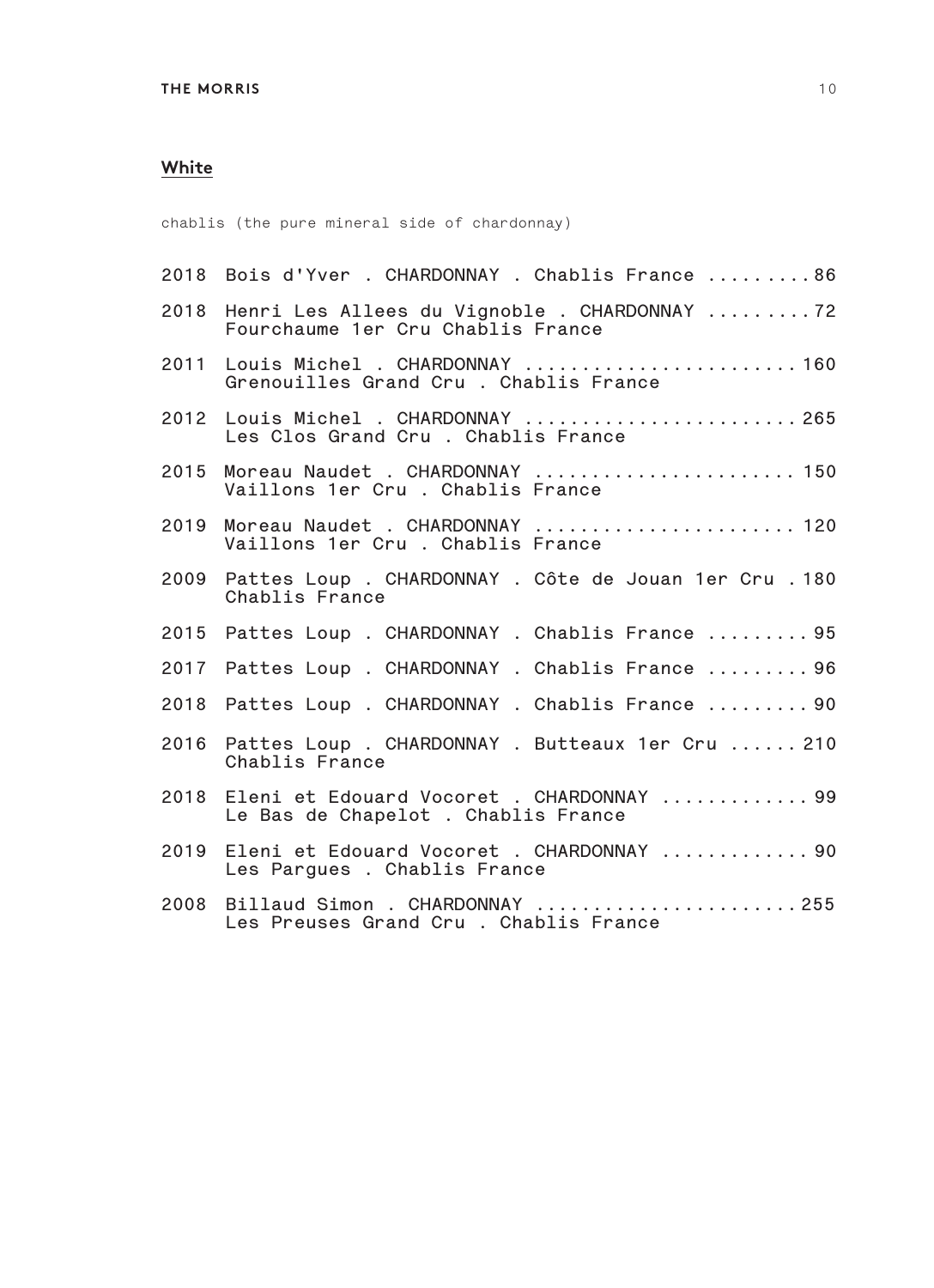## White

chablis (the pure mineral side of chardonnay)

2018 Bois d'Yver . CHARDONNAY . Chablis France .........86

2018 Henri Les Allees du Vignoble . CHARDONNAY .........72
Fourchaume 1er Cru Chablis France

2011 Louis Michel . CHARDONNAY .......................160
Grenouilles Grand Cru . Chablis France

2012 Louis Michel . CHARDONNAY .......................265
Les Clos Grand Cru . Chablis France

2015 Moreau Naudet . CHARDONNAY ...................... 150
Vaillons 1er Cru . Chablis France

2019 Moreau Naudet . CHARDONNAY ...................... 120
Vaillons 1er Cru . Chablis France

2009 Pattes Loup . CHARDONNAY . Côte de Jouan 1er Cru . 180
Chablis France

2015 Pattes Loup . CHARDONNAY . Chablis France .........95

2017 Pattes Loup . CHARDONNAY . Chablis France .........96

2018 Pattes Loup . CHARDONNAY . Chablis France .........90

2016 Pattes Loup . CHARDONNAY . Butteaux 1er Cru ...... 210
Chablis France

2018 Eleni et Edouard Vocoret . CHARDONNAY ............99
Le Bas de Chapelot . Chablis France

2019 Eleni et Edouard Vocoret . CHARDONNAY ............90
Les Pargues . Chablis France

2008 Billaud Simon . CHARDONNAY ......................255
Les Preuses Grand Cru . Chablis France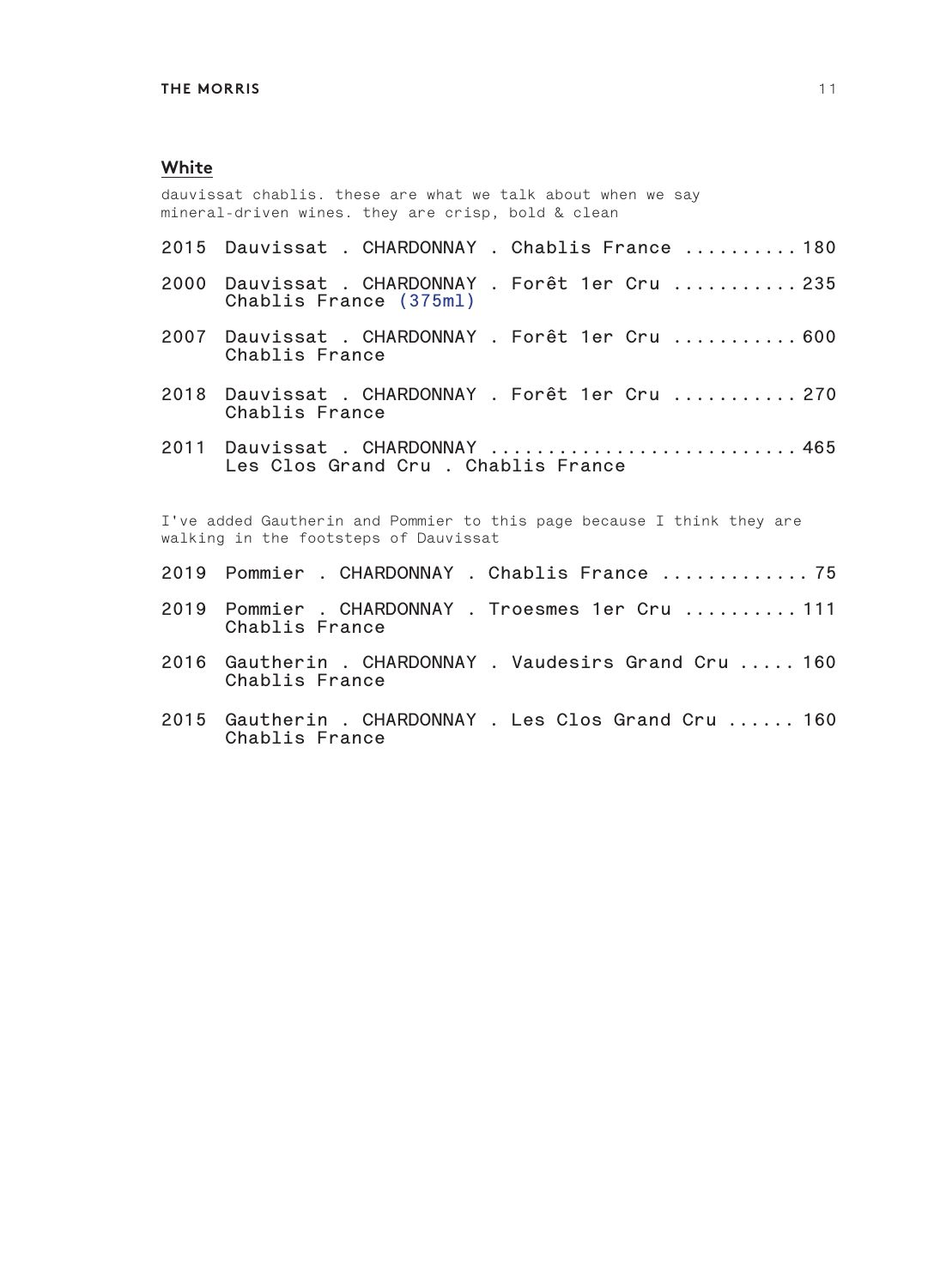## White

dauvissat chablis. these are what we talk about when we say mineral-driven wines. they are crisp, bold & clean

2015 Dauvissat . CHARDONNAY . Chablis France .......... 180

2000 Dauvissat . CHARDONNAY . Forêt 1er Cru ........... 235
Chablis France (375ml)

2007 Dauvissat . CHARDONNAY . Forêt 1er Cru ........... 600
Chablis France

2018 Dauvissat . CHARDONNAY . Forêt 1er Cru ........... 270
Chablis France

2011 Dauvissat . CHARDONNAY .......................... 465
Les Clos Grand Cru . Chablis France

I've added Gautherin and Pommier to this page because I think they are walking in the footsteps of Dauvissat

2019 Pommier . CHARDONNAY . Chablis France ............. 75

2019 Pommier . CHARDONNAY . Troesmes 1er Cru .......... 111
Chablis France

2016 Gautherin . CHARDONNAY . Vaudesirs Grand Cru ..... 160
Chablis France

2015 Gautherin . CHARDONNAY . Les Clos Grand Cru ...... 160
Chablis France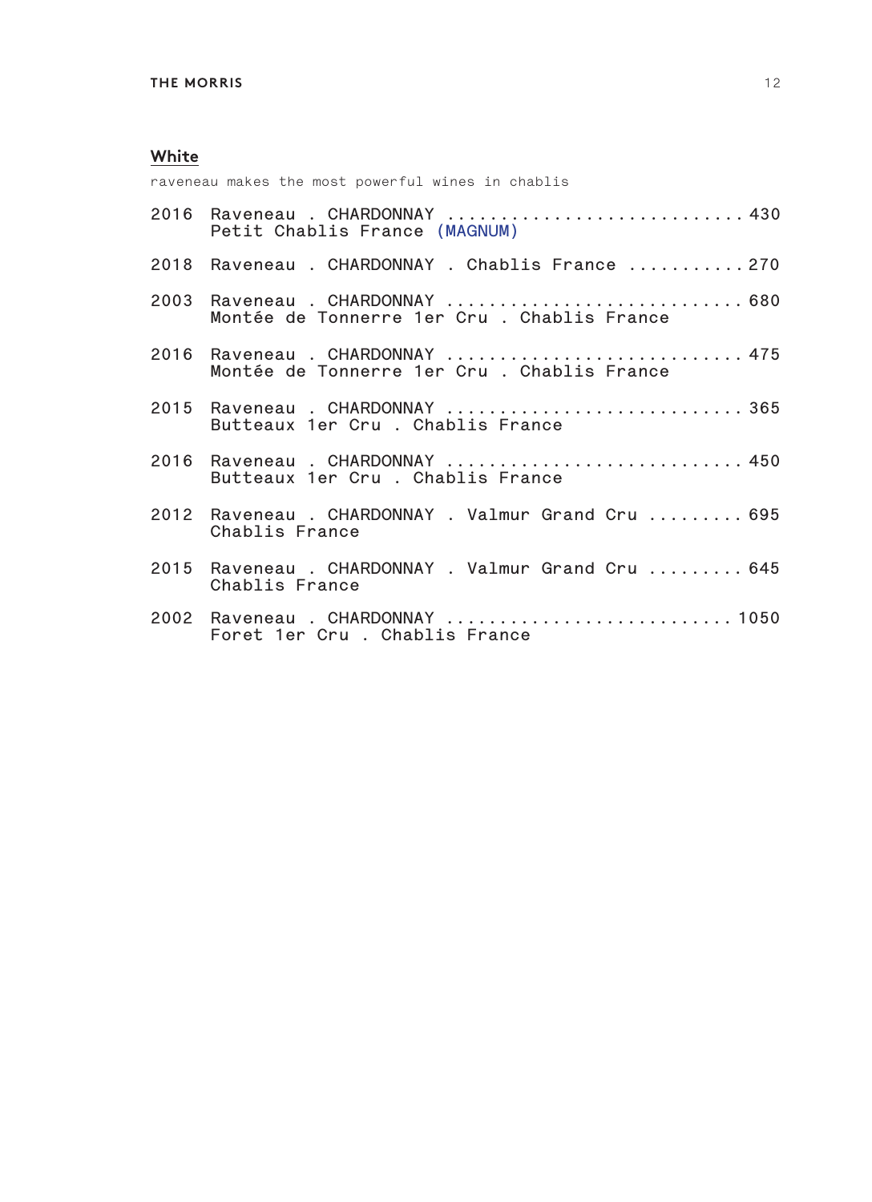## White

raveneau makes the most powerful wines in chablis

2016 Raveneau . CHARDONNAY ............................ 430
Petit Chablis France (MAGNUM)

2018 Raveneau . CHARDONNAY . Chablis France ........... 270

2003 Raveneau . CHARDONNAY ............................ 680
Montée de Tonnerre 1er Cru . Chablis France

2016 Raveneau . CHARDONNAY ............................ 475
Montée de Tonnerre 1er Cru . Chablis France

2015 Raveneau . CHARDONNAY ............................ 365
Butteaux 1er Cru . Chablis France

2016 Raveneau . CHARDONNAY ............................ 450
Butteaux 1er Cru . Chablis France

2012 Raveneau . CHARDONNAY . Valmur Grand Cru ......... 695
Chablis France

2015 Raveneau . CHARDONNAY . Valmur Grand Cru ......... 645
Chablis France

2002 Raveneau . CHARDONNAY .......................... 1050
Foret 1er Cru . Chablis France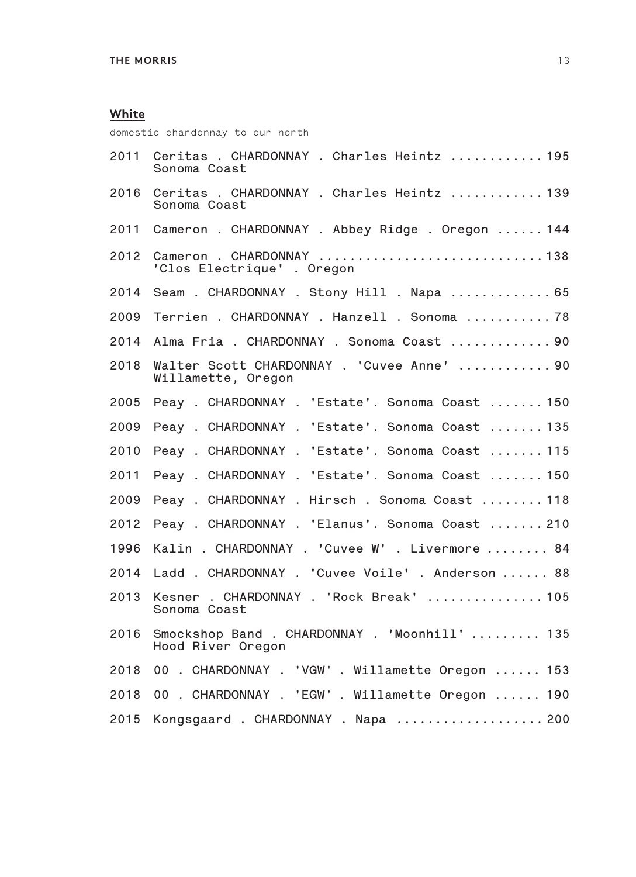## White

domestic chardonnay to our north

2011 Ceritas . CHARDONNAY . Charles Heintz ............ 195
Sonoma Coast

2016 Ceritas . CHARDONNAY . Charles Heintz ............ 139
Sonoma Coast

2011 Cameron . CHARDONNAY . Abbey Ridge . Oregon ...... 144

2012 Cameron . CHARDONNAY ............................ 138
'Clos Electrique' . Oregon

2014 Seam . CHARDONNAY . Stony Hill . Napa ............. 65

2009 Terrien . CHARDONNAY . Hanzell . Sonoma ........... 78

2014 Alma Fria . CHARDONNAY . Sonoma Coast ............. 90

2018 Walter Scott CHARDONNAY . 'Cuvee Anne' ............ 90
Willamette, Oregon

2005 Peay . CHARDONNAY . 'Estate'. Sonoma Coast ....... 150

2009 Peay . CHARDONNAY . 'Estate'. Sonoma Coast ....... 135

2010 Peay . CHARDONNAY . 'Estate'. Sonoma Coast ....... 115

2011 Peay . CHARDONNAY . 'Estate'. Sonoma Coast ....... 150

2009 Peay . CHARDONNAY . Hirsch . Sonoma Coast ........ 118

2012 Peay . CHARDONNAY . 'Elanus'. Sonoma Coast ....... 210

1996 Kalin . CHARDONNAY . 'Cuvee W' . Livermore ........ 84

2014 Ladd . CHARDONNAY . 'Cuvee Voile' . Anderson ...... 88

2013 Kesner . CHARDONNAY . 'Rock Break' ............... 105
Sonoma Coast

2016 Smockshop Band . CHARDONNAY . 'Moonhill' ......... 135
Hood River Oregon

2018 00 . CHARDONNAY . 'VGW' . Willamette Oregon ...... 153

2018 00 . CHARDONNAY . 'EGW' . Willamette Oregon ...... 190

2015 Kongsgaard . CHARDONNAY . Napa ................... 200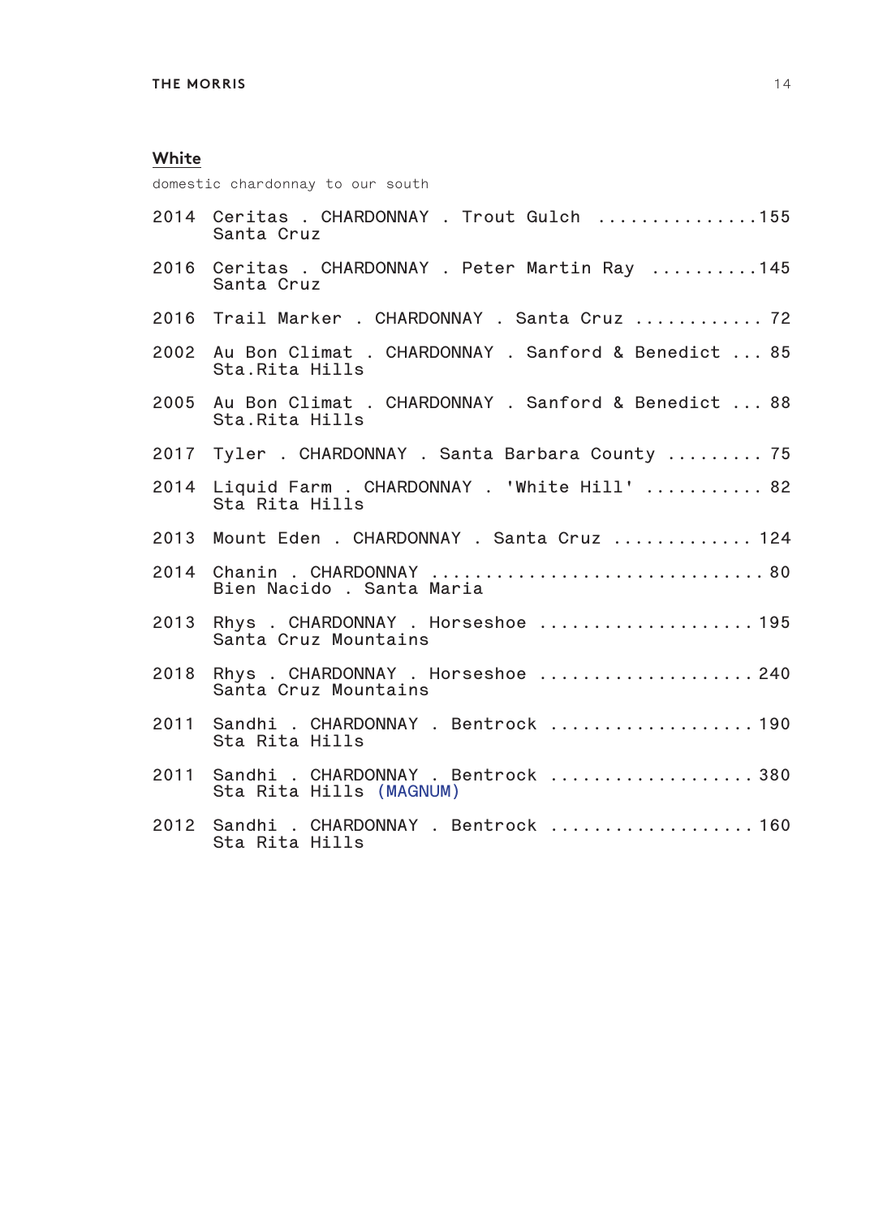## White

domestic chardonnay to our south

2014 Ceritas . CHARDONNAY . Trout Gulch ...............155
Santa Cruz

2016 Ceritas . CHARDONNAY . Peter Martin Ray ..........145
Santa Cruz

2016 Trail Marker . CHARDONNAY . Santa Cruz ............ 72

2002 Au Bon Climat . CHARDONNAY . Sanford & Benedict ... 85
Sta.Rita Hills

2005 Au Bon Climat . CHARDONNAY . Sanford & Benedict ... 88
Sta.Rita Hills

2017 Tyler . CHARDONNAY . Santa Barbara County ......... 75

2014 Liquid Farm . CHARDONNAY . 'White Hill' ........... 82
Sta Rita Hills

2013 Mount Eden . CHARDONNAY . Santa Cruz ............. 124

2014 Chanin . CHARDONNAY .............................. 80
Bien Nacido . Santa Maria

2013 Rhys . CHARDONNAY . Horseshoe .................... 195
Santa Cruz Mountains

2018 Rhys . CHARDONNAY . Horseshoe .................... 240
Santa Cruz Mountains

2011 Sandhi . CHARDONNAY . Bentrock ................... 190
Sta Rita Hills

2011 Sandhi . CHARDONNAY . Bentrock ................... 380
Sta Rita Hills (MAGNUM)

2012 Sandhi . CHARDONNAY . Bentrock ................... 160
Sta Rita Hills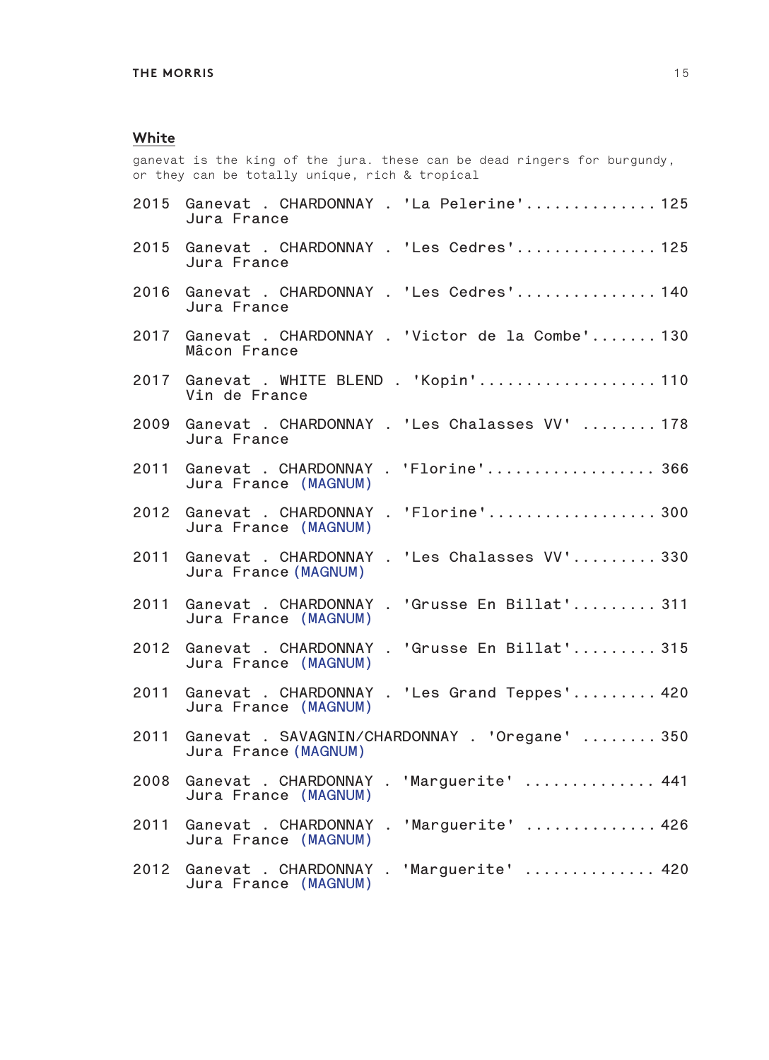## White

ganevat is the king of the jura. these can be dead ringers for burgundy, or they can be totally unique, rich & tropical

2015 Ganevat . CHARDONNAY . 'La Pelerine'.............. 125
Jura France

2015 Ganevat . CHARDONNAY . 'Les Cedres'............... 125
Jura France

2016 Ganevat . CHARDONNAY . 'Les Cedres'............... 140
Jura France

2017 Ganevat . CHARDONNAY . 'Victor de la Combe'....... 130
Mâcon France

2017 Ganevat . WHITE BLEND . 'Kopin'................... 110
Vin de France

2009 Ganevat . CHARDONNAY . 'Les Chalasses VV' ........ 178
Jura France

2011 Ganevat . CHARDONNAY . 'Florine'.................. 366
Jura France (MAGNUM)

2012 Ganevat . CHARDONNAY . 'Florine'.................. 300
Jura France (MAGNUM)

2011 Ganevat . CHARDONNAY . 'Les Chalasses VV'......... 330
Jura France (MAGNUM)

2011 Ganevat . CHARDONNAY . 'Grusse En Billat'......... 311
Jura France (MAGNUM)

2012 Ganevat . CHARDONNAY . 'Grusse En Billat'......... 315
Jura France (MAGNUM)

2011 Ganevat . CHARDONNAY . 'Les Grand Teppes'......... 420
Jura France (MAGNUM)

2011 Ganevat . SAVAGNIN/CHARDONNAY . 'Oregane' ........ 350
Jura France (MAGNUM)

2008 Ganevat . CHARDONNAY . 'Marguerite' .............. 441
Jura France (MAGNUM)

2011 Ganevat . CHARDONNAY . 'Marguerite' .............. 426
Jura France (MAGNUM)

2012 Ganevat . CHARDONNAY . 'Marguerite' .............. 420
Jura France (MAGNUM)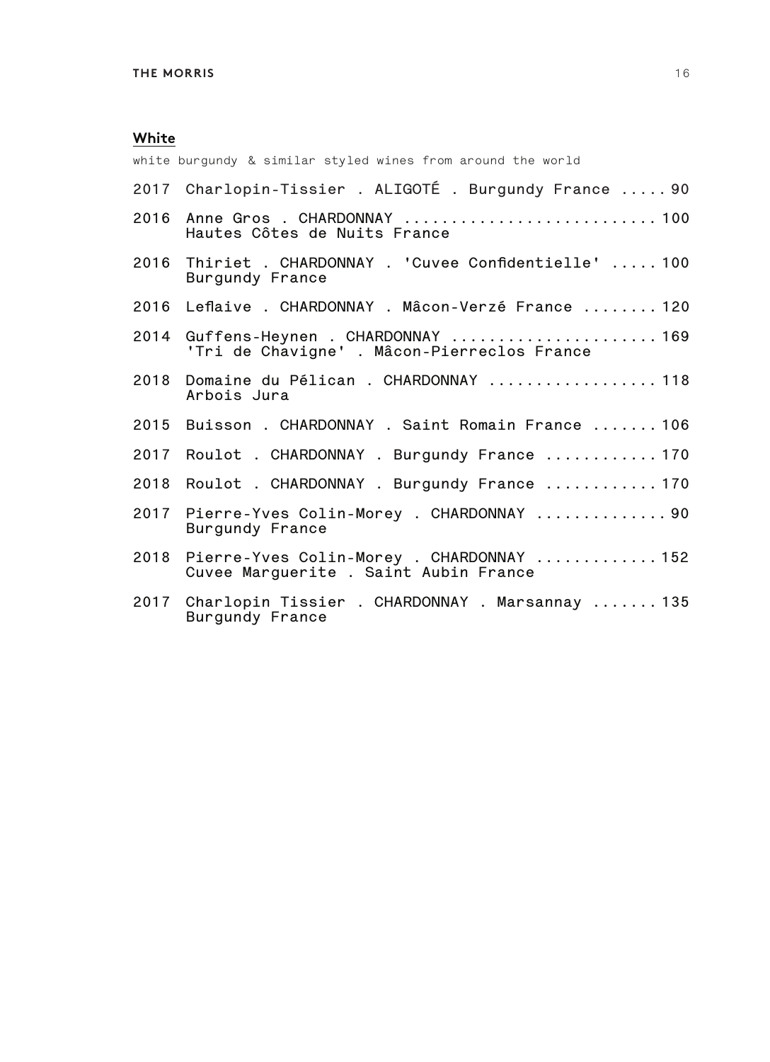## White

white burgundy & similar styled wines from around the world

2017 Charlopin-Tissier . ALIGOTÉ . Burgundy France ..... 90

2016 Anne Gros . CHARDONNAY .......................... 100
Hautes Côtes de Nuits France

2016 Thiriet . CHARDONNAY . 'Cuvee Confidentielle' ..... 100
Burgundy France

2016 Leflaive . CHARDONNAY . Mâcon-Verzé France ........ 120

2014 Guffens-Heynen . CHARDONNAY ...................... 169
'Tri de Chavigne' . Mâcon-Pierreclos France

2018 Domaine du Pélican . CHARDONNAY .................. 118
Arbois Jura

2015 Buisson . CHARDONNAY . Saint Romain France ....... 106

2017 Roulot . CHARDONNAY . Burgundy France ............ 170

2018 Roulot . CHARDONNAY . Burgundy France ............ 170

2017 Pierre-Yves Colin-Morey . CHARDONNAY ............. 90
Burgundy France

2018 Pierre-Yves Colin-Morey . CHARDONNAY ............ 152
Cuvee Marguerite . Saint Aubin France

2017 Charlopin Tissier . CHARDONNAY . Marsannay ....... 135
Burgundy France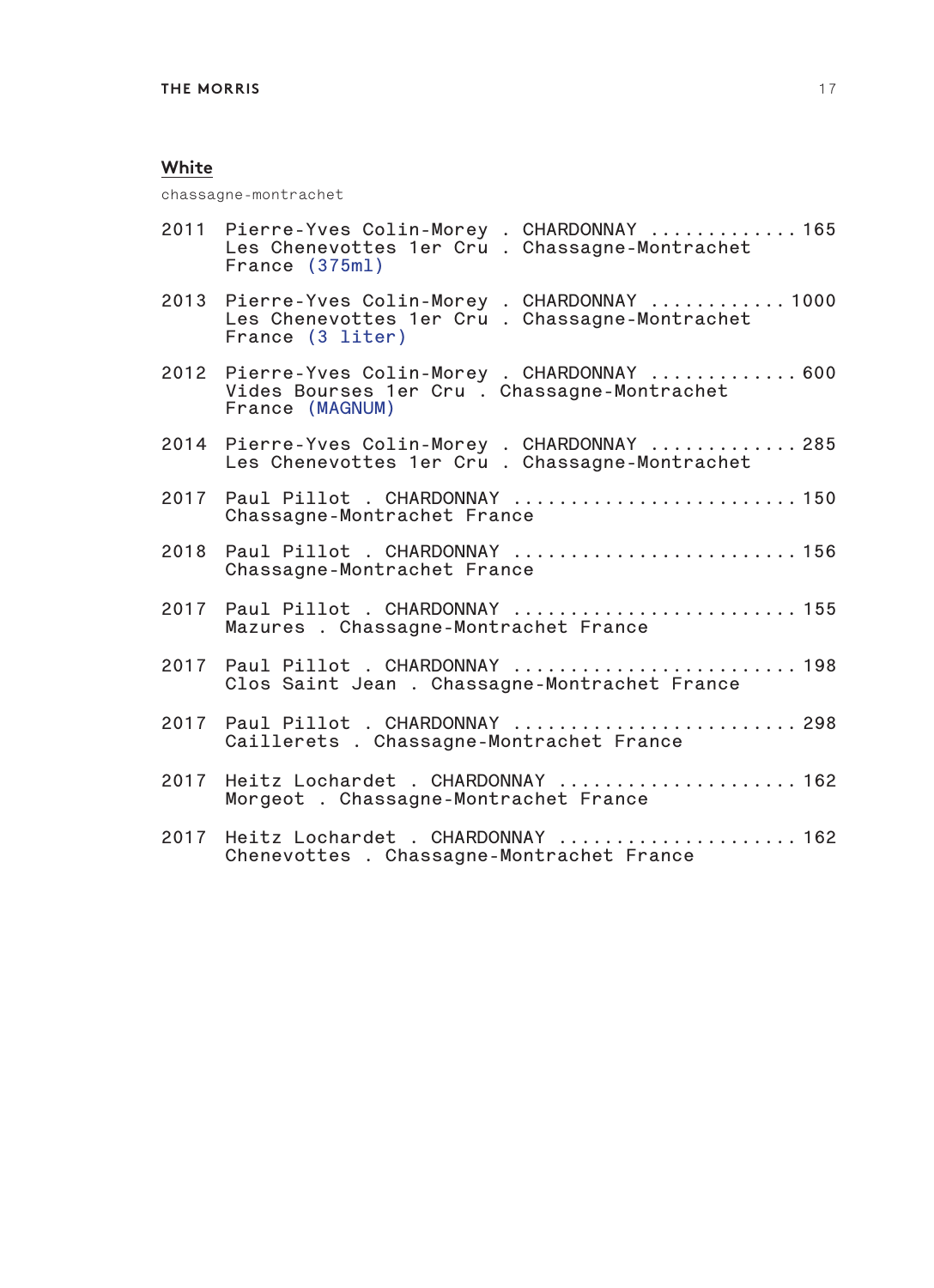## White

chassagne-montrachet

2011 Pierre-Yves Colin-Morey . CHARDONNAY ............. 165
Les Chenevottes 1er Cru . Chassagne-Montrachet
France (375ml)

2013 Pierre-Yves Colin-Morey . CHARDONNAY ............ 1000
Les Chenevottes 1er Cru . Chassagne-Montrachet
France (3 liter)

2012 Pierre-Yves Colin-Morey . CHARDONNAY ............. 600
Vides Bourses 1er Cru . Chassagne-Montrachet
France (MAGNUM)

2014 Pierre-Yves Colin-Morey . CHARDONNAY ............. 285
Les Chenevottes 1er Cru . Chassagne-Montrachet

2017 Paul Pillot . CHARDONNAY ......................... 150
Chassagne-Montrachet France

2018 Paul Pillot . CHARDONNAY ......................... 156
Chassagne-Montrachet France

2017 Paul Pillot . CHARDONNAY ......................... 155
Mazures . Chassagne-Montrachet France

2017 Paul Pillot . CHARDONNAY ......................... 198
Clos Saint Jean . Chassagne-Montrachet France

2017 Paul Pillot . CHARDONNAY ......................... 298
Caillerets . Chassagne-Montrachet France

2017 Heitz Lochardet . CHARDONNAY ..................... 162
Morgeot . Chassagne-Montrachet France

2017 Heitz Lochardet . CHARDONNAY ..................... 162
Chenevottes . Chassagne-Montrachet France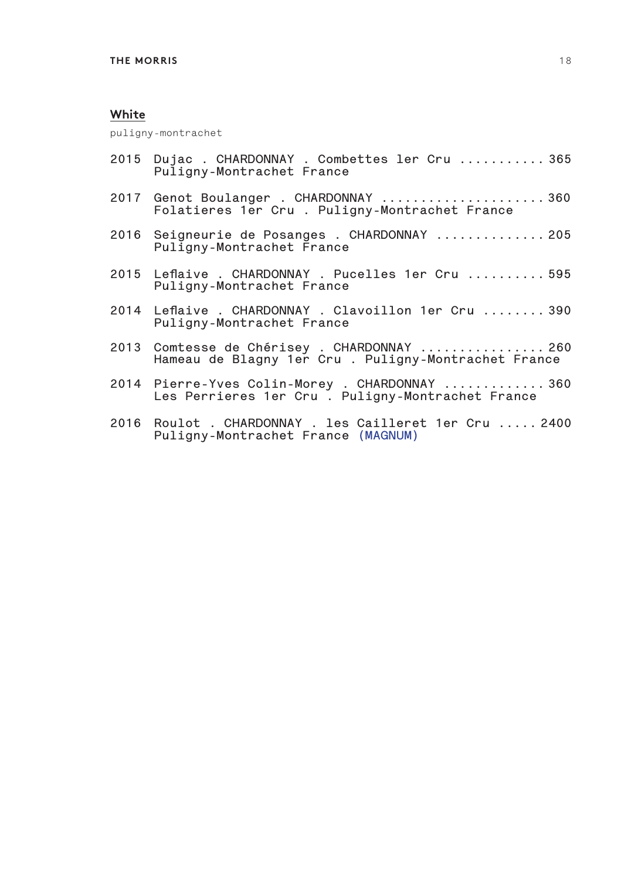## White

puligny-montrachet

2015 Dujac . CHARDONNAY . Combettes 1er Cru ........... 365
Puligny-Montrachet France

2017 Genot Boulanger . CHARDONNAY ..................... 360
Folatieres 1er Cru . Puligny-Montrachet France

2016 Seigneurie de Posanges . CHARDONNAY .............. 205
Puligny-Montrachet France

2015 Leflaive . CHARDONNAY . Pucelles 1er Cru .......... 595
Puligny-Montrachet France

2014 Leflaive . CHARDONNAY . Clavoillon 1er Cru ........ 390
Puligny-Montrachet France

2013 Comtesse de Chérisey . CHARDONNAY ................ 260
Hameau de Blagny 1er Cru . Puligny-Montrachet France

2014 Pierre-Yves Colin-Morey . CHARDONNAY ............. 360
Les Perrieres 1er Cru . Puligny-Montrachet France

2016 Roulot . CHARDONNAY . les Cailleret 1er Cru ..... 2400
Puligny-Montrachet France (MAGNUM)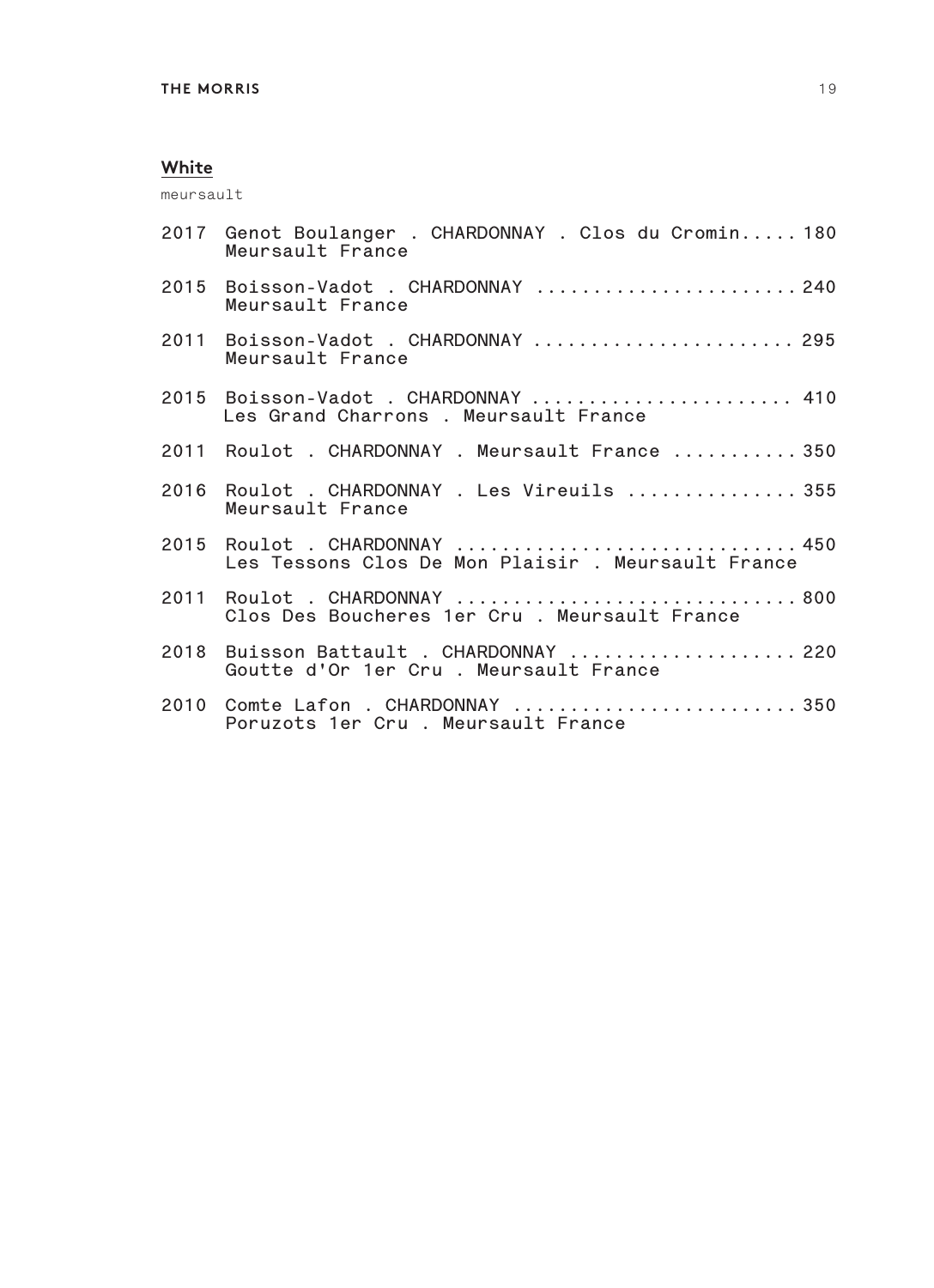## White

meursault

2017 Genot Boulanger . CHARDONNAY . Clos du Cromin..... 180
Meursault France

2015 Boisson-Vadot . CHARDONNAY ...................... 240
Meursault France

2011 Boisson-Vadot . CHARDONNAY ...................... 295
Meursault France

2015 Boisson-Vadot . CHARDONNAY ...................... 410
Les Grand Charrons . Meursault France

2011 Roulot . CHARDONNAY . Meursault France ........... 350

2016 Roulot . CHARDONNAY . Les Vireuils ............... 355
Meursault France

2015 Roulot . CHARDONNAY ............................. 450
Les Tessons Clos De Mon Plaisir . Meursault France

2011 Roulot . CHARDONNAY ............................. 800
Clos Des Boucheres 1er Cru . Meursault France

2018 Buisson Battault . CHARDONNAY ................... 220
Goutte d'Or 1er Cru . Meursault France

2010 Comte Lafon . CHARDONNAY ........................ 350
Poruzots 1er Cru . Meursault France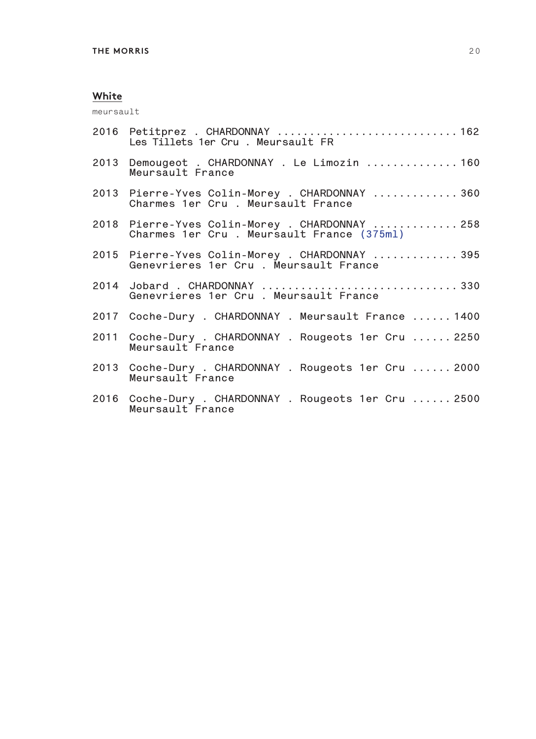## White

meursault

2016 Petitprez . CHARDONNAY ............................ 162
Les Tillets 1er Cru . Meursault FR

2013 Demougeot . CHARDONNAY . Le Limozin .............. 160
Meursault France

2013 Pierre-Yves Colin-Morey . CHARDONNAY ............. 360
Charmes 1er Cru . Meursault France

2018 Pierre-Yves Colin-Morey . CHARDONNAY ............. 258
Charmes 1er Cru . Meursault France (375ml)

2015 Pierre-Yves Colin-Morey . CHARDONNAY ............. 395
Genevrieres 1er Cru . Meursault France

2014 Jobard . CHARDONNAY .............................. 330
Genevrieres 1er Cru . Meursault France

2017 Coche-Dury . CHARDONNAY . Meursault France ...... 1400

2011 Coche-Dury . CHARDONNAY . Rougeots 1er Cru ...... 2250
Meursault France

2013 Coche-Dury . CHARDONNAY . Rougeots 1er Cru ...... 2000
Meursault France

2016 Coche-Dury . CHARDONNAY . Rougeots 1er Cru ...... 2500
Meursault France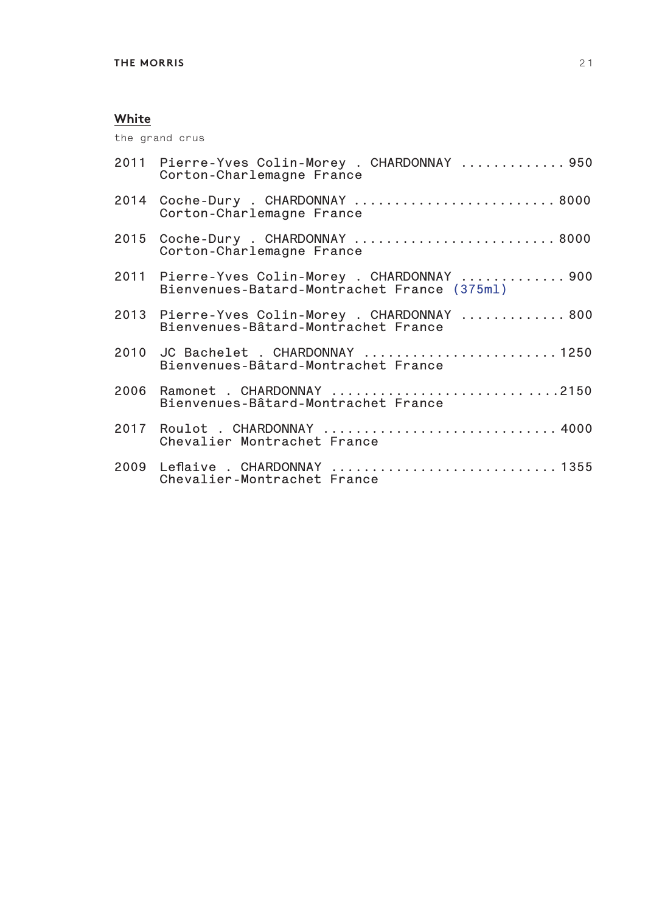## White

the grand crus

2011 Pierre-Yves Colin-Morey . CHARDONNAY ............. 950
Corton-Charlemagne France

2014 Coche-Dury . CHARDONNAY ......................... 8000
Corton-Charlemagne France

2015 Coche-Dury . CHARDONNAY ......................... 8000
Corton-Charlemagne France

2011 Pierre-Yves Colin-Morey . CHARDONNAY ............. 900
Bienvenues-Batard-Montrachet France (375ml)

2013 Pierre-Yves Colin-Morey . CHARDONNAY ............. 800
Bienvenues-Bâtard-Montrachet France

2010 JC Bachelet . CHARDONNAY ........................ 1250
Bienvenues-Bâtard-Montrachet France

2006 Ramonet . CHARDONNAY ...........................2150
Bienvenues-Bâtard-Montrachet France

2017 Roulot . CHARDONNAY ............................ 4000
Chevalier Montrachet France

2009 Leflaive . CHARDONNAY ........................... 1355
Chevalier-Montrachet France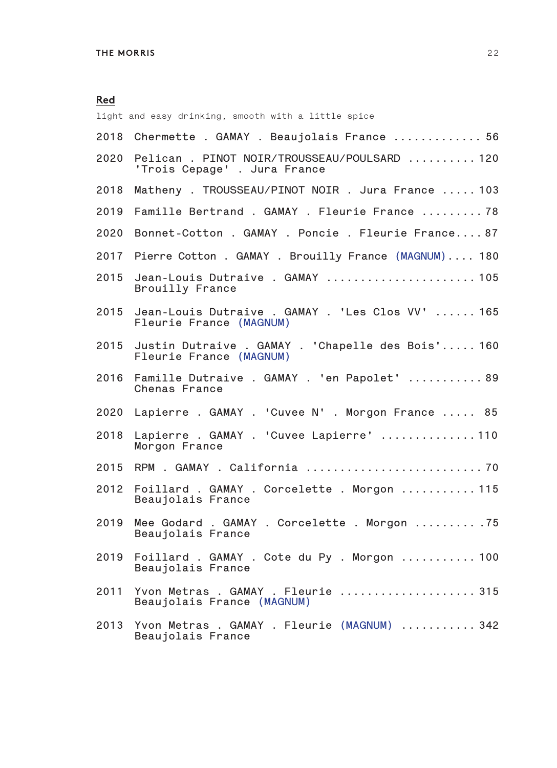## Red

light and easy drinking, smooth with a little spice

2018 Chermette . GAMAY . Beaujolais France ............. 56

2020 Pelican . PINOT NOIR/TROUSSEAU/POULSARD .......... 120
'Trois Cepage' . Jura France

2018 Matheny . TROUSSEAU/PINOT NOIR . Jura France ..... 103

2019 Famille Bertrand . GAMAY . Fleurie France ......... 78

2020 Bonnet-Cotton . GAMAY . Poncie . Fleurie France.... 87

2017 Pierre Cotton . GAMAY . Brouilly France (MAGNUM).... 180

2015 Jean-Louis Dutraive . GAMAY ...................... 105
Brouilly France

2015 Jean-Louis Dutraive . GAMAY . 'Les Clos VV' ...... 165
Fleurie France (MAGNUM)

2015 Justin Dutraive . GAMAY . 'Chapelle des Bois'..... 160
Fleurie France (MAGNUM)

2016 Famille Dutraive . GAMAY . 'en Papolet' ........... 89
Chenas France

2020 Lapierre . GAMAY . 'Cuvee N' . Morgon France ..... 85

2018 Lapierre . GAMAY . 'Cuvee Lapierre' ..............110
Morgon France

2015 RPM . GAMAY . California ......................... 70

2012 Foillard . GAMAY . Corcelette . Morgon ........... 115
Beaujolais France

2019 Mee Godard . GAMAY . Corcelette . Morgon ..........75
Beaujolais France

2019 Foillard . GAMAY . Cote du Py . Morgon ........... 100
Beaujolais France

2011 Yvon Metras . GAMAY . Fleurie .................... 315
Beaujolais France (MAGNUM)

2013 Yvon Metras . GAMAY . Fleurie (MAGNUM) ........... 342
Beaujolais France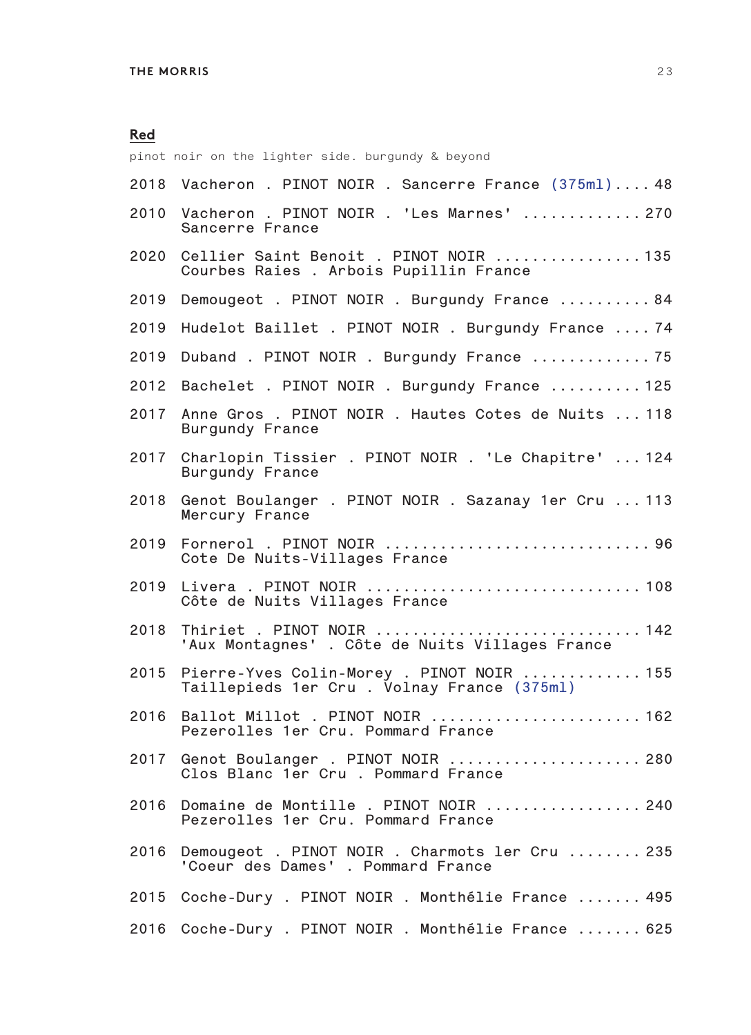## Red

pinot noir on the lighter side. burgundy & beyond

2018 Vacheron . PINOT NOIR . Sancerre France (375ml).... 48

2010 Vacheron . PINOT NOIR . 'Les Marnes' ............. 270
Sancerre France

2020 Cellier Saint Benoit . PINOT NOIR ................ 135
Courbes Raies . Arbois Pupillin France

2019 Demougeot . PINOT NOIR . Burgundy France .......... 84

2019 Hudelot Baillet . PINOT NOIR . Burgundy France .... 74

2019 Duband . PINOT NOIR . Burgundy France ............. 75

2012 Bachelet . PINOT NOIR . Burgundy France .......... 125

2017 Anne Gros . PINOT NOIR . Hautes Cotes de Nuits ... 118
Burgundy France

2017 Charlopin Tissier . PINOT NOIR . 'Le Chapitre' ... 124
Burgundy France

2018 Genot Boulanger . PINOT NOIR . Sazanay 1er Cru ... 113
Mercury France

2019 Fornerol . PINOT NOIR ............................ 96
Cote De Nuits-Villages France

2019 Livera . PINOT NOIR ............................. 108
Côte de Nuits Villages France

2018 Thiriet . PINOT NOIR ............................ 142
'Aux Montagnes' . Côte de Nuits Villages France

2015 Pierre-Yves Colin-Morey . PINOT NOIR ............. 155
Taillepieds 1er Cru . Volnay France (375ml)

2016 Ballot Millot . PINOT NOIR ...................... 162
Pezerolles 1er Cru. Pommard France

2017 Genot Boulanger . PINOT NOIR .................... 280
Clos Blanc 1er Cru . Pommard France

2016 Domaine de Montille . PINOT NOIR ................. 240
Pezerolles 1er Cru. Pommard France

2016 Demougeot . PINOT NOIR . Charmots ler Cru ........ 235
'Coeur des Dames' . Pommard France

2015 Coche-Dury . PINOT NOIR . Monthélie France ....... 495

2016 Coche-Dury . PINOT NOIR . Monthélie France ....... 625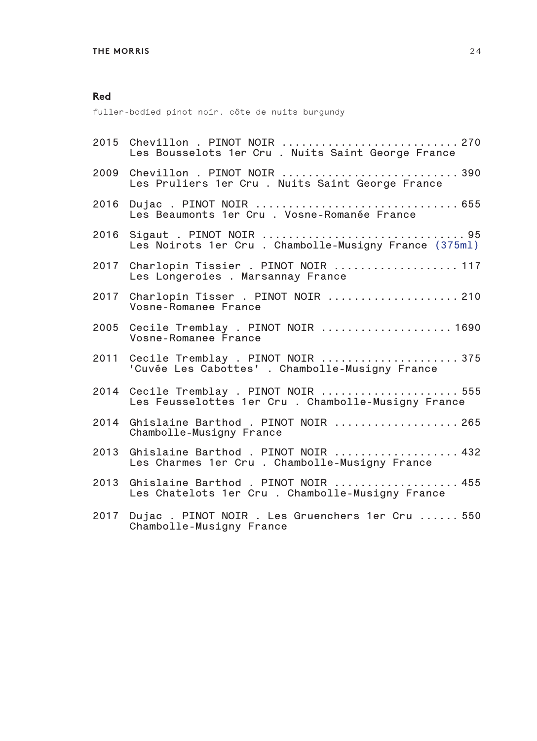## Red

fuller-bodied pinot noir. côte de nuits burgundy

2015 Chevillon . PINOT NOIR ........................... 270
Les Bousselots 1er Cru . Nuits Saint George France

2009 Chevillon . PINOT NOIR ........................... 390
Les Pruliers 1er Cru . Nuits Saint George France

2016 Dujac . PINOT NOIR ............................... 655
Les Beaumonts 1er Cru . Vosne-Romanée France

2016 Sigaut . PINOT NOIR .............................. 95
Les Noirots 1er Cru . Chambolle-Musigny France (375ml)

2017 Charlopin Tissier . PINOT NOIR ................... 117
Les Longeroies . Marsannay France

2017 Charlopin Tisser . PINOT NOIR .................... 210
Vosne-Romanee France

2005 Cecile Tremblay . PINOT NOIR .................... 1690
Vosne-Romanee France

2011 Cecile Tremblay . PINOT NOIR ..................... 375
'Cuvée Les Cabottes' . Chambolle-Musigny France

2014 Cecile Tremblay . PINOT NOIR ..................... 555
Les Feusselottes 1er Cru . Chambolle-Musigny France

2014 Ghislaine Barthod . PINOT NOIR ................... 265
Chambolle-Musigny France

2013 Ghislaine Barthod . PINOT NOIR ................... 432
Les Charmes 1er Cru . Chambolle-Musigny France

2013 Ghislaine Barthod . PINOT NOIR ................... 455
Les Chatelots 1er Cru . Chambolle-Musigny France

2017 Dujac . PINOT NOIR . Les Gruenchers 1er Cru ...... 550
Chambolle-Musigny France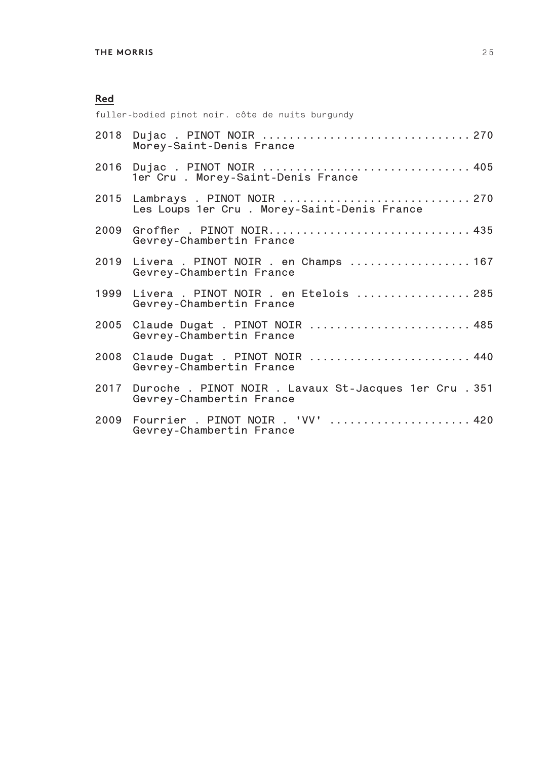## Red

fuller-bodied pinot noir. côte de nuits burgundy

2018 Dujac . PINOT NOIR .............................. 270
Morey-Saint-Denis France

2016 Dujac . PINOT NOIR .............................. 405
1er Cru . Morey-Saint-Denis France

2015 Lambrays . PINOT NOIR ........................... 270
Les Loups 1er Cru . Morey-Saint-Denis France

2009 Groffier . PINOT NOIR............................. 435
Gevrey-Chambertin France

2019 Livera . PINOT NOIR . en Champs .................. 167
Gevrey-Chambertin France

1999 Livera . PINOT NOIR . en Etelois ................. 285
Gevrey-Chambertin France

2005 Claude Dugat . PINOT NOIR ....................... 485
Gevrey-Chambertin France

2008 Claude Dugat . PINOT NOIR ....................... 440
Gevrey-Chambertin France

2017 Duroche . PINOT NOIR . Lavaux St-Jacques 1er Cru . 351
Gevrey-Chambertin France

2009 Fourrier . PINOT NOIR . 'VV' .................... 420
Gevrey-Chambertin France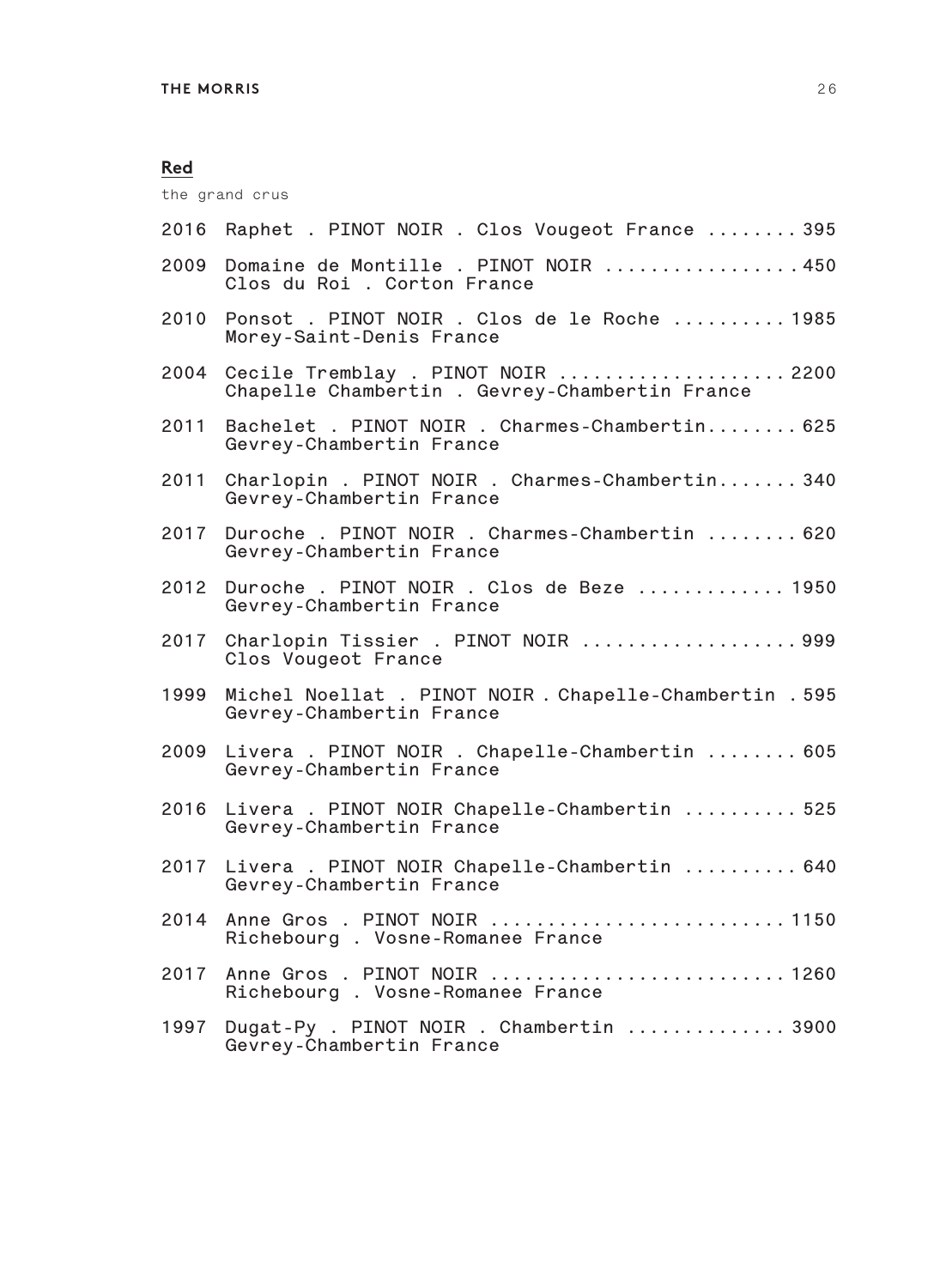## Red

the grand crus

2016 Raphet . PINOT NOIR . Clos Vougeot France ........ 395

2009 Domaine de Montille . PINOT NOIR ................ 450
Clos du Roi . Corton France

2010 Ponsot . PINOT NOIR . Clos de le Roche .......... 1985
Morey-Saint-Denis France

2004 Cecile Tremblay . PINOT NOIR .................... 2200
Chapelle Chambertin . Gevrey-Chambertin France

2011 Bachelet . PINOT NOIR . Charmes-Chambertin........ 625
Gevrey-Chambertin France

2011 Charlopin . PINOT NOIR . Charmes-Chambertin....... 340
Gevrey-Chambertin France

2017 Duroche . PINOT NOIR . Charmes-Chambertin ........ 620
Gevrey-Chambertin France

2012 Duroche . PINOT NOIR . Clos de Beze ............ 1950
Gevrey-Chambertin France

2017 Charlopin Tissier . PINOT NOIR .................. 999
Clos Vougeot France

1999 Michel Noellat . PINOT NOIR . Chapelle-Chambertin . 595
Gevrey-Chambertin France

2009 Livera . PINOT NOIR . Chapelle-Chambertin ........ 605
Gevrey-Chambertin France

2016 Livera . PINOT NOIR Chapelle-Chambertin .......... 525
Gevrey-Chambertin France

2017 Livera . PINOT NOIR Chapelle-Chambertin .......... 640
Gevrey-Chambertin France

2014 Anne Gros . PINOT NOIR ......................... 1150
Richebourg . Vosne-Romanee France

2017 Anne Gros . PINOT NOIR ......................... 1260
Richebourg . Vosne-Romanee France

1997 Dugat-Py . PINOT NOIR . Chambertin ............. 3900
Gevrey-Chambertin France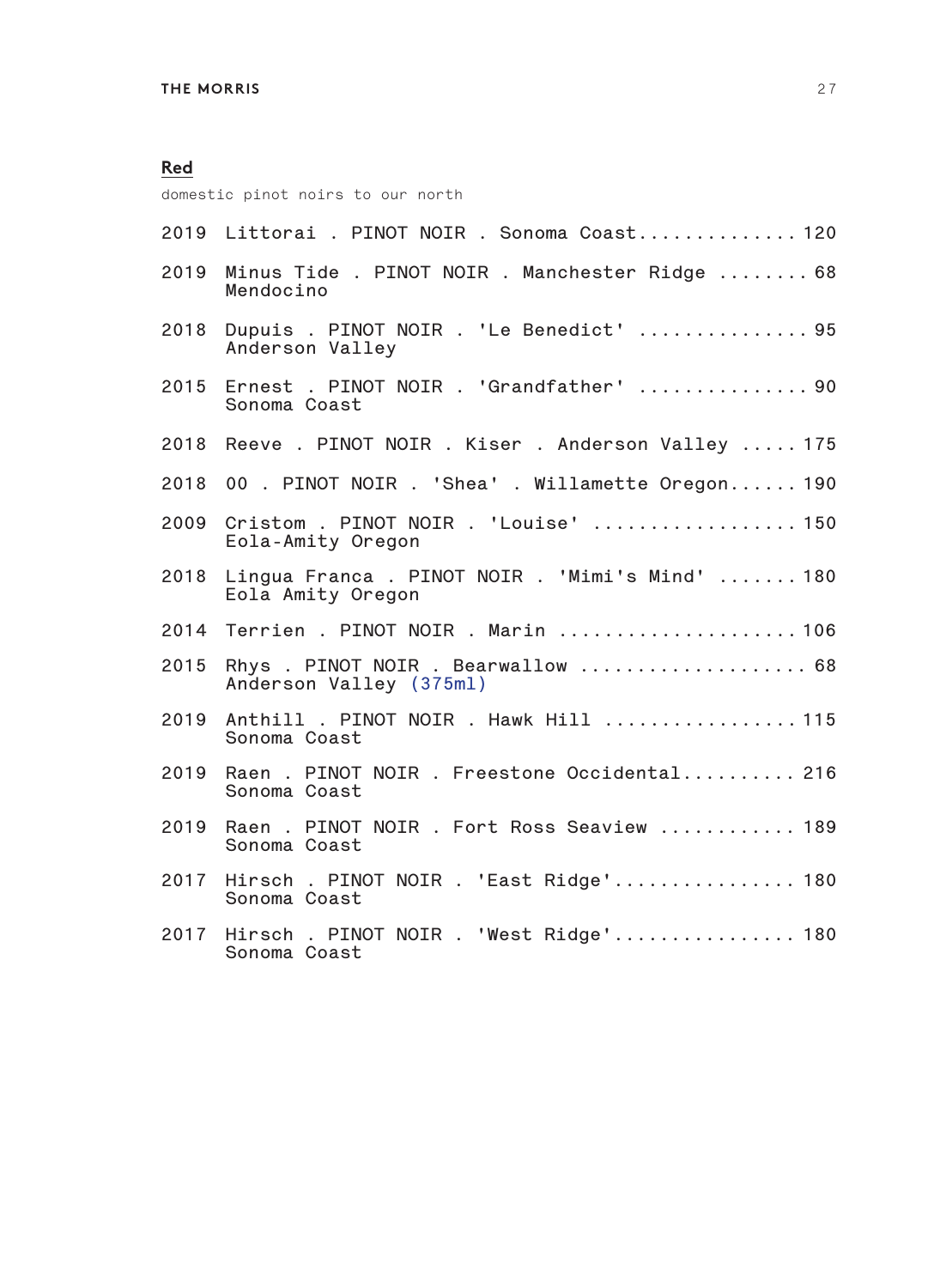## Red

domestic pinot noirs to our north

2019 Littorai . PINOT NOIR . Sonoma Coast.............. 120

2019 Minus Tide . PINOT NOIR . Manchester Ridge ........ 68
Mendocino

2018 Dupuis . PINOT NOIR . 'Le Benedict' ............... 95
Anderson Valley

2015 Ernest . PINOT NOIR . 'Grandfather' ............... 90
Sonoma Coast

2018 Reeve . PINOT NOIR . Kiser . Anderson Valley ..... 175

2018 00 . PINOT NOIR . 'Shea' . Willamette Oregon...... 190

2009 Cristom . PINOT NOIR . 'Louise' .................. 150
Eola-Amity Oregon

2018 Lingua Franca . PINOT NOIR . 'Mimi's Mind' ....... 180
Eola Amity Oregon

2014 Terrien . PINOT NOIR . Marin ..................... 106

2015 Rhys . PINOT NOIR . Bearwallow .................... 68
Anderson Valley (375ml)

2019 Anthill . PINOT NOIR . Hawk Hill ................. 115
Sonoma Coast

2019 Raen . PINOT NOIR . Freestone Occidental.......... 216
Sonoma Coast

2019 Raen . PINOT NOIR . Fort Ross Seaview ............ 189
Sonoma Coast

2017 Hirsch . PINOT NOIR . 'East Ridge'................ 180
Sonoma Coast

2017 Hirsch . PINOT NOIR . 'West Ridge'................ 180
Sonoma Coast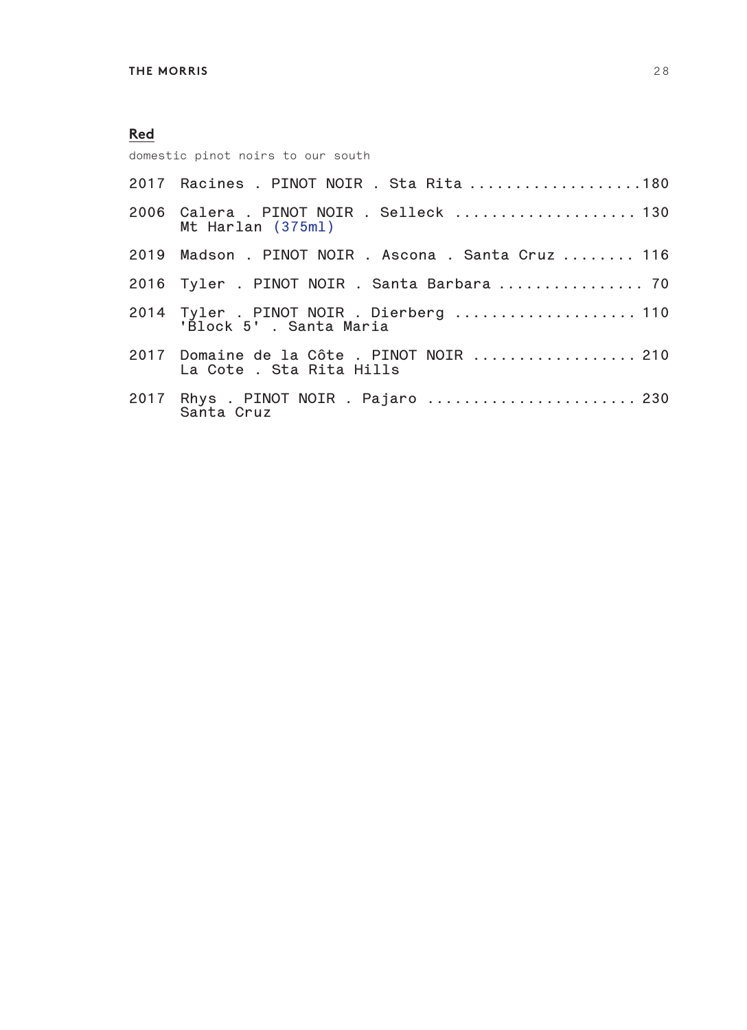## Red

domestic pinot noirs to our south

2017 Racines . PINOT NOIR . Sta Rita ....................180

2006 Calera . PINOT NOIR . Selleck .................... 130
Mt Harlan (375ml)

2019 Madson . PINOT NOIR . Ascona . Santa Cruz ........ 116

2016 Tyler . PINOT NOIR . Santa Barbara ................ 70

2014 Tyler . PINOT NOIR . Dierberg .................... 110
'Block 5' . Santa Maria

2017 Domaine de la Côte . PINOT NOIR .................. 210
La Cote . Sta Rita Hills

2017 Rhys . PINOT NOIR . Pajaro ....................... 230
Santa Cruz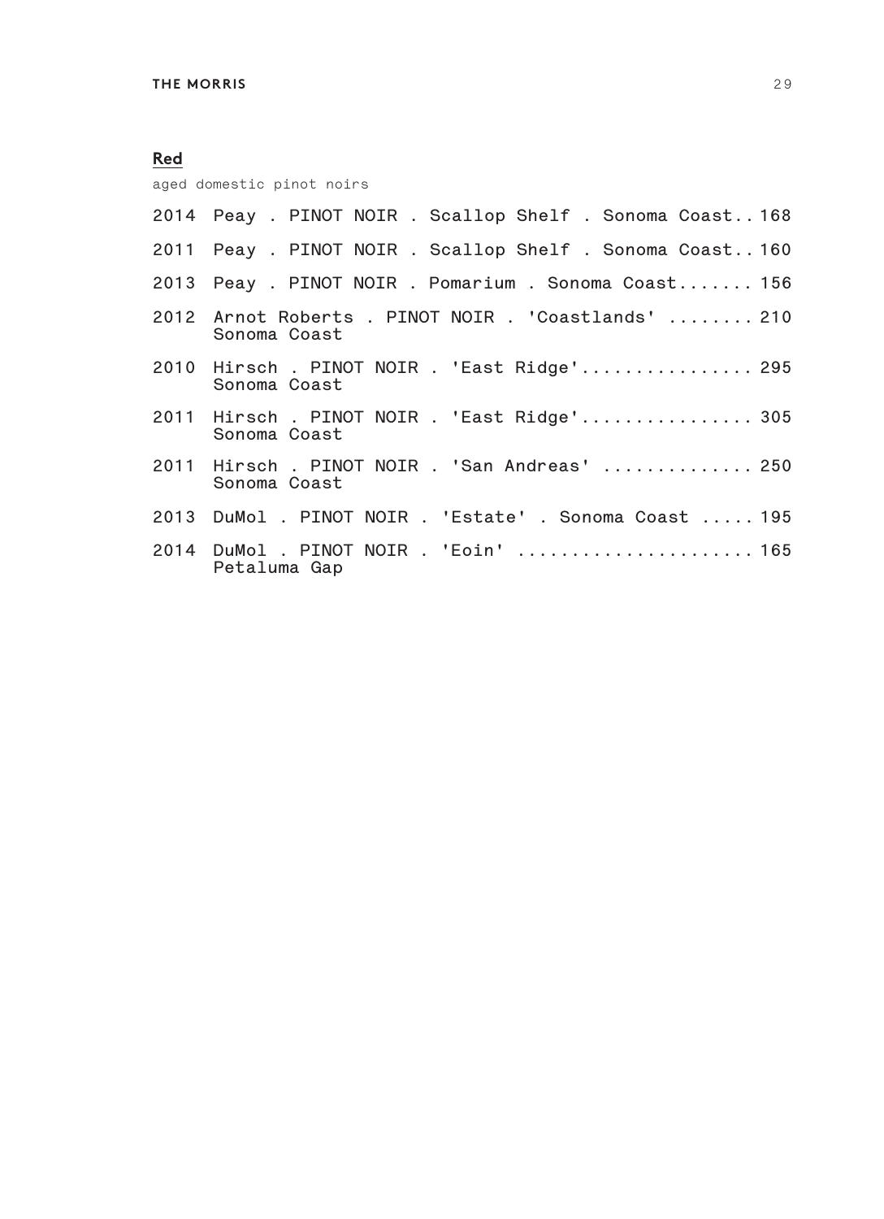## Red

aged domestic pinot noirs

2014 Peay . PINOT NOIR . Scallop Shelf . Sonoma Coast.. 168

2011 Peay . PINOT NOIR . Scallop Shelf . Sonoma Coast.. 160

2013 Peay . PINOT NOIR . Pomarium . Sonoma Coast....... 156

2012 Arnot Roberts . PINOT NOIR . 'Coastlands' ........ 210
Sonoma Coast

2010 Hirsch . PINOT NOIR . 'East Ridge'................ 295
Sonoma Coast

2011 Hirsch . PINOT NOIR . 'East Ridge'................ 305
Sonoma Coast

2011 Hirsch . PINOT NOIR . 'San Andreas' ............. 250
Sonoma Coast

2013 DuMol . PINOT NOIR . 'Estate' . Sonoma Coast ..... 195

2014 DuMol . PINOT NOIR . 'Eoin' ..................... 165
Petaluma Gap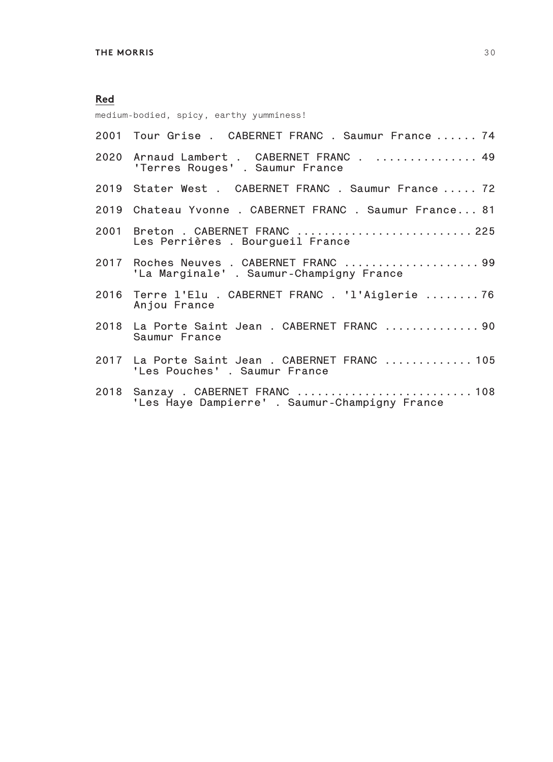## Red

medium-bodied, spicy, earthy yumminess!

2001 Tour Grise . CABERNET FRANC . Saumur France ...... 74

2020 Arnaud Lambert . CABERNET FRANC . ............... 49
'Terres Rouges' . Saumur France

2019 Stater West . CABERNET FRANC . Saumur France ..... 72

2019 Chateau Yvonne . CABERNET FRANC . Saumur France... 81

2001 Breton . CABERNET FRANC ......................... 225
Les Perrières . Bourgueil France

2017 Roches Neuves . CABERNET FRANC .................... 99
'La Marginale' . Saumur-Champigny France

2016 Terre l'Elu . CABERNET FRANC . 'l'Aiglerie ........ 76
Anjou France

2018 La Porte Saint Jean . CABERNET FRANC .............. 90
Saumur France

2017 La Porte Saint Jean . CABERNET FRANC ............. 105
'Les Pouches' . Saumur France

2018 Sanzay . CABERNET FRANC ......................... 108
'Les Haye Dampierre' . Saumur-Champigny France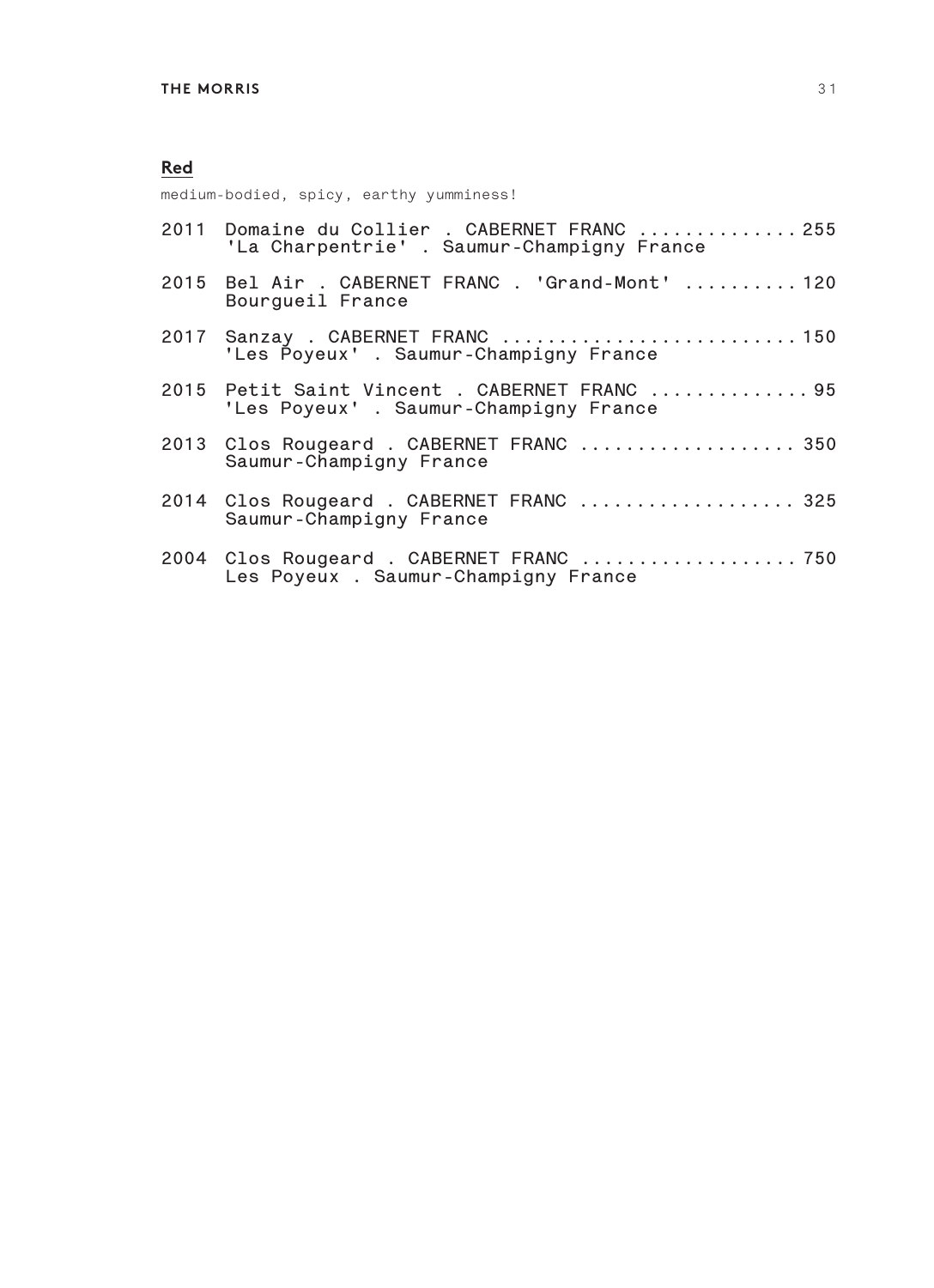## Red

medium-bodied, spicy, earthy yumminess!

2011 Domaine du Collier . CABERNET FRANC .............. 255
'La Charpentrie' . Saumur-Champigny France

2015 Bel Air . CABERNET FRANC . 'Grand-Mont' .......... 120
Bourgueil France

2017 Sanzay . CABERNET FRANC .......................... 150
'Les Poyeux' . Saumur-Champigny France

2015 Petit Saint Vincent . CABERNET FRANC .............. 95
'Les Poyeux' . Saumur-Champigny France

2013 Clos Rougeard . CABERNET FRANC ................... 350
Saumur-Champigny France

2014 Clos Rougeard . CABERNET FRANC ................... 325
Saumur-Champigny France

2004 Clos Rougeard . CABERNET FRANC ................... 750
Les Poyeux . Saumur-Champigny France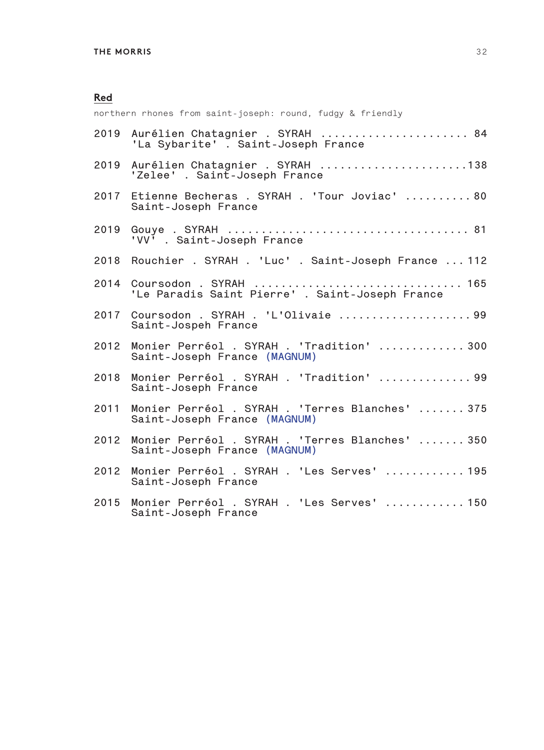## Red

northern rhones from saint-joseph: round, fudgy & friendly

2019 Aurélien Chatagnier . SYRAH ...................... 84
'La Sybarite' . Saint-Joseph France

2019 Aurélien Chatagnier . SYRAH ......................138
'Zelee' . Saint-Joseph France

2017 Etienne Becheras . SYRAH . 'Tour Joviac' .......... 80
Saint-Joseph France

2019 Gouye . SYRAH .................................. 81
'VV' . Saint-Joseph France

2018 Rouchier . SYRAH . 'Luc' . Saint-Joseph France ... 112

2014 Coursodon . SYRAH .............................. 165
'Le Paradis Saint Pierre' . Saint-Joseph France

2017 Coursodon . SYRAH . 'L'Olivaie ....................99
Saint-Jospeh France

2012 Monier Perréol . SYRAH . 'Tradition' ............. 300
Saint-Joseph France (MAGNUM)

2018 Monier Perréol . SYRAH . 'Tradition' ..............99
Saint-Joseph France

2011 Monier Perréol . SYRAH . 'Terres Blanches' ....... 375
Saint-Joseph France (MAGNUM)

2012 Monier Perréol . SYRAH . 'Terres Blanches' ....... 350
Saint-Joseph France (MAGNUM)

2012 Monier Perréol . SYRAH . 'Les Serves' ............ 195
Saint-Joseph France

2015 Monier Perréol . SYRAH . 'Les Serves' ............ 150
Saint-Joseph France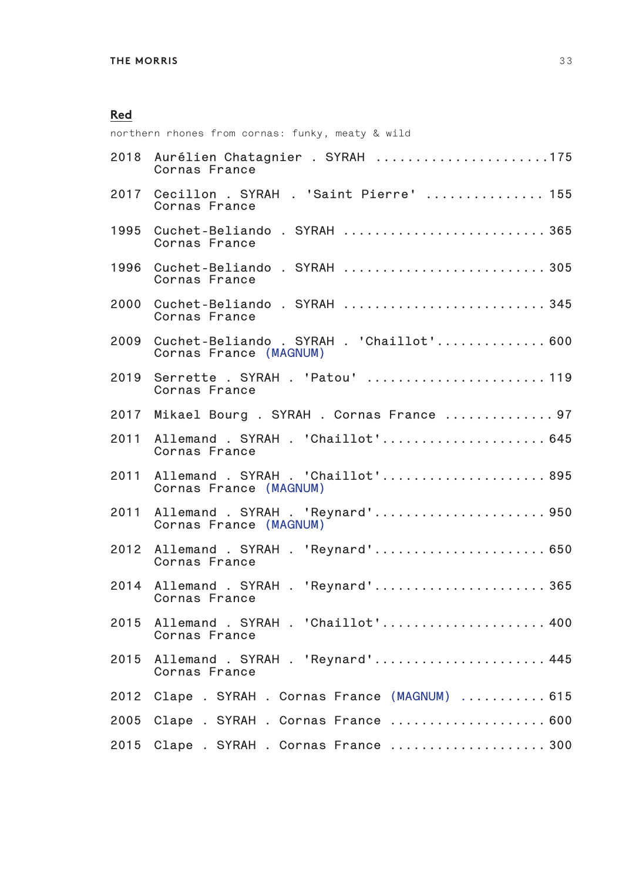## Red

northern rhones from cornas: funky, meaty & wild

2018 Aurélien Chatagnier . SYRAH ......................175
Cornas France

2017 Cecillon . SYRAH . 'Saint Pierre' ............... 155
Cornas France

1995 Cuchet-Beliando . SYRAH .......................... 365
Cornas France

1996 Cuchet-Beliando . SYRAH .......................... 305
Cornas France

2000 Cuchet-Beliando . SYRAH .......................... 345
Cornas France

2009 Cuchet-Beliando . SYRAH . 'Chaillot'.............. 600
Cornas France (MAGNUM)

2019 Serrette . SYRAH . 'Patou' ....................... 119
Cornas France

2017 Mikael Bourg . SYRAH . Cornas France .............. 97

2011 Allemand . SYRAH . 'Chaillot'..................... 645
Cornas France

2011 Allemand . SYRAH . 'Chaillot'..................... 895
Cornas France (MAGNUM)

2011 Allemand . SYRAH . 'Reynard'...................... 950
Cornas France (MAGNUM)

2012 Allemand . SYRAH . 'Reynard'...................... 650
Cornas France

2014 Allemand . SYRAH . 'Reynard'...................... 365
Cornas France

2015 Allemand . SYRAH . 'Chaillot'..................... 400
Cornas France

2015 Allemand . SYRAH . 'Reynard'...................... 445
Cornas France

2012 Clape . SYRAH . Cornas France (MAGNUM) ........... 615

2005 Clape . SYRAH . Cornas France .................... 600

2015 Clape . SYRAH . Cornas France .................... 300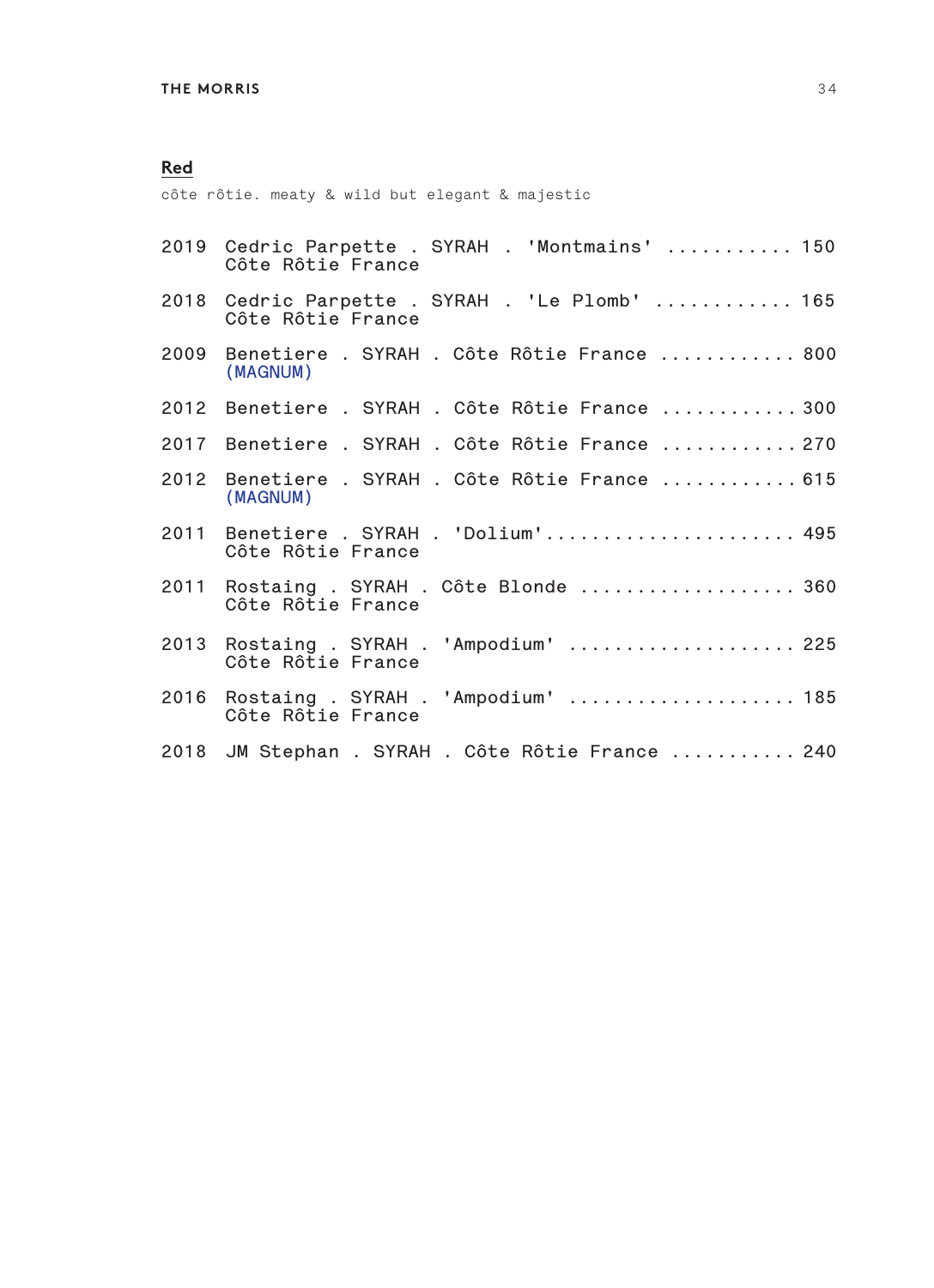## Red

côte rôtie. meaty & wild but elegant & majestic

2019 Cedric Parpette . SYRAH . 'Montmains' ........... 150
Côte Rôtie France

2018 Cedric Parpette . SYRAH . 'Le Plomb' ............ 165
Côte Rôtie France

2009 Benetiere . SYRAH . Côte Rôtie France ............ 800
(MAGNUM)

2012 Benetiere . SYRAH . Côte Rôtie France ............ 300

2017 Benetiere . SYRAH . Côte Rôtie France ............ 270

2012 Benetiere . SYRAH . Côte Rôtie France ............ 615
(MAGNUM)

2011 Benetiere . SYRAH . 'Dolium'...................... 495
Côte Rôtie France

2011 Rostaing . SYRAH . Côte Blonde ................... 360
Côte Rôtie France

2013 Rostaing . SYRAH . 'Ampodium' .................... 225
Côte Rôtie France

2016 Rostaing . SYRAH . 'Ampodium' .................... 185
Côte Rôtie France

2018 JM Stephan . SYRAH . Côte Rôtie France ........... 240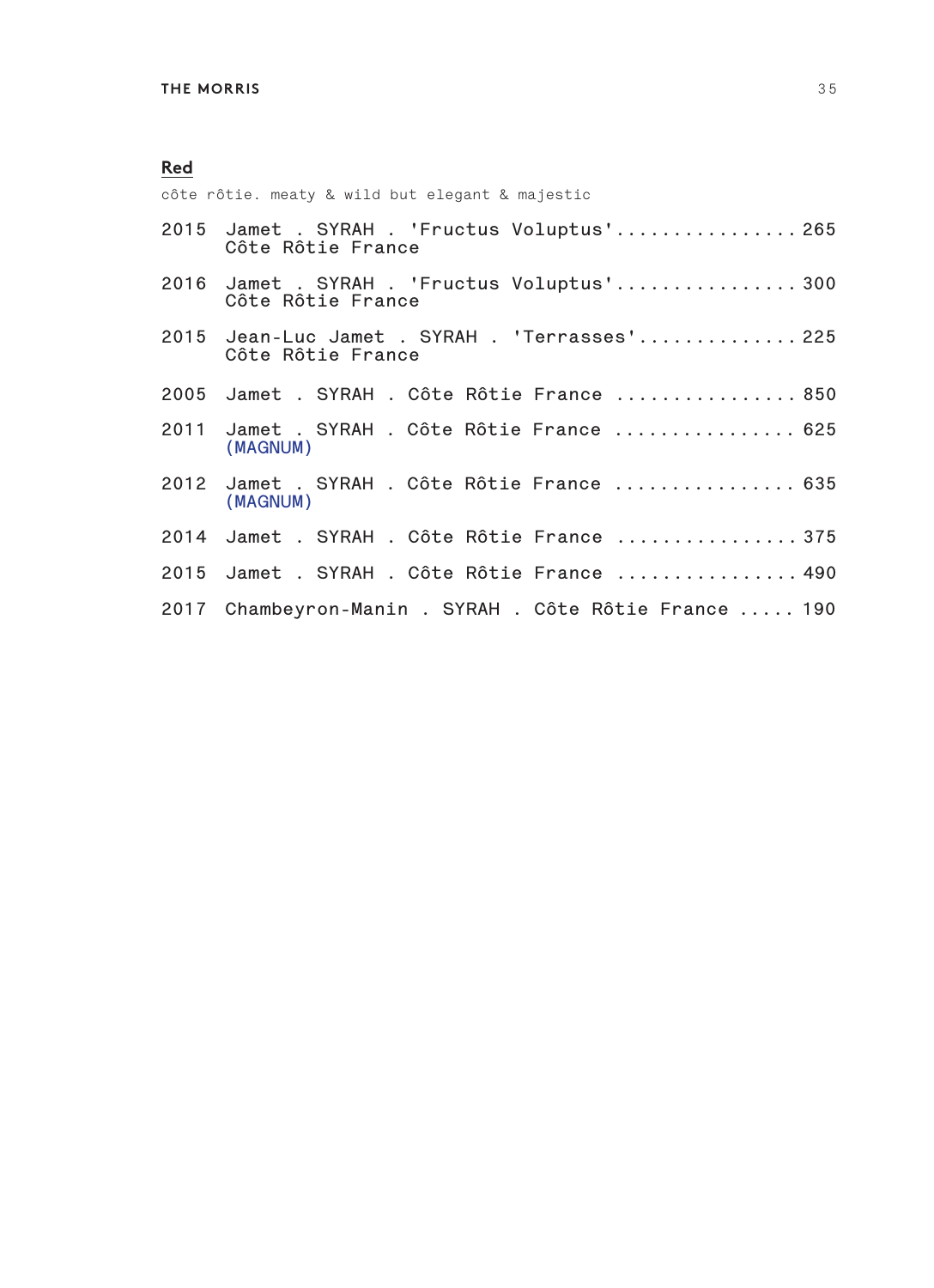## Red

côte rôtie. meaty & wild but elegant & majestic

2015 Jamet . SYRAH . 'Fructus Voluptus' ................ 265
Côte Rôtie France

2016 Jamet . SYRAH . 'Fructus Voluptus' ................ 300
Côte Rôtie France

2015 Jean-Luc Jamet . SYRAH . 'Terrasses' .............. 225
Côte Rôtie France

2005 Jamet . SYRAH . Côte Rôtie France ................ 850

2011 Jamet . SYRAH . Côte Rôtie France ................ 625
(MAGNUM)

2012 Jamet . SYRAH . Côte Rôtie France ................ 635
(MAGNUM)

2014 Jamet . SYRAH . Côte Rôtie France ................ 375

2015 Jamet . SYRAH . Côte Rôtie France ................ 490

2017 Chambeyron-Manin . SYRAH . Côte Rôtie France ..... 190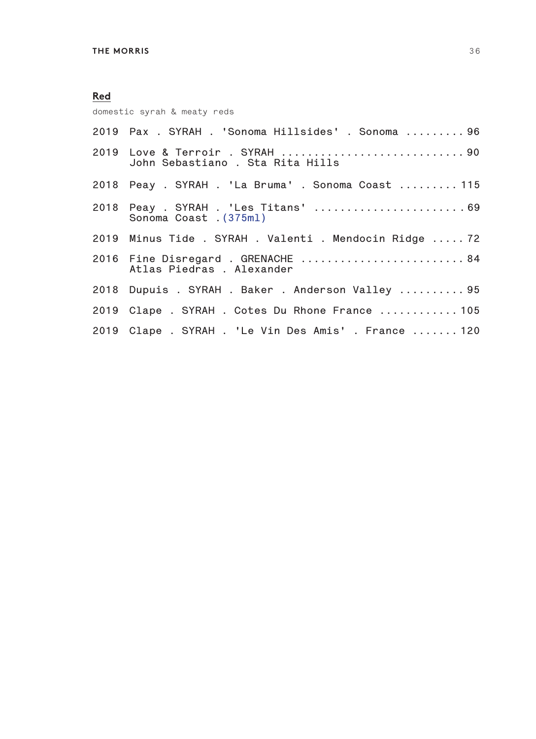## Red

domestic syrah & meaty reds

2019 Pax . SYRAH . 'Sonoma Hillsides' . Sonoma ......... 96

2019 Love & Terroir . SYRAH ........................... 90
John Sebastiano . Sta Rita Hills

2018 Peay . SYRAH . 'La Bruma' . Sonoma Coast ......... 115

2018 Peay . SYRAH . 'Les Titans' ...................... 69
Sonoma Coast . (375ml)

2019 Minus Tide . SYRAH . Valenti . Mendocin Ridge ..... 72

2016 Fine Disregard . GRENACHE ........................ 84
Atlas Piedras . Alexander

2018 Dupuis . SYRAH . Baker . Anderson Valley .......... 95

2019 Clape . SYRAH . Cotes Du Rhone France ............ 105

2019 Clape . SYRAH . 'Le Vin Des Amis' . France ....... 120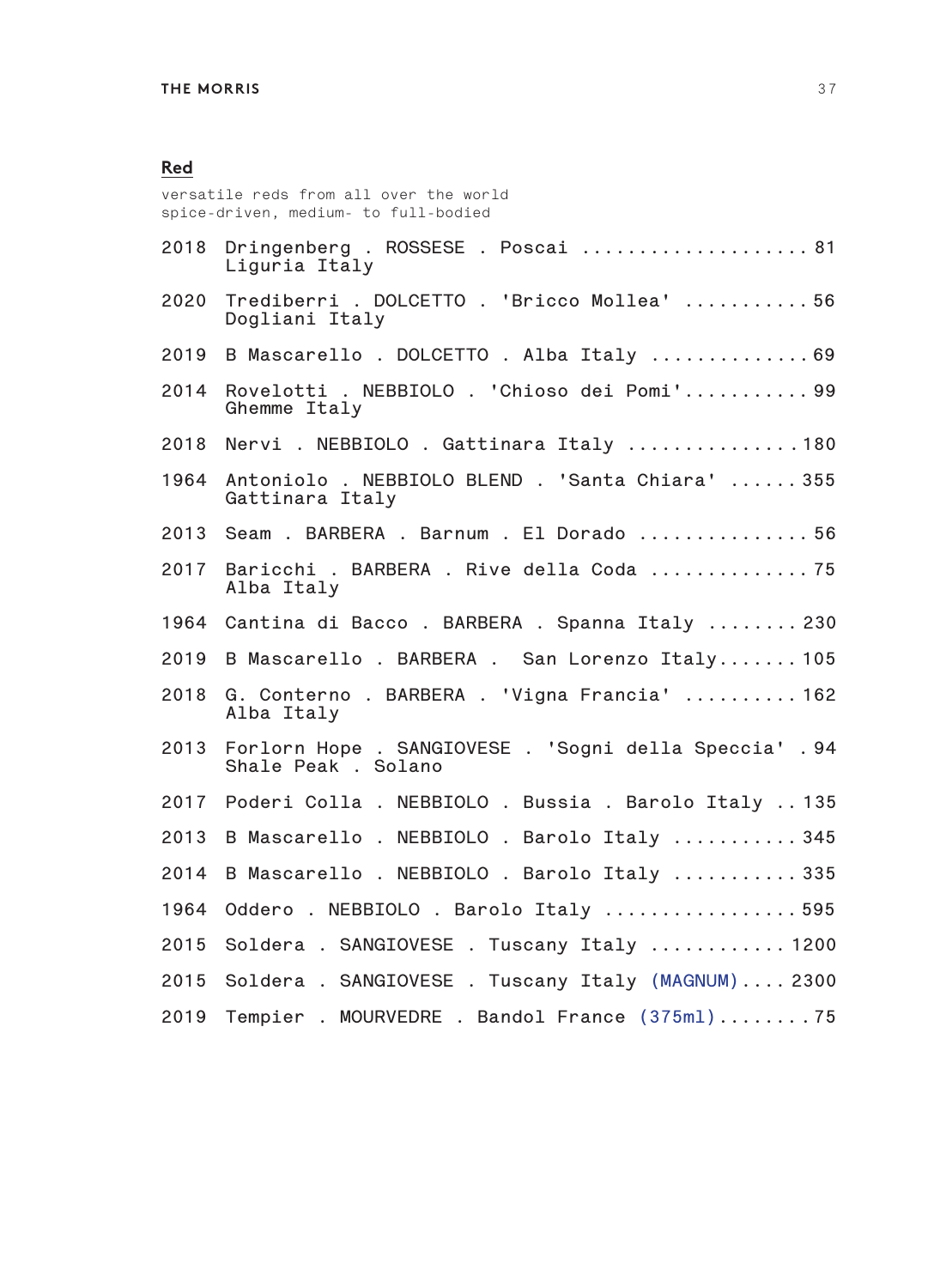## Red

versatile reds from all over the world
spice-driven, medium- to full-bodied

2018 Dringenberg . ROSSESE . Poscai .................... 81
Liguria Italy

2020 Trediberri . DOLCETTO . 'Bricco Mollea' ........... 56
Dogliani Italy

2019 B Mascarello . DOLCETTO . Alba Italy .............. 69

2014 Rovelotti . NEBBIOLO . 'Chioso dei Pomi'........... 99
Ghemme Italy

2018 Nervi . NEBBIOLO . Gattinara Italy ...............180

1964 Antoniolo . NEBBIOLO BLEND . 'Santa Chiara' ...... 355
Gattinara Italy

2013 Seam . BARBERA . Barnum . El Dorado ............... 56

2017 Baricchi . BARBERA . Rive della Coda .............. 75
Alba Italy

1964 Cantina di Bacco . BARBERA . Spanna Italy ........ 230

2019 B Mascarello . BARBERA . San Lorenzo Italy....... 105

2018 G. Conterno . BARBERA . 'Vigna Francia' .......... 162
Alba Italy

2013 Forlorn Hope . SANGIOVESE . 'Sogni della Speccia' . 94
Shale Peak . Solano

2017 Poderi Colla . NEBBIOLO . Bussia . Barolo Italy .. 135

2013 B Mascarello . NEBBIOLO . Barolo Italy ........... 345

2014 B Mascarello . NEBBIOLO . Barolo Italy ........... 335

1964 Oddero . NEBBIOLO . Barolo Italy ................. 595

2015 Soldera . SANGIOVESE . Tuscany Italy ............ 1200

2015 Soldera . SANGIOVESE . Tuscany Italy (MAGNUM).... 2300

2019 Tempier . MOURVEDRE . Bandol France (375ml)........ 75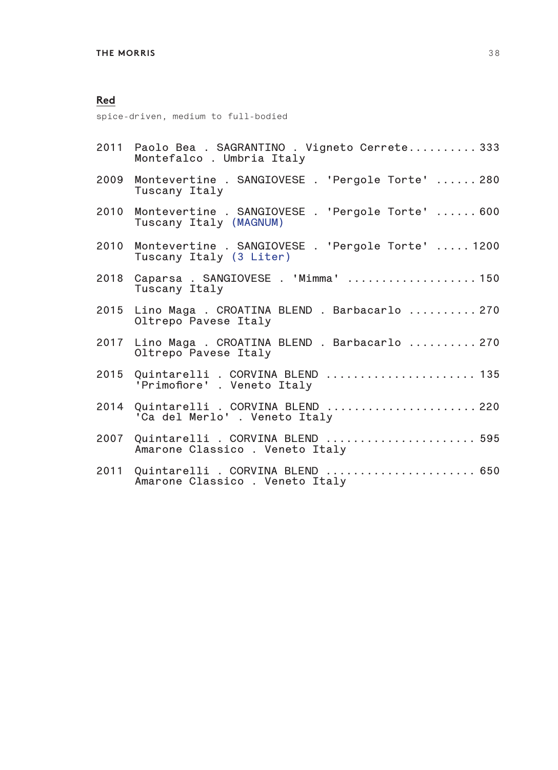## Red

spice-driven, medium to full-bodied

2011 Paolo Bea . SAGRANTINO . Vigneto Cerrete.......... 333
Montefalco . Umbria Italy

2009 Montevertine . SANGIOVESE . 'Pergole Torte' ...... 280
Tuscany Italy

2010 Montevertine . SANGIOVESE . 'Pergole Torte' ...... 600
Tuscany Italy (MAGNUM)

2010 Montevertine . SANGIOVESE . 'Pergole Torte' ..... 1200
Tuscany Italy (3 Liter)

2018 Caparsa . SANGIOVESE . 'Mimma' .................. 150
Tuscany Italy

2015 Lino Maga . CROATINA BLEND . Barbacarlo .......... 270
Oltrepo Pavese Italy

2017 Lino Maga . CROATINA BLEND . Barbacarlo .......... 270
Oltrepo Pavese Italy

2015 Quintarelli . CORVINA BLEND ...................... 135
'Primofiore' . Veneto Italy

2014 Quintarelli . CORVINA BLEND ...................... 220
'Ca del Merlo' . Veneto Italy

2007 Quintarelli . CORVINA BLEND ...................... 595
Amarone Classico . Veneto Italy

2011 Quintarelli . CORVINA BLEND ...................... 650
Amarone Classico . Veneto Italy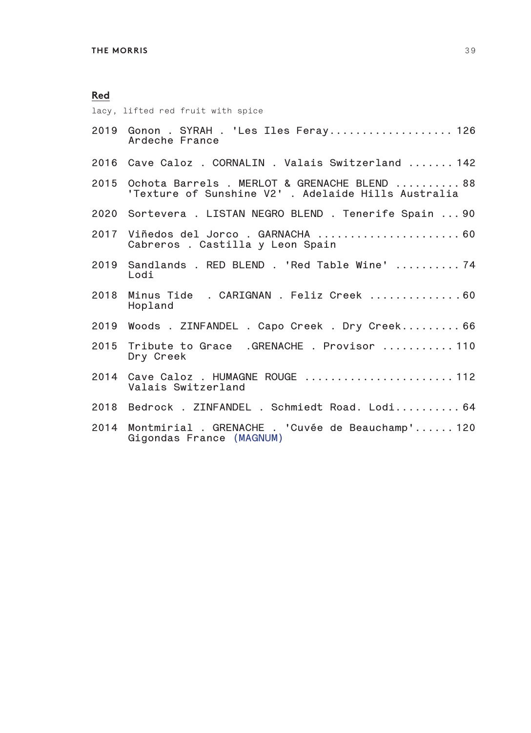## Red

lacy, lifted red fruit with spice

2019 Gonon . SYRAH . 'Les Iles Feray.................. 126
Ardeche France

2016 Cave Caloz . CORNALIN . Valais Switzerland ....... 142

2015 Ochota Barrels . MERLOT & GRENACHE BLEND .......... 88
'Texture of Sunshine V2' . Adelaide Hills Australia

2020 Sortevera . LISTAN NEGRO BLEND . Tenerife Spain ... 90

2017 Viñedos del Jorco . GARNACHA ..................... 60
Cabreros . Castilla y Leon Spain

2019 Sandlands . RED BLEND . 'Red Table Wine' .......... 74
Lodi

2018 Minus Tide . CARIGNAN . Feliz Creek ............. 60
Hopland

2019 Woods . ZINFANDEL . Capo Creek . Dry Creek......... 66

2015 Tribute to Grace .GRENACHE . Provisor ........... 110
Dry Creek

2014 Cave Caloz . HUMAGNE ROUGE ...................... 112
Valais Switzerland

2018 Bedrock . ZINFANDEL . Schmiedt Road. Lodi.......... 64

2014 Montmirial . GRENACHE . 'Cuvée de Beauchamp'...... 120
Gigondas France (MAGNUM)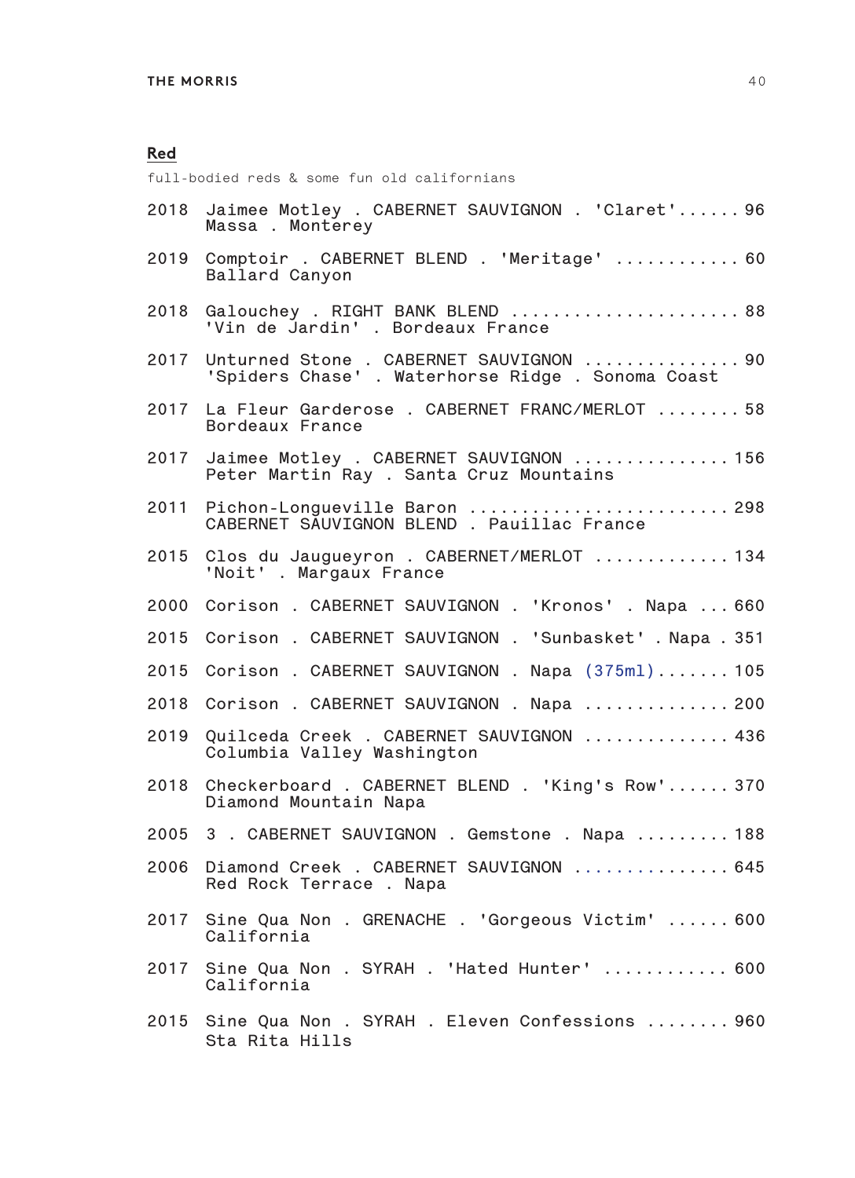## Red

full-bodied reds & some fun old californians

2018 Jaimee Motley . CABERNET SAUVIGNON . 'Claret' ...... 96
Massa . Monterey

2019 Comptoir . CABERNET BLEND . 'Meritage' ........... 60
Ballard Canyon

2018 Galouchey . RIGHT BANK BLEND ...................... 88
'Vin de Jardin' . Bordeaux France

2017 Unturned Stone . CABERNET SAUVIGNON ............... 90
'Spiders Chase' . Waterhorse Ridge . Sonoma Coast

2017 La Fleur Garderose . CABERNET FRANC/MERLOT ........ 58
Bordeaux France

2017 Jaimee Motley . CABERNET SAUVIGNON ............... 156
Peter Martin Ray . Santa Cruz Mountains

2011 Pichon-Longueville Baron ......................... 298
CABERNET SAUVIGNON BLEND . Pauillac France

2015 Clos du Jaugueyron . CABERNET/MERLOT ............. 134
'Noit' . Margaux France

2000 Corison . CABERNET SAUVIGNON . 'Kronos' . Napa ... 660

2015 Corison . CABERNET SAUVIGNON . 'Sunbasket' . Napa . 351

2015 Corison . CABERNET SAUVIGNON . Napa (375ml) ....... 105

2018 Corison . CABERNET SAUVIGNON . Napa .............. 200

2019 Quilceda Creek . CABERNET SAUVIGNON .............. 436
Columbia Valley Washington

2018 Checkerboard . CABERNET BLEND . 'King's Row' ...... 370
Diamond Mountain Napa

2005 3 . CABERNET SAUVIGNON . Gemstone . Napa ......... 188

2006 Diamond Creek . CABERNET SAUVIGNON ............... 645
Red Rock Terrace . Napa

2017 Sine Qua Non . GRENACHE . 'Gorgeous Victim' ...... 600
California

2017 Sine Qua Non . SYRAH . 'Hated Hunter' ............ 600
California

2015 Sine Qua Non . SYRAH . Eleven Confessions ........ 960
Sta Rita Hills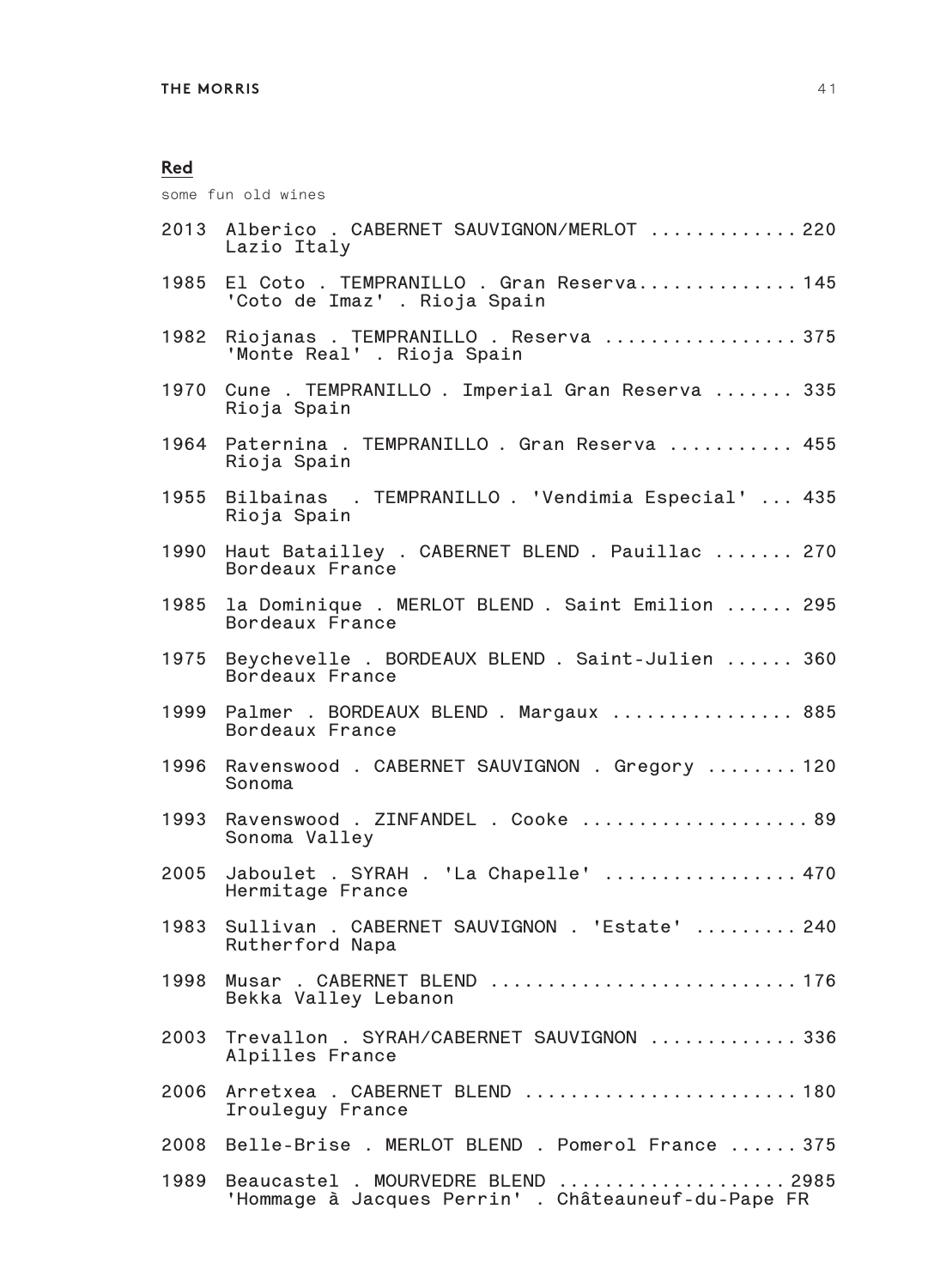## Red

some fun old wines

2013 Alberico . CABERNET SAUVIGNON/MERLOT ............ 220
Lazio Italy

1985 El Coto . TEMPRANILLO . Gran Reserva.............. 145
'Coto de Imaz' . Rioja Spain

1982 Riojanas . TEMPRANILLO . Reserva ................ 375
'Monte Real' . Rioja Spain

1970 Cune . TEMPRANILLO . Imperial Gran Reserva ....... 335
Rioja Spain

1964 Paternina . TEMPRANILLO . Gran Reserva ........... 455
Rioja Spain

1955 Bilbainas . TEMPRANILLO . 'Vendimia Especial' ... 435
Rioja Spain

1990 Haut Batailley . CABERNET BLEND . Pauillac ....... 270
Bordeaux France

1985 la Dominique . MERLOT BLEND . Saint Emilion ...... 295
Bordeaux France

1975 Beychevelle . BORDEAUX BLEND . Saint-Julien ...... 360
Bordeaux France

1999 Palmer . BORDEAUX BLEND . Margaux ................ 885
Bordeaux France

1996 Ravenswood . CABERNET SAUVIGNON . Gregory ........ 120
Sonoma

1993 Ravenswood . ZINFANDEL . Cooke .................... 89
Sonoma Valley

2005 Jaboulet . SYRAH . 'La Chapelle' ................. 470
Hermitage France

1983 Sullivan . CABERNET SAUVIGNON . 'Estate' ......... 240
Rutherford Napa

1998 Musar . CABERNET BLEND ........................... 176
Bekka Valley Lebanon

2003 Trevallon . SYRAH/CABERNET SAUVIGNON ............. 336
Alpilles France

2006 Arretxea . CABERNET BLEND ........................ 180
Irouleguy France

2008 Belle-Brise . MERLOT BLEND . Pomerol France ...... 375

1989 Beaucastel . MOURVEDRE BLEND .................... 2985
'Hommage à Jacques Perrin' . Châteauneuf-du-Pape FR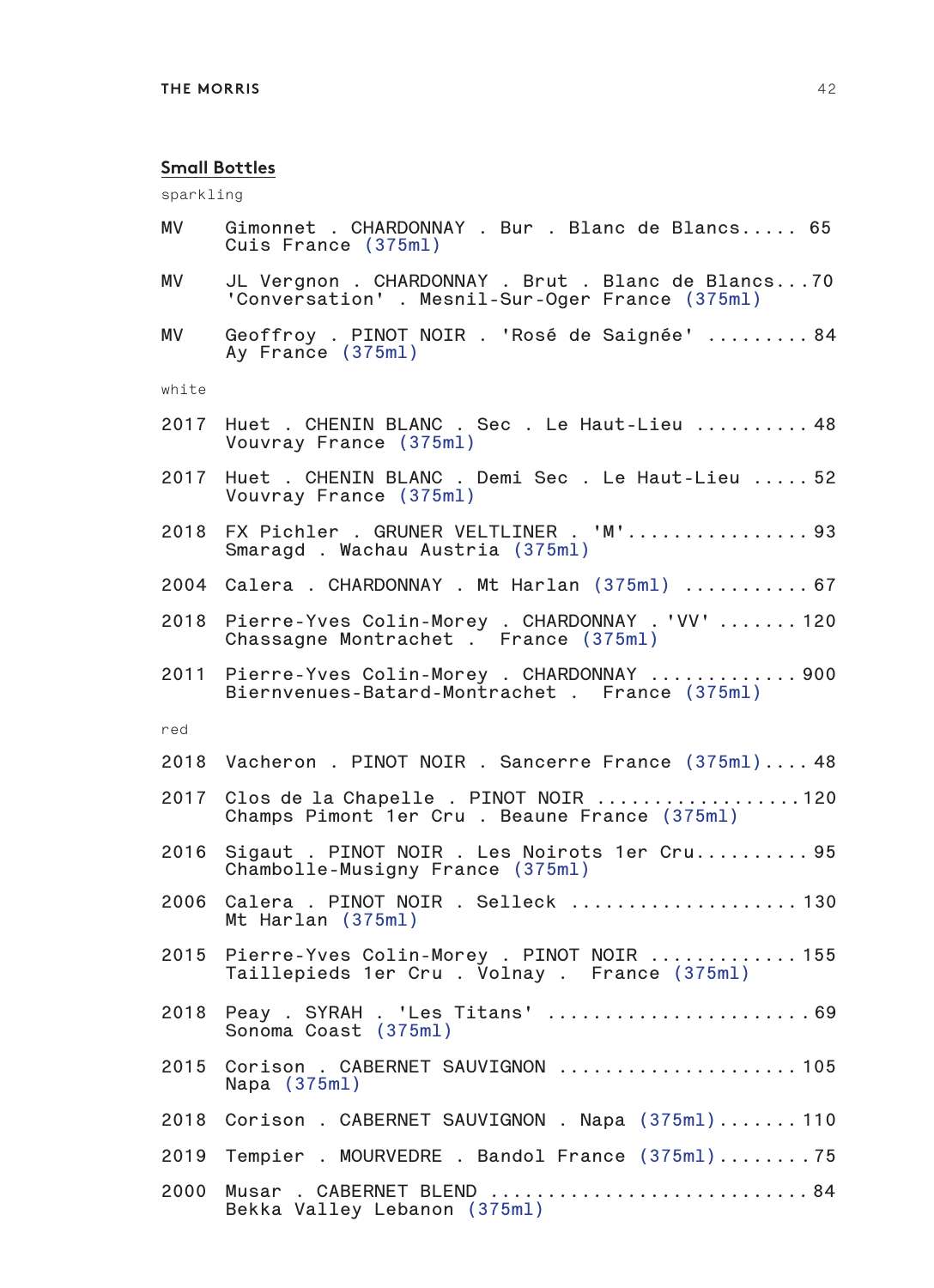## Small Bottles

sparkling

MV Gimonnet . CHARDONNAY . Bur . Blanc de Blancs..... 65
Cuis France (375ml)

MV JL Vergnon . CHARDONNAY . Brut . Blanc de Blancs...70
'Conversation' . Mesnil-Sur-Oger France (375ml)

MV Geoffroy . PINOT NOIR . 'Rosé de Saignée' ......... 84
Ay France (375ml)

white

2017 Huet . CHENIN BLANC . Sec . Le Haut-Lieu .......... 48
Vouvray France (375ml)

2017 Huet . CHENIN BLANC . Demi Sec . Le Haut-Lieu ..... 52
Vouvray France (375ml)

2018 FX Pichler . GRUNER VELTLINER . 'M'................ 93
Smaragd . Wachau Austria (375ml)

2004 Calera . CHARDONNAY . Mt Harlan (375ml) ........... 67

2018 Pierre-Yves Colin-Morey . CHARDONNAY . 'VV' ....... 120
Chassagne Montrachet . France (375ml)

2011 Pierre-Yves Colin-Morey . CHARDONNAY ............. 900
Biernvenues-Batard-Montrachet . France (375ml)

red

2018 Vacheron . PINOT NOIR . Sancerre France (375ml).... 48

2017 Clos de la Chapelle . PINOT NOIR .................. 120
Champs Pimont 1er Cru . Beaune France (375ml)

2016 Sigaut . PINOT NOIR . Les Noirots 1er Cru.......... 95
Chambolle-Musigny France (375ml)

2006 Calera . PINOT NOIR . Selleck .................... 130
Mt Harlan (375ml)

2015 Pierre-Yves Colin-Morey . PINOT NOIR ............. 155
Taillepieds 1er Cru . Volnay . France (375ml)

2018 Peay . SYRAH . 'Les Titans' ....................... 69
Sonoma Coast (375ml)

2015 Corison . CABERNET SAUVIGNON .................... 105
Napa (375ml)

2018 Corison . CABERNET SAUVIGNON . Napa (375ml)....... 110

2019 Tempier . MOURVEDRE . Bandol France (375ml)........ 75

2000 Musar . CABERNET BLEND ............................ 84
Bekka Valley Lebanon (375ml)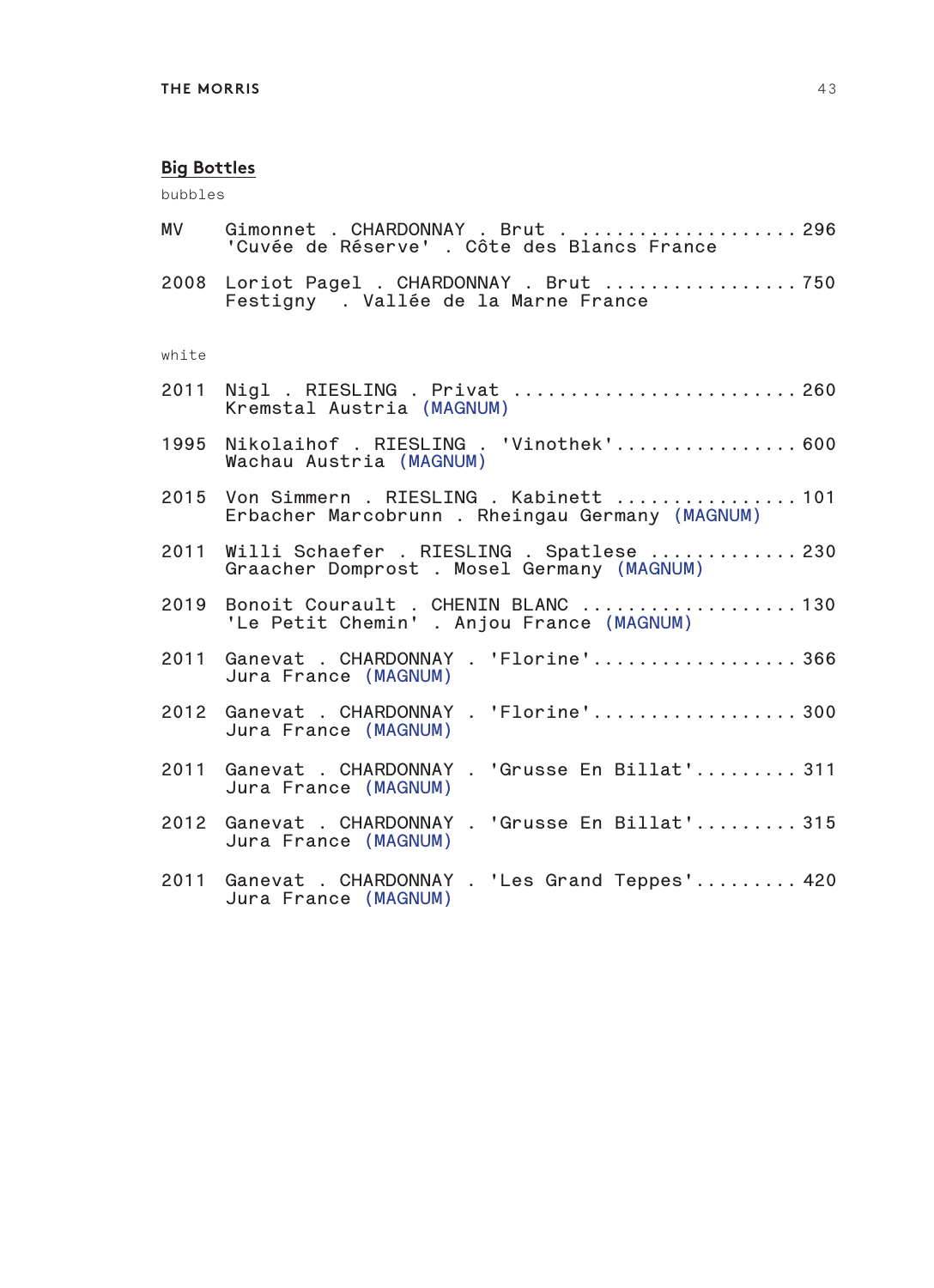## Big Bottles

bubbles

MV Gimonnet . CHARDONNAY . Brut . .................. 296
'Cuvée de Réserve' . Côte des Blancs France

2008 Loriot Pagel . CHARDONNAY . Brut ................ 750
Festigny . Vallée de la Marne France

white

2011 Nigl . RIESLING . Privat ........................ 260
Kremstal Austria (MAGNUM)

1995 Nikolaihof . RIESLING . 'Vinothek'............... 600
Wachau Austria (MAGNUM)

2015 Von Simmern . RIESLING . Kabinett ............... 101
Erbacher Marcobrunn . Rheingau Germany (MAGNUM)

2011 Willi Schaefer . RIESLING . Spatlese ............ 230
Graacher Domprost . Mosel Germany (MAGNUM)

2019 Bonoit Courault . CHENIN BLANC .................. 130
'Le Petit Chemin' . Anjou France (MAGNUM)

2011 Ganevat . CHARDONNAY . 'Florine'................. 366
Jura France (MAGNUM)

2012 Ganevat . CHARDONNAY . 'Florine'................. 300
Jura France (MAGNUM)

2011 Ganevat . CHARDONNAY . 'Grusse En Billat'......... 311
Jura France (MAGNUM)

2012 Ganevat . CHARDONNAY . 'Grusse En Billat'......... 315
Jura France (MAGNUM)

2011 Ganevat . CHARDONNAY . 'Les Grand Teppes'......... 420
Jura France (MAGNUM)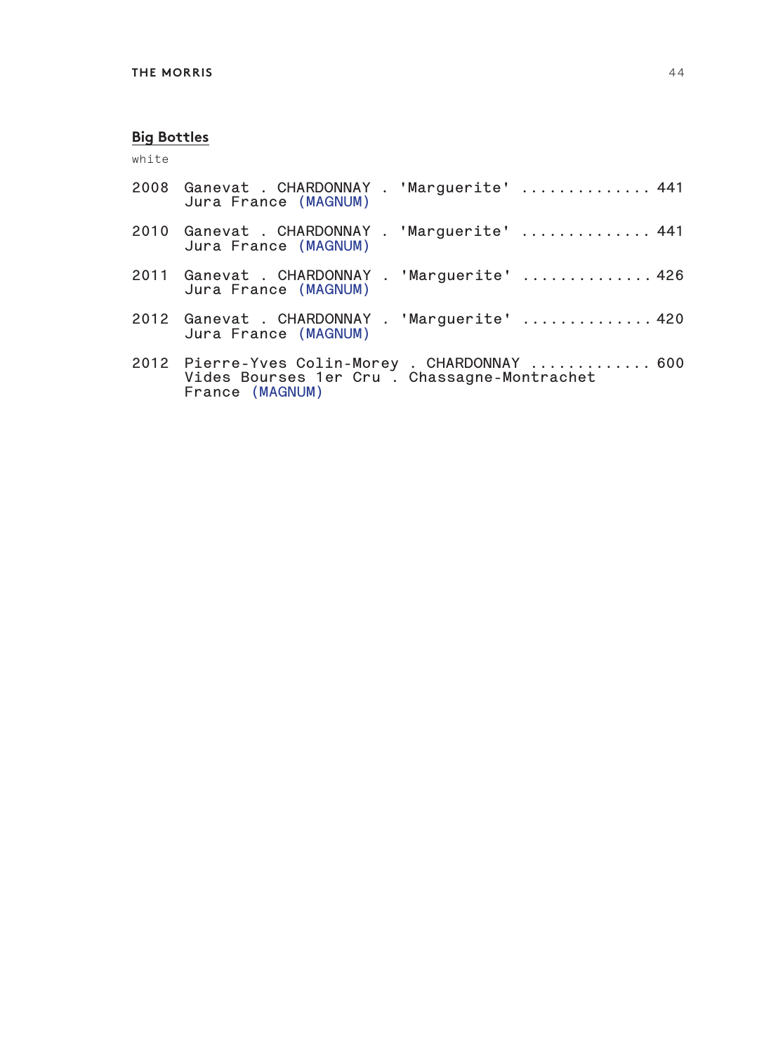## Big Bottles

white

2008 Ganevat . CHARDONNAY . 'Marguerite' .............. 441
Jura France (MAGNUM)

2010 Ganevat . CHARDONNAY . 'Marguerite' .............. 441
Jura France (MAGNUM)

2011 Ganevat . CHARDONNAY . 'Marguerite' .............. 426
Jura France (MAGNUM)

2012 Ganevat . CHARDONNAY . 'Marguerite' .............. 420
Jura France (MAGNUM)

2012 Pierre-Yves Colin-Morey . CHARDONNAY ............. 600
Vides Bourses 1er Cru . Chassagne-Montrachet
France (MAGNUM)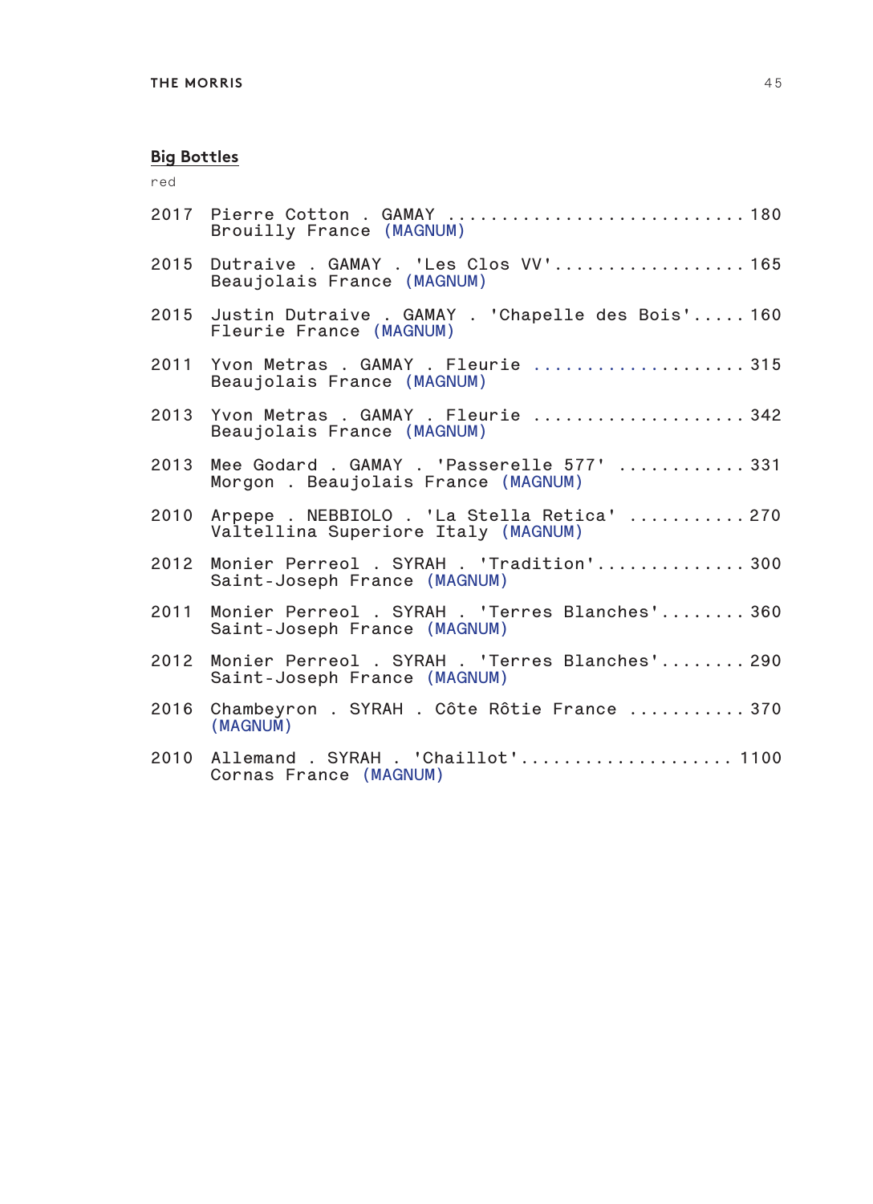## Big Bottles

red

2017 Pierre Cotton . GAMAY ............................ 180
Brouilly France (MAGNUM)

2015 Dutraive . GAMAY . 'Les Clos VV'.................. 165
Beaujolais France (MAGNUM)

2015 Justin Dutraive . GAMAY . 'Chapelle des Bois'..... 160
Fleurie France (MAGNUM)

2011 Yvon Metras . GAMAY . Fleurie .................... 315
Beaujolais France (MAGNUM)

2013 Yvon Metras . GAMAY . Fleurie .................... 342
Beaujolais France (MAGNUM)

2013 Mee Godard . GAMAY . 'Passerelle 577' ............ 331
Morgon . Beaujolais France (MAGNUM)

2010 Arpepe . NEBBIOLO . 'La Stella Retica' ........... 270
Valtellina Superiore Italy (MAGNUM)

2012 Monier Perreol . SYRAH . 'Tradition'.............. 300
Saint-Joseph France (MAGNUM)

2011 Monier Perreol . SYRAH . 'Terres Blanches'........ 360
Saint-Joseph France (MAGNUM)

2012 Monier Perreol . SYRAH . 'Terres Blanches'........ 290
Saint-Joseph France (MAGNUM)

2016 Chambeyron . SYRAH . Côte Rôtie France ........... 370
(MAGNUM)

2010 Allemand . SYRAH . 'Chaillot'.................... 1100
Cornas France (MAGNUM)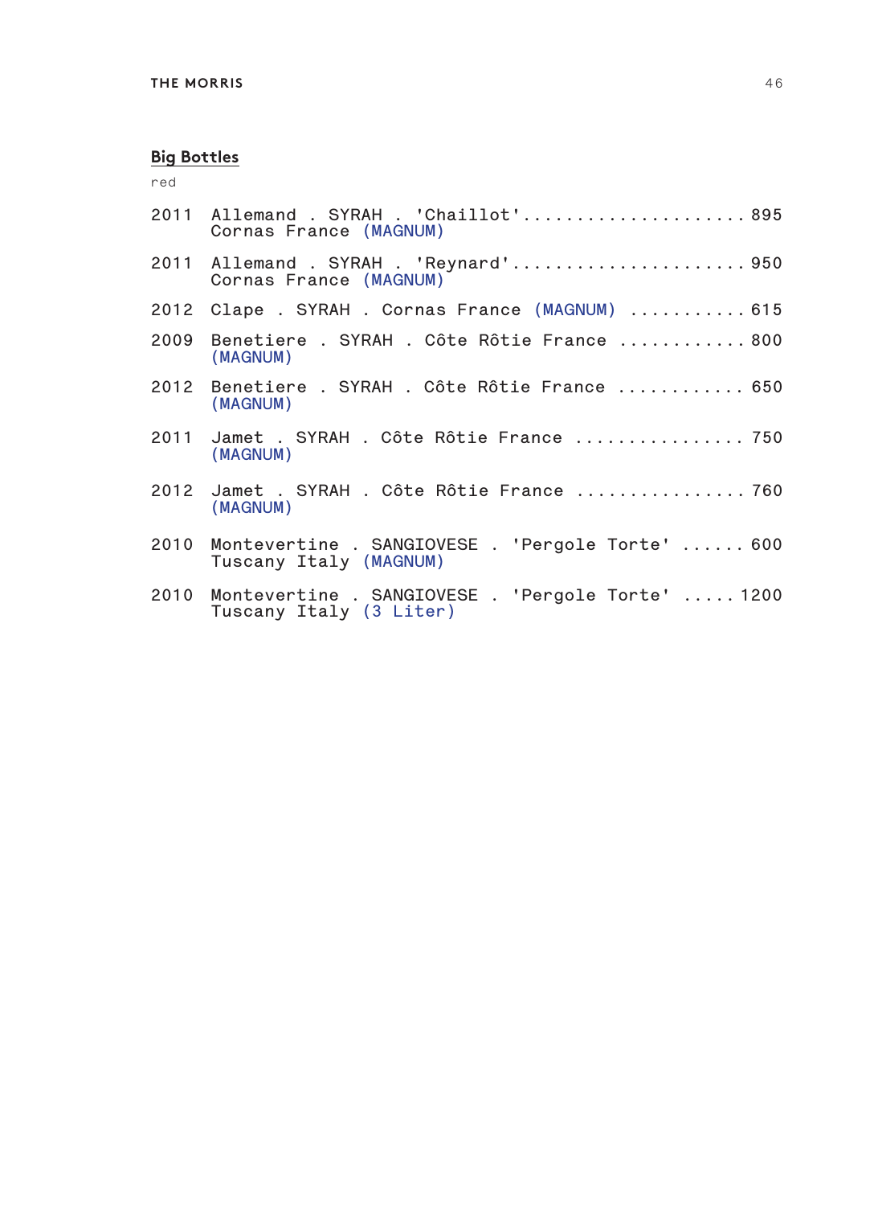## Big Bottles

red

2011 Allemand . SYRAH . 'Chaillot'..................... 895
Cornas France (MAGNUM)

2011 Allemand . SYRAH . 'Reynard'...................... 950
Cornas France (MAGNUM)

2012 Clape . SYRAH . Cornas France (MAGNUM) ........... 615

2009 Benetiere . SYRAH . Côte Rôtie France ............ 800
(MAGNUM)

2012 Benetiere . SYRAH . Côte Rôtie France ............ 650
(MAGNUM)

2011 Jamet . SYRAH . Côte Rôtie France ................ 750
(MAGNUM)

2012 Jamet . SYRAH . Côte Rôtie France ................ 760
(MAGNUM)

2010 Montevertine . SANGIOVESE . 'Pergole Torte' ...... 600
Tuscany Italy (MAGNUM)

2010 Montevertine . SANGIOVESE . 'Pergole Torte' ..... 1200
Tuscany Italy (3 Liter)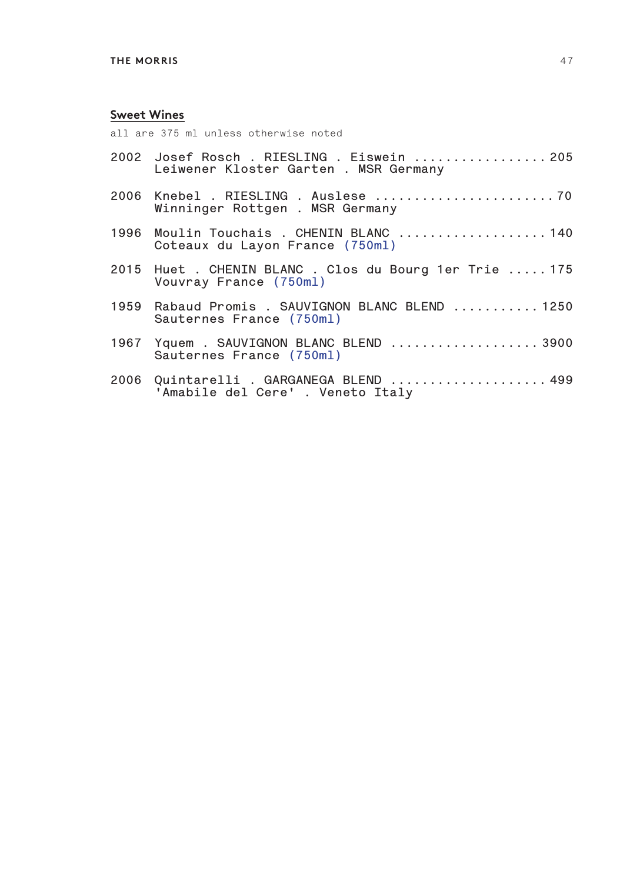## Sweet Wines

all are 375 ml unless otherwise noted

2002 Josef Rosch . RIESLING . Eiswein ................. 205
Leiwener Kloster Garten . MSR Germany

2006 Knebel . RIESLING . Auslese ....................... 70
Winninger Rottgen . MSR Germany

1996 Moulin Touchais . CHENIN BLANC .................. 140
Coteaux du Layon France (750ml)

2015 Huet . CHENIN BLANC . Clos du Bourg 1er Trie ..... 175
Vouvray France (750ml)

1959 Rabaud Promis . SAUVIGNON BLANC BLEND ........... 1250
Sauternes France (750ml)

1967 Yquem . SAUVIGNON BLANC BLEND ................... 3900
Sauternes France (750ml)

2006 Quintarelli . GARGANEGA BLEND .................... 499
'Amabile del Cere' . Veneto Italy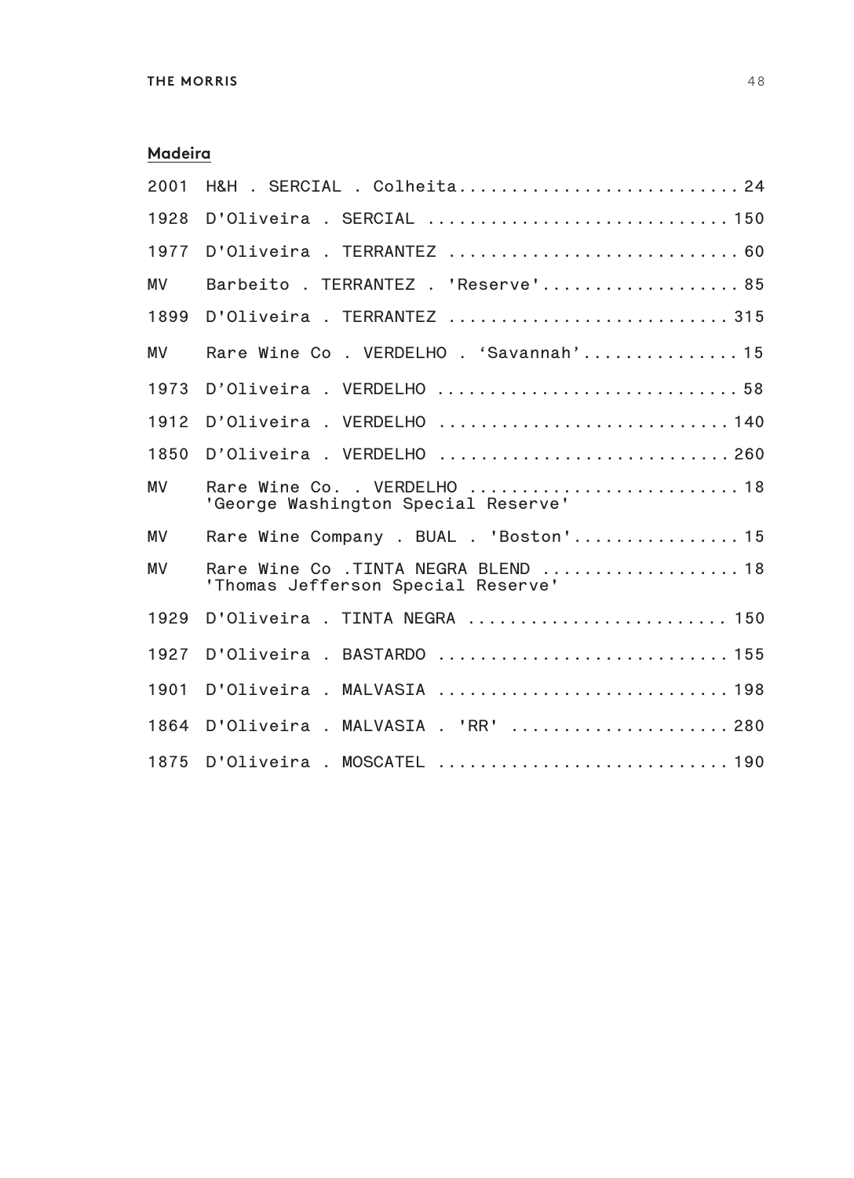## Madeira

2001 H&H . SERCIAL . Colheita........................... 24

1928 D'Oliveira . SERCIAL ............................ 150

1977 D'Oliveira . TERRANTEZ ........................... 60

MV Barbeito . TERRANTEZ . 'Reserve'................... 85

1899 D'Oliveira . TERRANTEZ .......................... 315

MV Rare Wine Co . VERDELHO . 'Savannah'............... 15

1973 D'Oliveira . VERDELHO ............................ 58

1912 D'Oliveira . VERDELHO ........................... 140

1850 D'Oliveira . VERDELHO ........................... 260

MV Rare Wine Co. . VERDELHO ......................... 18
'George Washington Special Reserve'

MV Rare Wine Company . BUAL . 'Boston'................ 15

MV Rare Wine Co .TINTA NEGRA BLEND ................... 18
'Thomas Jefferson Special Reserve'

1929 D'Oliveira . TINTA NEGRA ........................ 150

1927 D'Oliveira . BASTARDO ........................... 155

1901 D'Oliveira . MALVASIA ........................... 198

1864 D'Oliveira . MALVASIA . 'RR' .................... 280

1875 D'Oliveira . MOSCATEL ........................... 190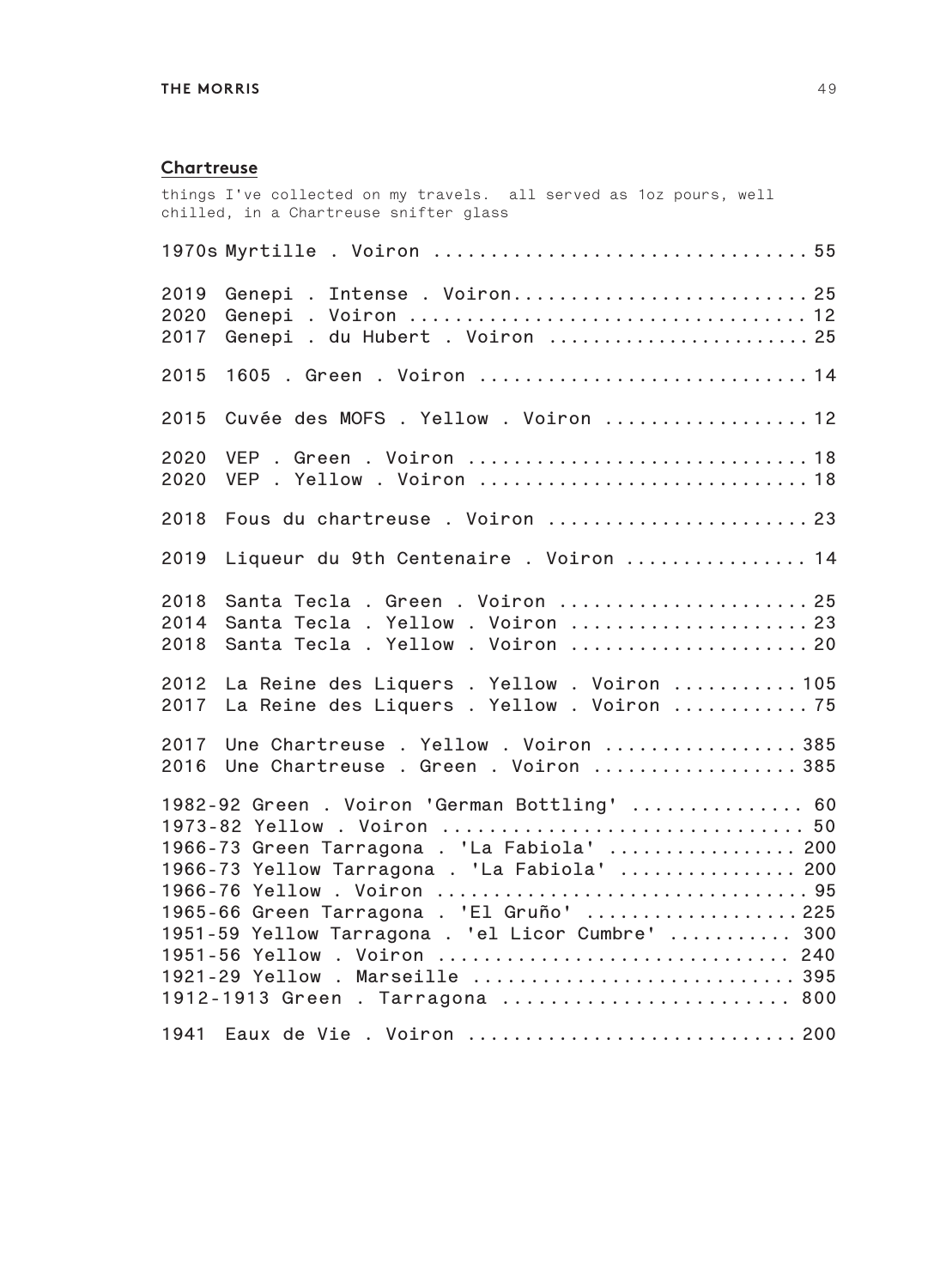## Chartreuse

things I've collected on my travels. all served as 1oz pours, well chilled, in a Chartreuse snifter glass

1970s Myrtille . Voiron .................................. 55

2019 Genepi . Intense . Voiron.......................... 25
2020 Genepi . Voiron .................................. 12
2017 Genepi . du Hubert . Voiron ....................... 25

2015 1605 . Green . Voiron ............................ 14

2015 Cuvée des MOFS . Yellow . Voiron .................. 12

2020 VEP . Green . Voiron ............................. 18
2020 VEP . Yellow . Voiron ............................ 18

2018 Fous du chartreuse . Voiron ....................... 23

2019 Liqueur du 9th Centenaire . Voiron ................ 14

2018 Santa Tecla . Green . Voiron ...................... 25
2014 Santa Tecla . Yellow . Voiron ..................... 23
2018 Santa Tecla . Yellow . Voiron ..................... 20

2012 La Reine des Liquers . Yellow . Voiron ........... 105
2017 La Reine des Liquers . Yellow . Voiron ............ 75

2017 Une Chartreuse . Yellow . Voiron ................. 385
2016 Une Chartreuse . Green . Voiron .................. 385

1982-92 Green . Voiron 'German Bottling' ............... 60
1973-82 Yellow . Voiron ............................... 50
1966-73 Green Tarragona . 'La Fabiola' ................ 200
1966-73 Yellow Tarragona . 'La Fabiola' ............... 200
1966-76 Yellow . Voiron ................................ 95
1965-66 Green Tarragona . 'El Gruño' .................. 225
1951-59 Yellow Tarragona . 'el Licor Cumbre' .......... 300
1951-56 Yellow . Voiron ............................... 240
1921-29 Yellow . Marseille ............................ 395
1912-1913 Green . Tarragona ........................... 800

1941 Eaux de Vie . Voiron ............................ 200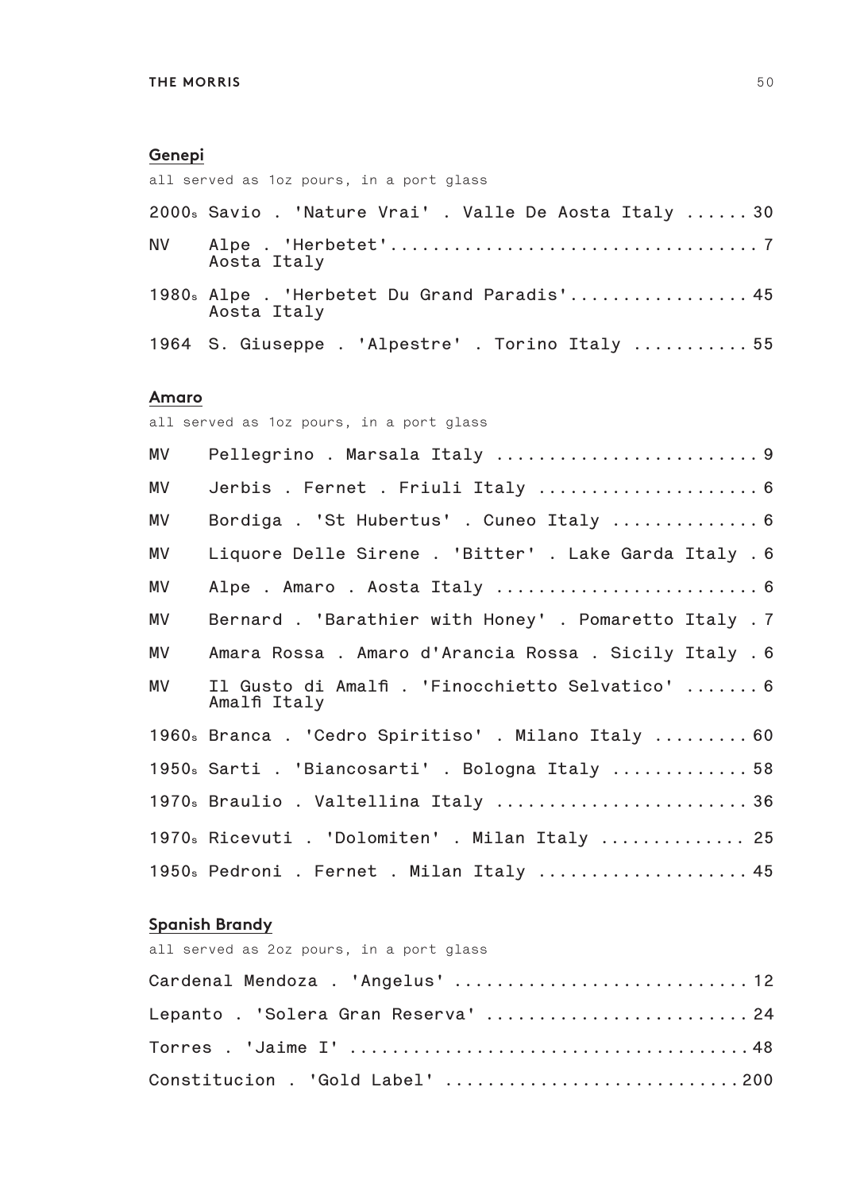## Genepi

all served as 1oz pours, in a port glass

| | | |
|---|---|---|
| 2000s | Savio . 'Nature Vrai' . Valle De Aosta Italy | 30 |
| NV | Alpe . 'Herbetet' Aosta Italy | 7 |
| 1980s | Alpe . 'Herbetet Du Grand Paradis' Aosta Italy | 45 |
| 1964 | S. Giuseppe . 'Alpestre' . Torino Italy | 55 |

## Amaro

all served as 1oz pours, in a port glass

| | | |
|---|---|---|
| MV | Pellegrino . Marsala Italy | 9 |
| MV | Jerbis . Fernet . Friuli Italy | 6 |
| MV | Bordiga . 'St Hubertus' . Cuneo Italy | 6 |
| MV | Liquore Delle Sirene . 'Bitter' . Lake Garda Italy | 6 |
| MV | Alpe . Amaro . Aosta Italy | 6 |
| MV | Bernard . 'Barathier with Honey' . Pomaretto Italy | 7 |
| MV | Amara Rossa . Amaro d'Arancia Rossa . Sicily Italy | 6 |
| MV | Il Gusto di Amalfi . 'Finocchietto Selvatico' Amalfi Italy | 6 |
| 1960s | Branca . 'Cedro Spiritiso' . Milano Italy | 60 |
| 1950s | Sarti . 'Biancosarti' . Bologna Italy | 58 |
| 1970s | Braulio . Valtellina Italy | 36 |
| 1970s | Ricevuti . 'Dolomiten' . Milan Italy | 25 |
| 1950s | Pedroni . Fernet . Milan Italy | 45 |

## Spanish Brandy

all served as 2oz pours, in a port glass

| | |
|---|---|
| Cardenal Mendoza . 'Angelus' | 12 |
| Lepanto . 'Solera Gran Reserva' | 24 |
| Torres . 'Jaime I' | 48 |
| Constitucion . 'Gold Label' | 200 |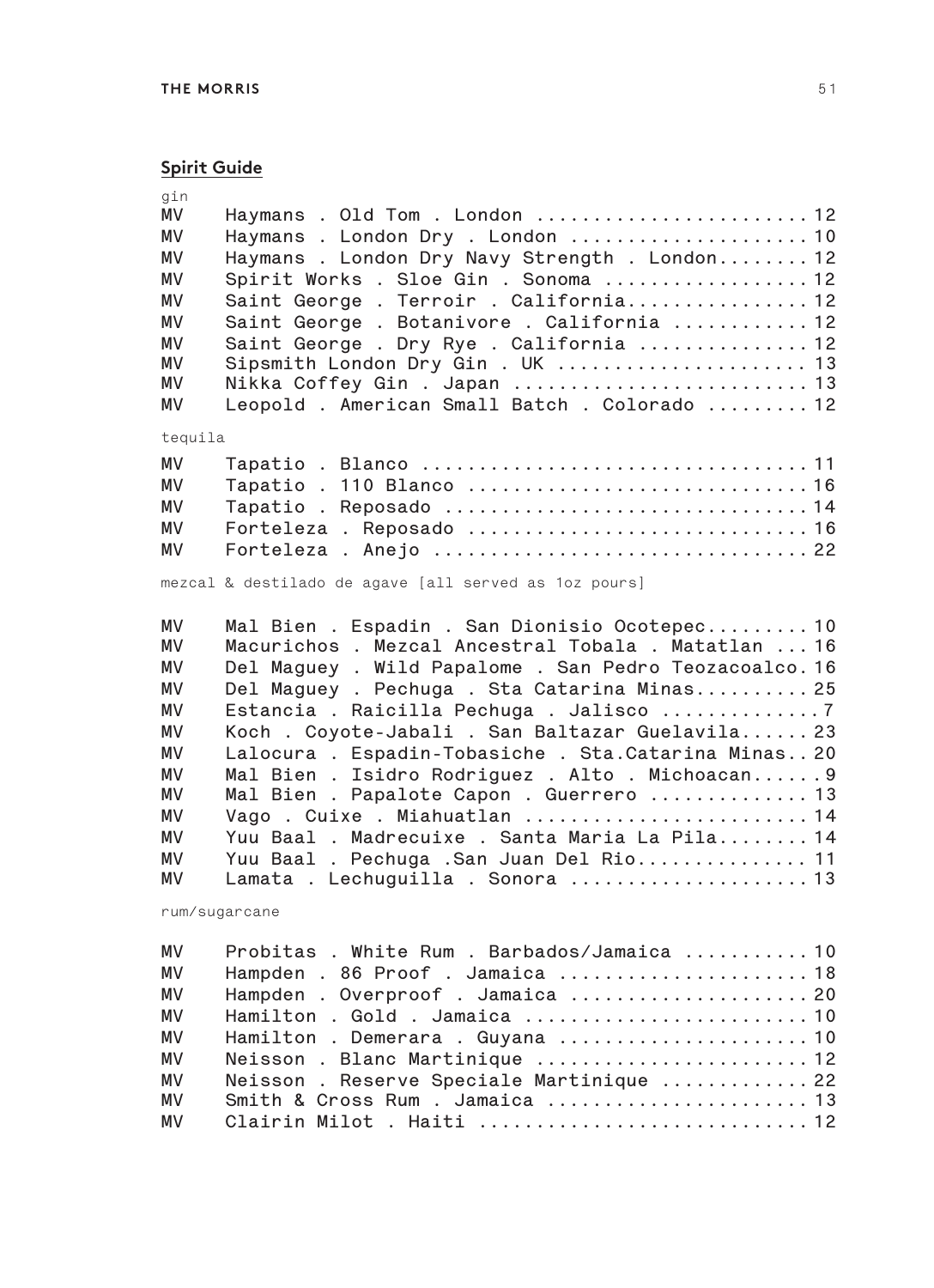## Spirit Guide

gin

| | | |
|---|---|---|
| MV | Haymans . Old Tom . London | 12 |
| MV | Haymans . London Dry . London | 10 |
| MV | Haymans . London Dry Navy Strength . London | 12 |
| MV | Spirit Works . Sloe Gin . Sonoma | 12 |
| MV | Saint George . Terroir . California | 12 |
| MV | Saint George . Botanivore . California | 12 |
| MV | Saint George . Dry Rye . California | 12 |
| MV | Sipsmith London Dry Gin . UK | 13 |
| MV | Nikka Coffey Gin . Japan | 13 |
| MV | Leopold . American Small Batch . Colorado | 12 |

tequila

| | | |
|---|---|---|
| MV | Tapatio . Blanco | 11 |
| MV | Tapatio . 110 Blanco | 16 |
| MV | Tapatio . Reposado | 14 |
| MV | Forteleza . Reposado | 16 |
| MV | Forteleza . Anejo | 22 |

mezcal & destilado de agave [all served as 1oz pours]

| | | |
|---|---|---|
| MV | Mal Bien . Espadin . San Dionisio Ocotepec | 10 |
| MV | Macurichos . Mezcal Ancestral Tobala . Matatlan | 16 |
| MV | Del Maguey . Wild Papalome . San Pedro Teozacoalco | 16 |
| MV | Del Maguey . Pechuga . Sta Catarina Minas | 25 |
| MV | Estancia . Raicilla Pechuga . Jalisco | 7 |
| MV | Koch . Coyote-Jabali . San Baltazar Guelavila | 23 |
| MV | Lalocura . Espadin-Tobasiche . Sta.Catarina Minas | 20 |
| MV | Mal Bien . Isidro Rodriguez . Alto . Michoacan | 9 |
| MV | Mal Bien . Papalote Capon . Guerrero | 13 |
| MV | Vago . Cuixe . Miahuatlan | 14 |
| MV | Yuu Baal . Madrecuixe . Santa Maria La Pila | 14 |
| MV | Yuu Baal . Pechuga .San Juan Del Rio | 11 |
| MV | Lamata . Lechuguilla . Sonora | 13 |

rum/sugarcane

| | | |
|---|---|---|
| MV | Probitas . White Rum . Barbados/Jamaica | 10 |
| MV | Hampden . 86 Proof . Jamaica | 18 |
| MV | Hampden . Overproof . Jamaica | 20 |
| MV | Hamilton . Gold . Jamaica | 10 |
| MV | Hamilton . Demerara . Guyana | 10 |
| MV | Neisson . Blanc Martinique | 12 |
| MV | Neisson . Reserve Speciale Martinique | 22 |
| MV | Smith & Cross Rum . Jamaica | 13 |
| MV | Clairin Milot . Haiti | 12 |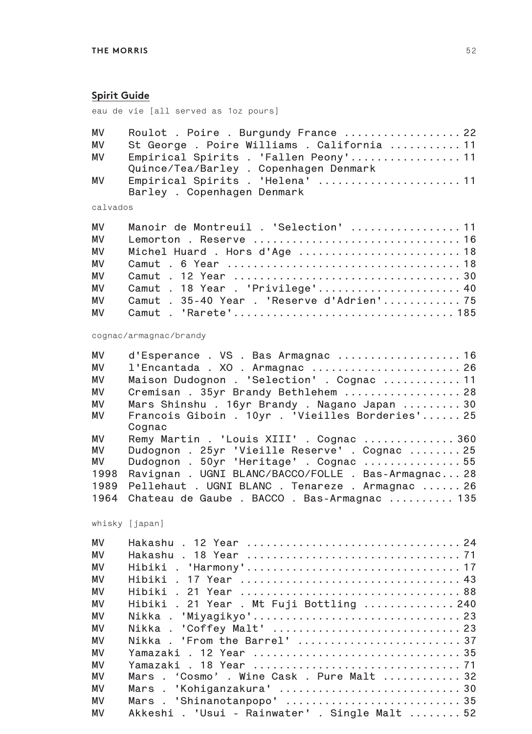## Spirit Guide

eau de vie [all served as 1oz pours]

| | | |
|---|---|---|
| MV | Roulot . Poire . Burgundy France | 22 |
| MV | St George . Poire Williams . California | 11 |
| MV | Empirical Spirits . 'Fallen Peony' Quince/Tea/Barley . Copenhagen Denmark | 11 |
| MV | Empirical Spirits . 'Helena' Barley . Copenhagen Denmark | 11 |

calvados

| | | |
|---|---|---|
| MV | Manoir de Montreuil . 'Selection' | 11 |
| MV | Lemorton . Reserve | 16 |
| MV | Michel Huard . Hors d'Age | 18 |
| MV | Camut . 6 Year | 18 |
| MV | Camut . 12 Year | 30 |
| MV | Camut . 18 Year . 'Privilege' | 40 |
| MV | Camut . 35-40 Year . 'Reserve d'Adrien' | 75 |
| MV | Camut . 'Rarete' | 185 |

cognac/armagnac/brandy

| | | |
|---|---|---|
| MV | d'Esperance . VS . Bas Armagnac | 16 |
| MV | l'Encantada . XO . Armagnac | 26 |
| MV | Maison Dudognon . 'Selection' . Cognac | 11 |
| MV | Cremisan . 35yr Brandy Bethlehem | 28 |
| MV | Mars Shinshu . 16yr Brandy . Nagano Japan | 30 |
| MV | Francois Giboin . 10yr . 'Vieilles Borderies' Cognac | 25 |
| MV | Remy Martin . 'Louis XIII' . Cognac | 360 |
| MV | Dudognon . 25yr 'Vieille Reserve' . Cognac | 25 |
| MV | Dudognon . 50yr 'Heritage' . Cognac | 55 |
| 1998 | Ravignan . UGNI BLANC/BACCO/FOLLE . Bas-Armagnac | 28 |
| 1989 | Pellehaut . UGNI BLANC . Tenareze . Armagnac | 26 |
| 1964 | Chateau de Gaube . BACCO . Bas-Armagnac | 135 |

whisky [japan]

| | | |
|---|---|---|
| MV | Hakashu . 12 Year | 24 |
| MV | Hakashu . 18 Year | 71 |
| MV | Hibiki . 'Harmony' | 17 |
| MV | Hibiki . 17 Year | 43 |
| MV | Hibiki . 21 Year | 88 |
| MV | Hibiki . 21 Year . Mt Fuji Bottling | 240 |
| MV | Nikka . 'Miyagikyo' | 23 |
| MV | Nikka . 'Coffey Malt' | 23 |
| MV | Nikka . 'From the Barrel' | 37 |
| MV | Yamazaki . 12 Year | 35 |
| MV | Yamazaki . 18 Year | 71 |
| MV | Mars . 'Cosmo' . Wine Cask . Pure Malt | 32 |
| MV | Mars . 'Kohiganzakura' | 30 |
| MV | Mars . 'Shinanotanpopo' | 35 |
| MV | Akkeshi . 'Usui - Rainwater' . Single Malt | 52 |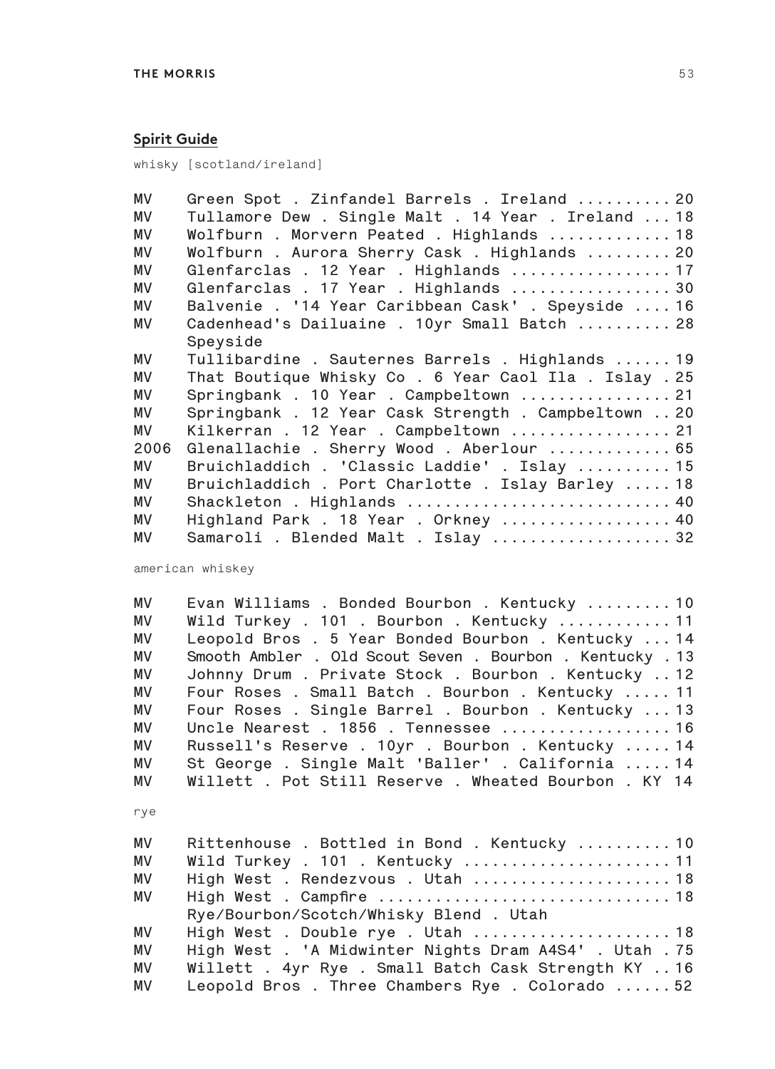## Spirit Guide

whisky [scotland/ireland]

| | | |
|---|---|---|
| MV | Green Spot . Zinfandel Barrels . Ireland | 20 |
| MV | Tullamore Dew . Single Malt . 14 Year . Ireland | 18 |
| MV | Wolfburn . Morvern Peated . Highlands | 18 |
| MV | Wolfburn . Aurora Sherry Cask . Highlands | 20 |
| MV | Glenfarclas . 12 Year . Highlands | 17 |
| MV | Glenfarclas . 17 Year . Highlands | 30 |
| MV | Balvenie . '14 Year Caribbean Cask' . Speyside | 16 |
| MV | Cadenhead's Dailuaine . 10yr Small Batch Speyside | 28 |
| MV | Tullibardine . Sauternes Barrels . Highlands | 19 |
| MV | That Boutique Whisky Co . 6 Year Caol Ila . Islay | 25 |
| MV | Springbank . 10 Year . Campbeltown | 21 |
| MV | Springbank . 12 Year Cask Strength . Campbeltown | 20 |
| MV | Kilkerran . 12 Year . Campbeltown | 21 |
| 2006 | Glenallachie . Sherry Wood . Aberlour | 65 |
| MV | Bruichladdich . 'Classic Laddie' . Islay | 15 |
| MV | Bruichladdich . Port Charlotte . Islay Barley | 18 |
| MV | Shackleton . Highlands | 40 |
| MV | Highland Park . 18 Year . Orkney | 40 |
| MV | Samaroli . Blended Malt . Islay | 32 |

american whiskey

| | | |
|---|---|---|
| MV | Evan Williams . Bonded Bourbon . Kentucky | 10 |
| MV | Wild Turkey . 101 . Bourbon . Kentucky | 11 |
| MV | Leopold Bros . 5 Year Bonded Bourbon . Kentucky | 14 |
| MV | Smooth Ambler . Old Scout Seven . Bourbon . Kentucky | 13 |
| MV | Johnny Drum . Private Stock . Bourbon . Kentucky | 12 |
| MV | Four Roses . Small Batch . Bourbon . Kentucky | 11 |
| MV | Four Roses . Single Barrel . Bourbon . Kentucky | 13 |
| MV | Uncle Nearest . 1856 . Tennessee | 16 |
| MV | Russell's Reserve . 10yr . Bourbon . Kentucky | 14 |
| MV | St George . Single Malt 'Baller' . California | 14 |
| MV | Willett . Pot Still Reserve . Wheated Bourbon . KY | 14 |

rye

| | | |
|---|---|---|
| MV | Rittenhouse . Bottled in Bond . Kentucky | 10 |
| MV | Wild Turkey . 101 . Kentucky | 11 |
| MV | High West . Rendezvous . Utah | 18 |
| MV | High West . Campfire Rye/Bourbon/Scotch/Whisky Blend . Utah | 18 |
| MV | High West . Double rye . Utah | 18 |
| MV | High West . 'A Midwinter Nights Dram A4S4' . Utah | 75 |
| MV | Willett . 4yr Rye . Small Batch Cask Strength KY | 16 |
| MV | Leopold Bros . Three Chambers Rye . Colorado | 52 |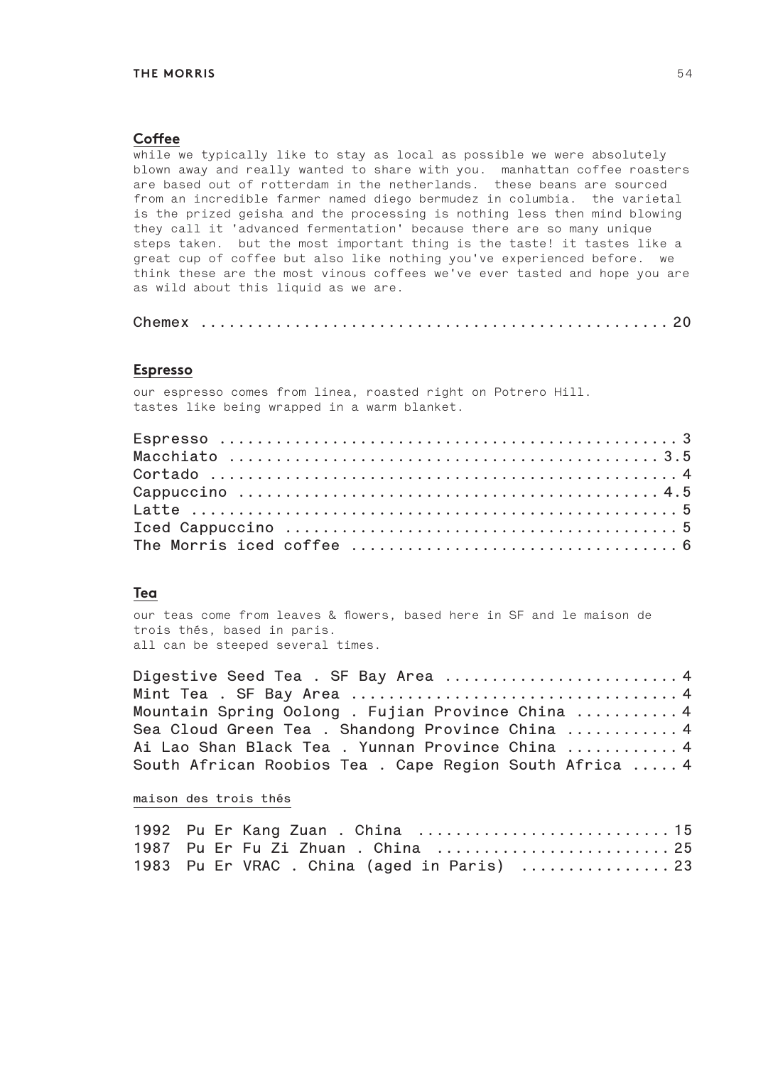## Coffee

while we typically like to stay as local as possible we were absolutely blown away and really wanted to share with you. manhattan coffee roasters are based out of rotterdam in the netherlands. these beans are sourced from an incredible farmer named diego bermudez in columbia. the varietal is the prized geisha and the processing is nothing less then mind blowing they call it 'advanced fermentation' because there are so many unique steps taken. but the most important thing is the taste! it tastes like a great cup of coffee but also like nothing you've experienced before. we think these are the most vinous coffees we've ever tasted and hope you are as wild about this liquid as we are.

Chemex ........ 20

## Espresso

our espresso comes from linea, roasted right on Potrero Hill.
tastes like being wrapped in a warm blanket.

Espresso ........ 3
Macchiato ........ 3.5
Cortado ........ 4
Cappuccino ........ 4.5
Latte ........ 5
Iced Cappuccino ........ 5
The Morris iced coffee ........ 6

## Tea

our teas come from leaves & flowers, based here in SF and le maison de trois thés, based in paris.
all can be steeped several times.

Digestive Seed Tea . SF Bay Area ........ 4
Mint Tea . SF Bay Area ........ 4
Mountain Spring Oolong . Fujian Province China ........ 4
Sea Cloud Green Tea . Shandong Province China ........ 4
Ai Lao Shan Black Tea . Yunnan Province China ........ 4
South African Roobios Tea . Cape Region South Africa ........ 4

### maison des trois thés

1992 Pu Er Kang Zuan . China ........ 15
1987 Pu Er Fu Zi Zhuan . China ........ 25
1983 Pu Er VRAC . China (aged in Paris) ........ 23